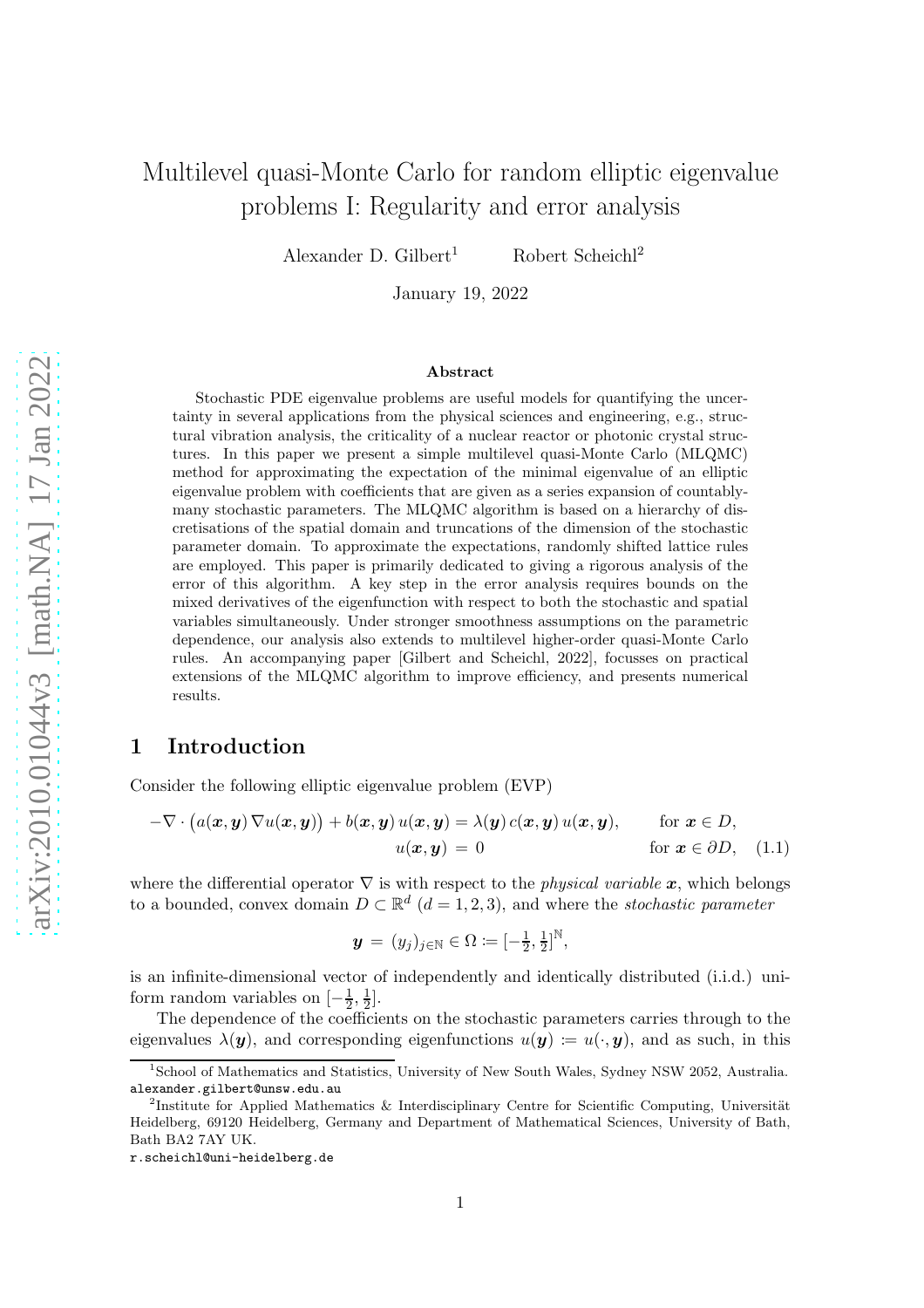# Multilevel quasi-Monte Carlo for random elliptic eigenvalue problems I: Regularity and error analysis

Alexander D. Gilbert[1] Robert Scheichl[2]

January 19, 2022

### Abstract

Stochastic PDE eigenvalue problems are useful models for quantifying the uncertainty in several applications from the physical sciences and engineering, e.g., structural vibration analysis, the criticality of a nuclear reactor or photonic crystal structures. In this paper we present a simple multilevel quasi-Monte Carlo (MLQMC) method for approximating the expectation of the minimal eigenvalue of an elliptic eigenvalue problem with coefficients that are given as a series expansion of countably-many stochastic parameters. The MLQMC algorithm is based on a hierarchy of discretisations of the spatial domain and truncations of the dimension of the stochastic parameter domain. To approximate the expectations, randomly shifted lattice rules are employed. This paper is primarily dedicated to giving a rigorous analysis of the error of this algorithm. A key step in the error analysis requires bounds on the mixed derivatives of the eigenfunction with respect to both the stochastic and spatial variables simultaneously. Under stronger smoothness assumptions on the parametric dependence, our analysis also extends to multilevel higher-order quasi-Monte Carlo rules. An accompanying paper [Gilbert and Scheichl, 2022], focusses on practical extensions of the MLQMC algorithm to improve efficiency, and presents numerical results.

## 1 Introduction

Consider the following elliptic eigenvalue problem (EVP)

$$
\begin{aligned}
-\nabla \cdot \big(a(\boldsymbol{x}, \boldsymbol{y}) \nabla u(\boldsymbol{x}, \boldsymbol{y})\big) + b(\boldsymbol{x}, \boldsymbol{y})\, u(\boldsymbol{x}, \boldsymbol{y}) &= \lambda(\boldsymbol{y})\, c(\boldsymbol{x}, \boldsymbol{y})\, u(\boldsymbol{x}, \boldsymbol{y}), && \text{for } \boldsymbol{x} \in D,\\
u(\boldsymbol{x}, \boldsymbol{y}) &= 0 && \text{for } \boldsymbol{x} \in \partial D, \quad (1.1)
\end{aligned}
$$

where the differential operator $\nabla$ is with respect to the *physical variable* $\boldsymbol{x}$, which belongs to a bounded, convex domain $D \subset \mathbb{R}^d$ ($d = 1, 2, 3$), and where the *stochastic parameter*

$$
\boldsymbol{y} = (y_j)_{j \in \mathbb{N}} \in \Omega \coloneqq [-\tfrac{1}{2}, \tfrac{1}{2}]^{\mathbb{N}},
$$

is an infinite-dimensional vector of independently and identically distributed (i.i.d.) uniform random variables on $[-\frac{1}{2}, \frac{1}{2}]$.

The dependence of the coefficients on the stochastic parameters carries through to the eigenvalues $\lambda(\boldsymbol{y})$, and corresponding eigenfunctions $u(\boldsymbol{y}) \coloneqq u(\cdot, \boldsymbol{y})$, and as such, in this

[1]School of Mathematics and Statistics, University of New South Wales, Sydney NSW 2052, Australia. alexander.gilbert@unsw.edu.au

[2]Institute for Applied Mathematics & Interdisciplinary Centre for Scientific Computing, Universität Heidelberg, 69120 Heidelberg, Germany and Department of Mathematical Sciences, University of Bath, Bath BA2 7AY UK.
r.scheichl@uni-heidelberg.de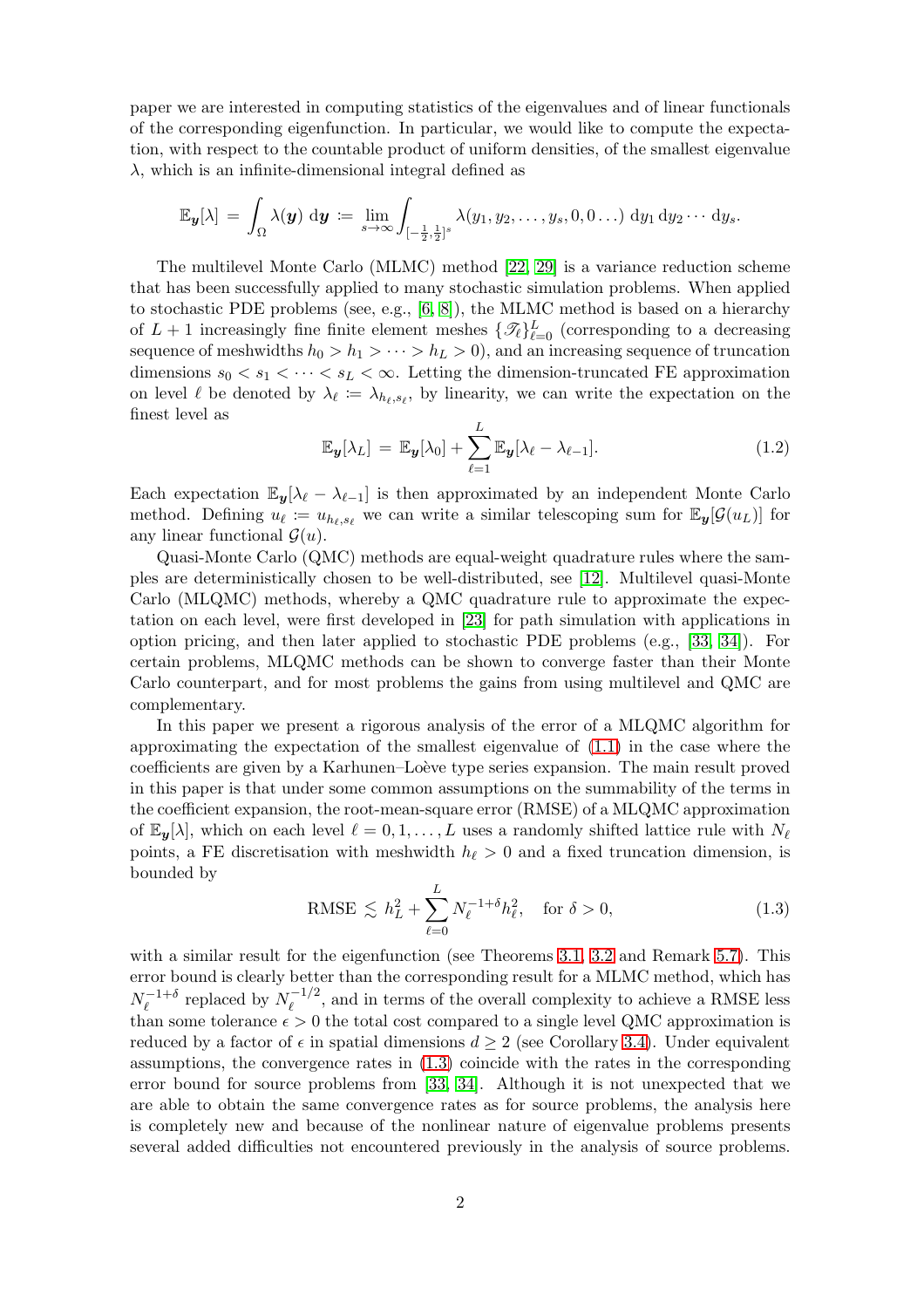paper we are interested in computing statistics of the eigenvalues and of linear functionals of the corresponding eigenfunction. In particular, we would like to compute the expectation, with respect to the countable product of uniform densities, of the smallest eigenvalue $\lambda$, which is an infinite-dimensional integral defined as

$$\mathbb{E}_{\boldsymbol{y}}[\lambda] = \int_{\Omega} \lambda(\boldsymbol{y}) \, \mathrm{d}\boldsymbol{y} := \lim_{s \to \infty} \int_{[-\frac{1}{2}, \frac{1}{2}]^s} \lambda(y_1, y_2, \ldots, y_s, 0, 0 \ldots) \, \mathrm{d}y_1 \, \mathrm{d}y_2 \cdots \mathrm{d}y_s.$$

The multilevel Monte Carlo (MLMC) method [22, 29] is a variance reduction scheme that has been successfully applied to many stochastic simulation problems. When applied to stochastic PDE problems (see, e.g., [6, 8]), the MLMC method is based on a hierarchy of $L+1$ increasingly fine finite element meshes $\{\mathscr{T}_\ell\}_{\ell=0}^L$ (corresponding to a decreasing sequence of meshwidths $h_0 > h_1 > \cdots > h_L > 0$), and an increasing sequence of truncation dimensions $s_0 < s_1 < \cdots < s_L < \infty$. Letting the dimension-truncated FE approximation on level $\ell$ be denoted by $\lambda_\ell := \lambda_{h_\ell, s_\ell}$, by linearity, we can write the expectation on the finest level as

$$\mathbb{E}_{\boldsymbol{y}}[\lambda_L] = \mathbb{E}_{\boldsymbol{y}}[\lambda_0] + \sum_{\ell=1}^{L} \mathbb{E}_{\boldsymbol{y}}[\lambda_\ell - \lambda_{\ell-1}]. \tag{1.2}$$

Each expectation $\mathbb{E}_{\boldsymbol{y}}[\lambda_\ell - \lambda_{\ell-1}]$ is then approximated by an independent Monte Carlo method. Defining $u_\ell := u_{h_\ell, s_\ell}$ we can write a similar telescoping sum for $\mathbb{E}_{\boldsymbol{y}}[\mathcal{G}(u_L)]$ for any linear functional $\mathcal{G}(u)$.

Quasi-Monte Carlo (QMC) methods are equal-weight quadrature rules where the samples are deterministically chosen to be well-distributed, see [12]. Multilevel quasi-Monte Carlo (MLQMC) methods, whereby a QMC quadrature rule to approximate the expectation on each level, were first developed in [23] for path simulation with applications in option pricing, and then later applied to stochastic PDE problems (e.g., [33, 34]). For certain problems, MLQMC methods can be shown to converge faster than their Monte Carlo counterpart, and for most problems the gains from using multilevel and QMC are complementary.

In this paper we present a rigorous analysis of the error of a MLQMC algorithm for approximating the expectation of the smallest eigenvalue of (1.1) in the case where the coefficients are given by a Karhunen–Loève type series expansion. The main result proved in this paper is that under some common assumptions on the summability of the terms in the coefficient expansion, the root-mean-square error (RMSE) of a MLQMC approximation of $\mathbb{E}_{\boldsymbol{y}}[\lambda]$, which on each level $\ell = 0, 1, \ldots, L$ uses a randomly shifted lattice rule with $N_\ell$ points, a FE discretisation with meshwidth $h_\ell > 0$ and a fixed truncation dimension, is bounded by

$$\mathrm{RMSE} \lesssim h_L^2 + \sum_{\ell=0}^{L} N_\ell^{-1+\delta} h_\ell^2, \quad \text{for } \delta > 0, \tag{1.3}$$

with a similar result for the eigenfunction (see Theorems 3.1, 3.2 and Remark 5.7). This error bound is clearly better than the corresponding result for a MLMC method, which has $N_\ell^{-1+\delta}$ replaced by $N_\ell^{-1/2}$, and in terms of the overall complexity to achieve a RMSE less than some tolerance $\epsilon > 0$ the total cost compared to a single level QMC approximation is reduced by a factor of $\epsilon$ in spatial dimensions $d \geq 2$ (see Corollary 3.4). Under equivalent assumptions, the convergence rates in (1.3) coincide with the rates in the corresponding error bound for source problems from [33, 34]. Although it is not unexpected that we are able to obtain the same convergence rates as for source problems, the analysis here is completely new and because of the nonlinear nature of eigenvalue problems presents several added difficulties not encountered previously in the analysis of source problems.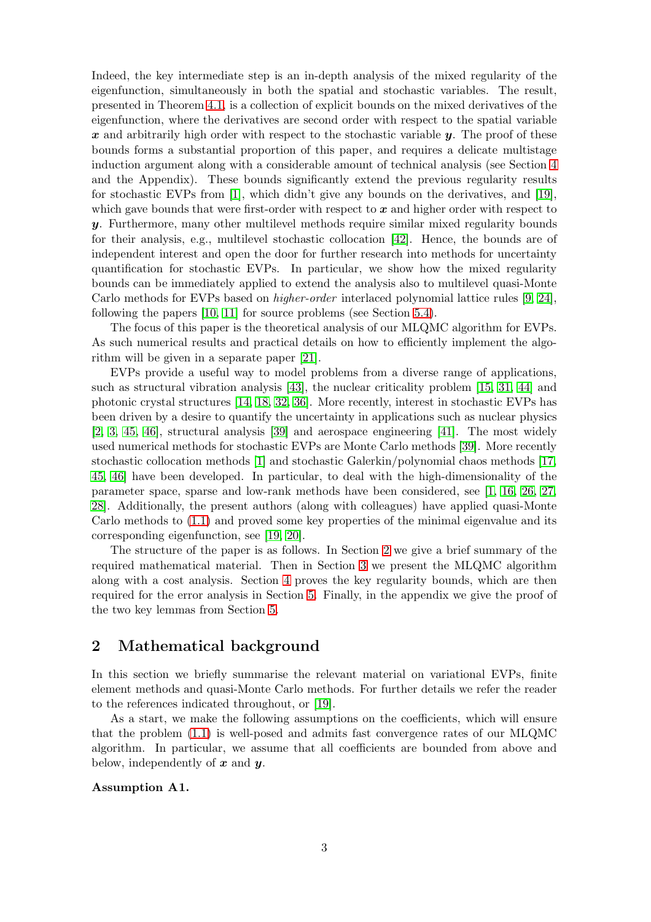Indeed, the key intermediate step is an in-depth analysis of the mixed regularity of the eigenfunction, simultaneously in both the spatial and stochastic variables. The result, presented in Theorem 4.1, is a collection of explicit bounds on the mixed derivatives of the eigenfunction, where the derivatives are second order with respect to the spatial variable $\boldsymbol{x}$ and arbitrarily high order with respect to the stochastic variable $\boldsymbol{y}$. The proof of these bounds forms a substantial proportion of this paper, and requires a delicate multistage induction argument along with a considerable amount of technical analysis (see Section 4 and the Appendix). These bounds significantly extend the previous regularity results for stochastic EVPs from [1], which didn't give any bounds on the derivatives, and [19], which gave bounds that were first-order with respect to $\boldsymbol{x}$ and higher order with respect to $\boldsymbol{y}$. Furthermore, many other multilevel methods require similar mixed regularity bounds for their analysis, e.g., multilevel stochastic collocation [42]. Hence, the bounds are of independent interest and open the door for further research into methods for uncertainty quantification for stochastic EVPs. In particular, we show how the mixed regularity bounds can be immediately applied to extend the analysis also to multilevel quasi-Monte Carlo methods for EVPs based on *higher-order* interlaced polynomial lattice rules [9, 24], following the papers [10, 11] for source problems (see Section 5.4).

The focus of this paper is the theoretical analysis of our MLQMC algorithm for EVPs. As such numerical results and practical details on how to efficiently implement the algorithm will be given in a separate paper [21].

EVPs provide a useful way to model problems from a diverse range of applications, such as structural vibration analysis [43], the nuclear criticality problem [15, 31, 44] and photonic crystal structures [14, 18, 32, 36]. More recently, interest in stochastic EVPs has been driven by a desire to quantify the uncertainty in applications such as nuclear physics [2, 3, 45, 46], structural analysis [39] and aerospace engineering [41]. The most widely used numerical methods for stochastic EVPs are Monte Carlo methods [39]. More recently stochastic collocation methods [1] and stochastic Galerkin/polynomial chaos methods [17, 45, 46] have been developed. In particular, to deal with the high-dimensionality of the parameter space, sparse and low-rank methods have been considered, see [1, 16, 26, 27, 28]. Additionally, the present authors (along with colleagues) have applied quasi-Monte Carlo methods to (1.1) and proved some key properties of the minimal eigenvalue and its corresponding eigenfunction, see [19, 20].

The structure of the paper is as follows. In Section 2 we give a brief summary of the required mathematical material. Then in Section 3 we present the MLQMC algorithm along with a cost analysis. Section 4 proves the key regularity bounds, which are then required for the error analysis in Section 5. Finally, in the appendix we give the proof of the two key lemmas from Section 5.

## 2 Mathematical background

In this section we briefly summarise the relevant material on variational EVPs, finite element methods and quasi-Monte Carlo methods. For further details we refer the reader to the references indicated throughout, or [19].

As a start, we make the following assumptions on the coefficients, which will ensure that the problem (1.1) is well-posed and admits fast convergence rates of our MLQMC algorithm. In particular, we assume that all coefficients are bounded from above and below, independently of $\boldsymbol{x}$ and $\boldsymbol{y}$.

**Assumption A1.**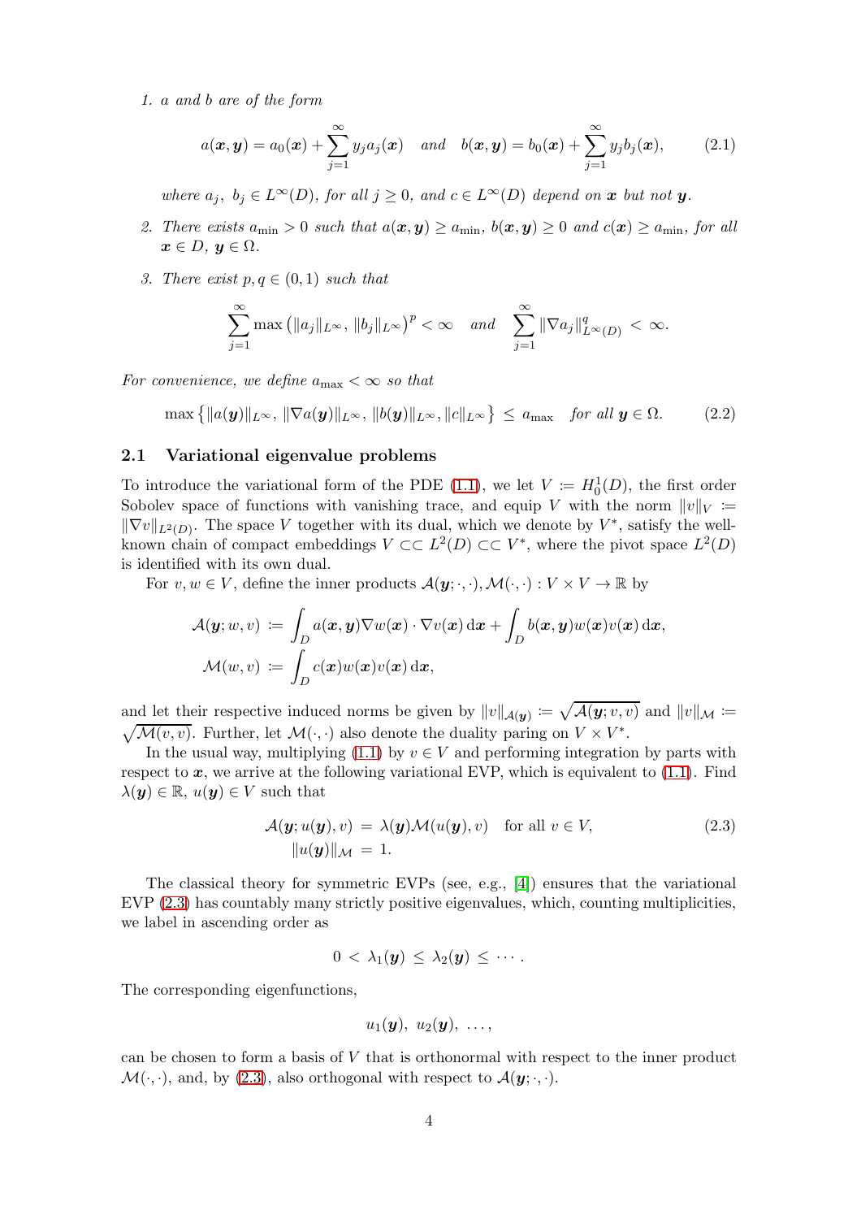1. *$a$ and $b$ are of the form*

$$a(\boldsymbol{x},\boldsymbol{y}) = a_0(\boldsymbol{x}) + \sum_{j=1}^{\infty} y_j a_j(\boldsymbol{x}) \quad \text{and} \quad b(\boldsymbol{x},\boldsymbol{y}) = b_0(\boldsymbol{x}) + \sum_{j=1}^{\infty} y_j b_j(\boldsymbol{x}), \tag{2.1}$$

   *where $a_j,\ b_j \in L^\infty(D)$, for all $j \geq 0$, and $c \in L^\infty(D)$ depend on $\boldsymbol{x}$ but not $\boldsymbol{y}$.*

2. *There exists $a_{\min} > 0$ such that $a(\boldsymbol{x},\boldsymbol{y}) \geq a_{\min}$, $b(\boldsymbol{x},\boldsymbol{y}) \geq 0$ and $c(\boldsymbol{x}) \geq a_{\min}$, for all $\boldsymbol{x} \in D$, $\boldsymbol{y} \in \Omega$.*

3. *There exist $p, q \in (0,1)$ such that*

$$\sum_{j=1}^{\infty} \max\left(\|a_j\|_{L^\infty}, \|b_j\|_{L^\infty}\right)^p < \infty \quad \text{and} \quad \sum_{j=1}^{\infty} \|\nabla a_j\|_{L^\infty(D)}^q < \infty.$$

*For convenience, we define $a_{\max} < \infty$ so that*

$$\max\left\{\|a(\boldsymbol{y})\|_{L^\infty}, \|\nabla a(\boldsymbol{y})\|_{L^\infty}, \|b(\boldsymbol{y})\|_{L^\infty}, \|c\|_{L^\infty}\right\} \leq a_{\max} \quad \text{for all } \boldsymbol{y} \in \Omega. \tag{2.2}$$

## 2.1 Variational eigenvalue problems

To introduce the variational form of the PDE (1.1), we let $V := H_0^1(D)$, the first order Sobolev space of functions with vanishing trace, and equip $V$ with the norm $\|v\|_V := \|\nabla v\|_{L^2(D)}$. The space $V$ together with its dual, which we denote by $V^*$, satisfy the well-known chain of compact embeddings $V \subset\subset L^2(D) \subset\subset V^*$, where the pivot space $L^2(D)$ is identified with its own dual.

For $v, w \in V$, define the inner products $\mathcal{A}(\boldsymbol{y};\cdot,\cdot), \mathcal{M}(\cdot,\cdot) : V \times V \to \mathbb{R}$ by

$$\begin{aligned}
\mathcal{A}(\boldsymbol{y}; w, v) &:= \int_D a(\boldsymbol{x},\boldsymbol{y}) \nabla w(\boldsymbol{x}) \cdot \nabla v(\boldsymbol{x}) \,\mathrm{d}\boldsymbol{x} + \int_D b(\boldsymbol{x},\boldsymbol{y}) w(\boldsymbol{x}) v(\boldsymbol{x}) \,\mathrm{d}\boldsymbol{x},\\
\mathcal{M}(w, v) &:= \int_D c(\boldsymbol{x}) w(\boldsymbol{x}) v(\boldsymbol{x}) \,\mathrm{d}\boldsymbol{x},
\end{aligned}$$

and let their respective induced norms be given by $\|v\|_{\mathcal{A}(\boldsymbol{y})} := \sqrt{\mathcal{A}(\boldsymbol{y}; v, v)}$ and $\|v\|_{\mathcal{M}} := \sqrt{\mathcal{M}(v, v)}$. Further, let $\mathcal{M}(\cdot,\cdot)$ also denote the duality paring on $V \times V^*$.

In the usual way, multiplying (1.1) by $v \in V$ and performing integration by parts with respect to $\boldsymbol{x}$, we arrive at the following variational EVP, which is equivalent to (1.1). Find $\lambda(\boldsymbol{y}) \in \mathbb{R}$, $u(\boldsymbol{y}) \in V$ such that

$$\begin{aligned}
\mathcal{A}(\boldsymbol{y}; u(\boldsymbol{y}), v) &= \lambda(\boldsymbol{y}) \mathcal{M}(u(\boldsymbol{y}), v) \quad \text{for all } v \in V,\\
\|u(\boldsymbol{y})\|_{\mathcal{M}} &= 1.
\end{aligned} \tag{2.3}$$

The classical theory for symmetric EVPs (see, e.g., [4]) ensures that the variational EVP (2.3) has countably many strictly positive eigenvalues, which, counting multiplicities, we label in ascending order as

$$0 < \lambda_1(\boldsymbol{y}) \leq \lambda_2(\boldsymbol{y}) \leq \cdots.$$

The corresponding eigenfunctions,

$$u_1(\boldsymbol{y}),\ u_2(\boldsymbol{y}),\ \ldots,$$

can be chosen to form a basis of $V$ that is orthonormal with respect to the inner product $\mathcal{M}(\cdot,\cdot)$, and, by (2.3), also orthogonal with respect to $\mathcal{A}(\boldsymbol{y};\cdot,\cdot)$.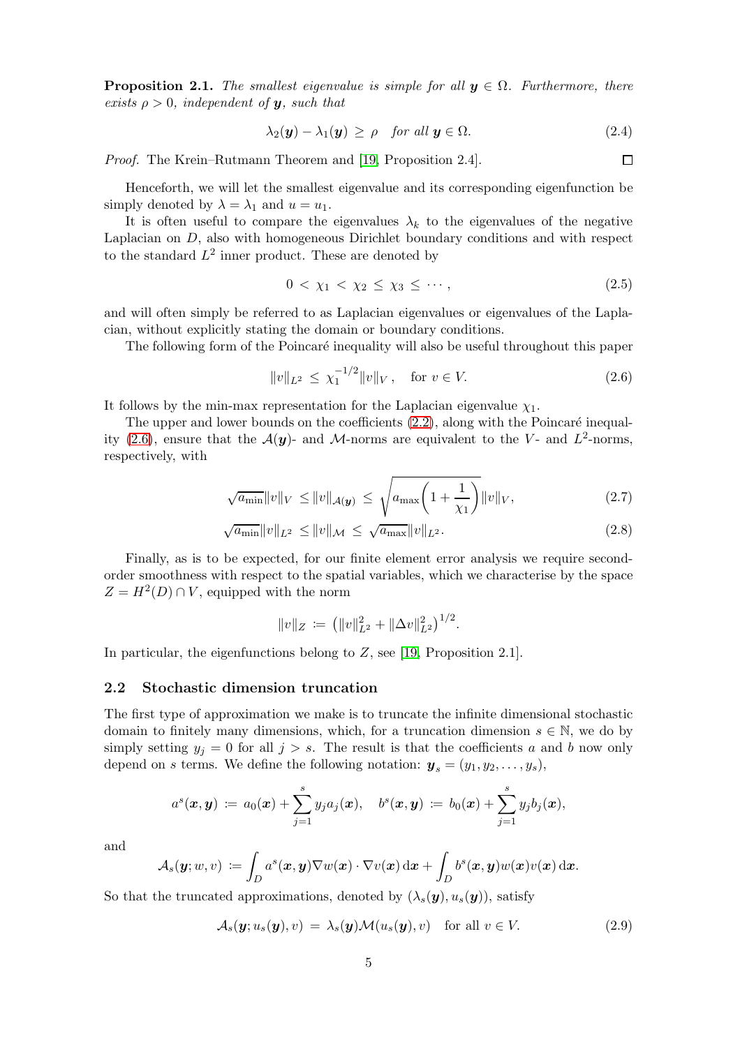**Proposition 2.1.** *The smallest eigenvalue is simple for all $\boldsymbol{y} \in \Omega$. Furthermore, there exists $\rho > 0$, independent of $\boldsymbol{y}$, such that*

$$\lambda_2(\boldsymbol{y}) - \lambda_1(\boldsymbol{y}) \geq \rho \quad \text{for all } \boldsymbol{y} \in \Omega. \tag{2.4}$$

*Proof.* The Krein–Rutmann Theorem and [19, Proposition 2.4]. $\square$

Henceforth, we will let the smallest eigenvalue and its corresponding eigenfunction be simply denoted by $\lambda = \lambda_1$ and $u = u_1$.

It is often useful to compare the eigenvalues $\lambda_k$ to the eigenvalues of the negative Laplacian on $D$, also with homogeneous Dirichlet boundary conditions and with respect to the standard $L^2$ inner product. These are denoted by

$$0 < \chi_1 < \chi_2 \leq \chi_3 \leq \cdots, \tag{2.5}$$

and will often simply be referred to as Laplacian eigenvalues or eigenvalues of the Laplacian, without explicitly stating the domain or boundary conditions.

The following form of the Poincaré inequality will also be useful throughout this paper

$$\|v\|_{L^2} \leq \chi_1^{-1/2} \|v\|_V, \quad \text{for } v \in V. \tag{2.6}$$

It follows by the min-max representation for the Laplacian eigenvalue $\chi_1$.

The upper and lower bounds on the coefficients (2.2), along with the Poincaré inequality (2.6), ensure that the $\mathcal{A}(\boldsymbol{y})$- and $\mathcal{M}$-norms are equivalent to the $V$- and $L^2$-norms, respectively, with

$$\sqrt{a_{\min}} \|v\|_V \leq \|v\|_{\mathcal{A}(\boldsymbol{y})} \leq \sqrt{a_{\max}\left(1 + \frac{1}{\chi_1}\right)} \|v\|_V, \tag{2.7}$$

$$\sqrt{a_{\min}} \|v\|_{L^2} \leq \|v\|_{\mathcal{M}} \leq \sqrt{a_{\max}} \|v\|_{L^2}. \tag{2.8}$$

Finally, as is to be expected, for our finite element error analysis we require second-order smoothness with respect to the spatial variables, which we characterise by the space $Z = H^2(D) \cap V$, equipped with the norm

$$\|v\|_Z := \left(\|v\|_{L^2}^2 + \|\Delta v\|_{L^2}^2\right)^{1/2}.$$

In particular, the eigenfunctions belong to $Z$, see [19, Proposition 2.1].

### 2.2 Stochastic dimension truncation

The first type of approximation we make is to truncate the infinite dimensional stochastic domain to finitely many dimensions, which, for a truncation dimension $s \in \mathbb{N}$, we do by simply setting $y_j = 0$ for all $j > s$. The result is that the coefficients $a$ and $b$ now only depend on $s$ terms. We define the following notation: $\boldsymbol{y}_s = (y_1, y_2, \ldots, y_s)$,

$$a^s(\boldsymbol{x}, \boldsymbol{y}) := a_0(\boldsymbol{x}) + \sum_{j=1}^{s} y_j a_j(\boldsymbol{x}), \quad b^s(\boldsymbol{x}, \boldsymbol{y}) := b_0(\boldsymbol{x}) + \sum_{j=1}^{s} y_j b_j(\boldsymbol{x}),$$

and

$$\mathcal{A}_s(\boldsymbol{y}; w, v) := \int_D a^s(\boldsymbol{x}, \boldsymbol{y}) \nabla w(\boldsymbol{x}) \cdot \nabla v(\boldsymbol{x}) \, \mathrm{d}\boldsymbol{x} + \int_D b^s(\boldsymbol{x}, \boldsymbol{y}) w(\boldsymbol{x}) v(\boldsymbol{x}) \, \mathrm{d}\boldsymbol{x}.$$

So that the truncated approximations, denoted by $(\lambda_s(\boldsymbol{y}), u_s(\boldsymbol{y}))$, satisfy

$$\mathcal{A}_s(\boldsymbol{y}; u_s(\boldsymbol{y}), v) = \lambda_s(\boldsymbol{y}) \mathcal{M}(u_s(\boldsymbol{y}), v) \quad \text{for all } v \in V. \tag{2.9}$$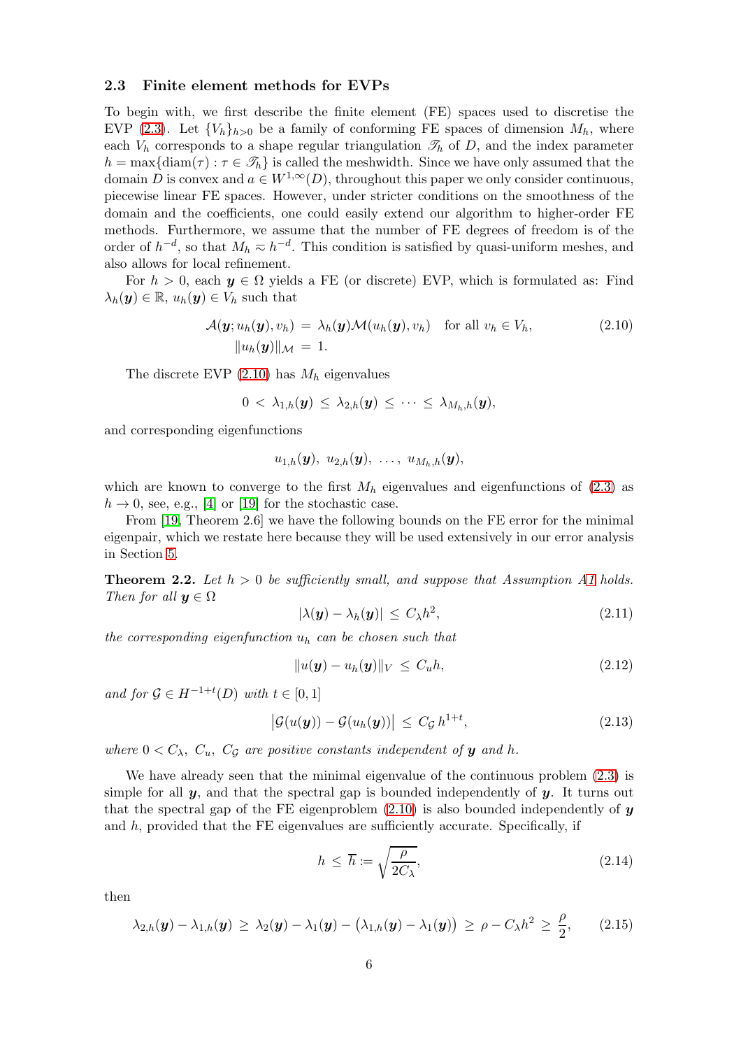### 2.3 Finite element methods for EVPs

To begin with, we first describe the finite element (FE) spaces used to discretise the EVP (2.3). Let $\{V_h\}_{h>0}$ be a family of conforming FE spaces of dimension $M_h$, where each $V_h$ corresponds to a shape regular triangulation $\mathscr{T}_h$ of $D$, and the index parameter $h = \max\{\mathrm{diam}(\tau) : \tau \in \mathscr{T}_h\}$ is called the meshwidth. Since we have only assumed that the domain $D$ is convex and $a \in W^{1,\infty}(D)$, throughout this paper we only consider continuous, piecewise linear FE spaces. However, under stricter conditions on the smoothness of the domain and the coefficients, one could easily extend our algorithm to higher-order FE methods. Furthermore, we assume that the number of FE degrees of freedom is of the order of $h^{-d}$, so that $M_h \eqsim h^{-d}$. This condition is satisfied by quasi-uniform meshes, and also allows for local refinement.

For $h > 0$, each $\boldsymbol{y} \in \Omega$ yields a FE (or discrete) EVP, which is formulated as: Find $\lambda_h(\boldsymbol{y}) \in \mathbb{R}$, $u_h(\boldsymbol{y}) \in V_h$ such that

$$
\begin{aligned}
\mathcal{A}(\boldsymbol{y}; u_h(\boldsymbol{y}), v_h) \;&=\; \lambda_h(\boldsymbol{y})\mathcal{M}(u_h(\boldsymbol{y}), v_h) \quad \text{for all } v_h \in V_h, \\
\|u_h(\boldsymbol{y})\|_{\mathcal{M}} \;&=\; 1.
\end{aligned}
\tag{2.10}
$$

The discrete EVP (2.10) has $M_h$ eigenvalues

$$
0 \;<\; \lambda_{1,h}(\boldsymbol{y}) \;\le\; \lambda_{2,h}(\boldsymbol{y}) \;\le\; \cdots \;\le\; \lambda_{M_h,h}(\boldsymbol{y}),
$$

and corresponding eigenfunctions

$$
u_{1,h}(\boldsymbol{y}),\; u_{2,h}(\boldsymbol{y}),\; \ldots,\; u_{M_h,h}(\boldsymbol{y}),
$$

which are known to converge to the first $M_h$ eigenvalues and eigenfunctions of (2.3) as $h \to 0$, see, e.g., [4] or [19] for the stochastic case.

From [19, Theorem 2.6] we have the following bounds on the FE error for the minimal eigenpair, which we restate here because they will be used extensively in our error analysis in Section 5.

**Theorem 2.2.** *Let $h > 0$ be sufficiently small, and suppose that Assumption A1 holds. Then for all $\boldsymbol{y} \in \Omega$*

$$
|\lambda(\boldsymbol{y}) - \lambda_h(\boldsymbol{y})| \;\le\; C_\lambda h^2, \tag{2.11}
$$

*the corresponding eigenfunction $u_h$ can be chosen such that*

$$
\|u(\boldsymbol{y}) - u_h(\boldsymbol{y})\|_V \;\le\; C_u h, \tag{2.12}
$$

*and for $\mathcal{G} \in H^{-1+t}(D)$ with $t \in [0,1]$*

$$
\big|\mathcal{G}(u(\boldsymbol{y})) - \mathcal{G}(u_h(\boldsymbol{y}))\big| \;\le\; C_{\mathcal{G}}\, h^{1+t}, \tag{2.13}
$$

*where $0 < C_\lambda,\ C_u,\ C_{\mathcal{G}}$ are positive constants independent of $\boldsymbol{y}$ and $h$.*

We have already seen that the minimal eigenvalue of the continuous problem (2.3) is simple for all $\boldsymbol{y}$, and that the spectral gap is bounded independently of $\boldsymbol{y}$. It turns out that the spectral gap of the FE eigenproblem (2.10) is also bounded independently of $\boldsymbol{y}$ and $h$, provided that the FE eigenvalues are sufficiently accurate. Specifically, if

$$
h \;\le\; \overline{h} := \sqrt{\frac{\rho}{2C_\lambda}}, \tag{2.14}
$$

then

$$
\lambda_{2,h}(\boldsymbol{y}) - \lambda_{1,h}(\boldsymbol{y}) \;\ge\; \lambda_2(\boldsymbol{y}) - \lambda_1(\boldsymbol{y}) - \big(\lambda_{1,h}(\boldsymbol{y}) - \lambda_1(\boldsymbol{y})\big) \;\ge\; \rho - C_\lambda h^2 \;\ge\; \frac{\rho}{2}, \tag{2.15}
$$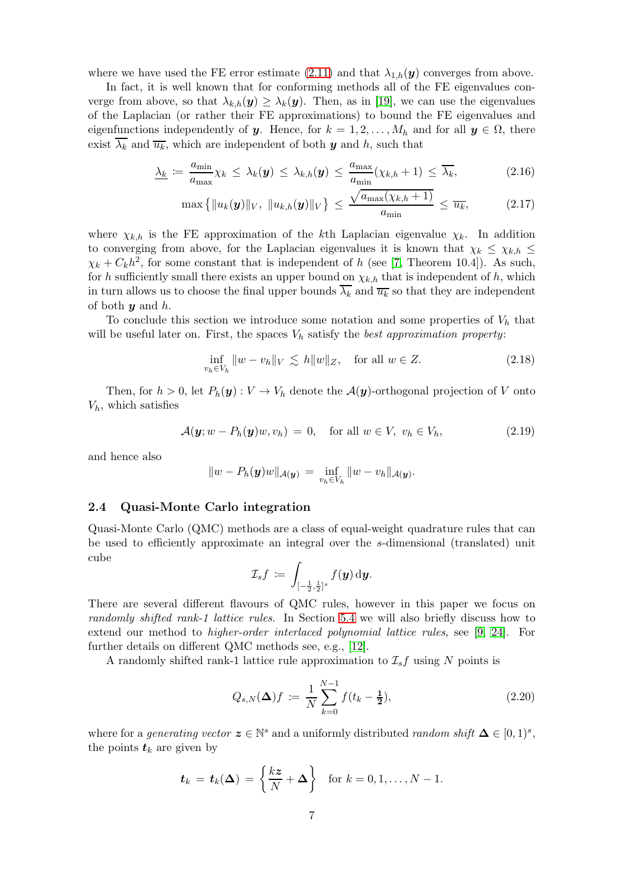where we have used the FE error estimate (2.11) and that $\lambda_{1,h}(\boldsymbol{y})$ converges from above.

In fact, it is well known that for conforming methods all of the FE eigenvalues converge from above, so that $\lambda_{k,h}(\boldsymbol{y}) \geq \lambda_k(\boldsymbol{y})$. Then, as in [19], we can use the eigenvalues of the Laplacian (or rather their FE approximations) to bound the FE eigenvalues and eigenfunctions independently of $\boldsymbol{y}$. Hence, for $k = 1, 2, \ldots, M_h$ and for all $\boldsymbol{y} \in \Omega$, there exist $\overline{\lambda_k}$ and $\overline{u_k}$, which are independent of both $\boldsymbol{y}$ and $h$, such that

$$\underline{\lambda_k} := \frac{a_{\min}}{a_{\max}} \chi_k \leq \lambda_k(\boldsymbol{y}) \leq \lambda_{k,h}(\boldsymbol{y}) \leq \frac{a_{\max}}{a_{\min}}(\chi_{k,h} + 1) \leq \overline{\lambda_k}, \tag{2.16}$$

$$\max\left\{\|u_k(\boldsymbol{y})\|_V,\ \|u_{k,h}(\boldsymbol{y})\|_V\right\} \leq \frac{\sqrt{a_{\max}(\chi_{k,h}+1)}}{a_{\min}} \leq \overline{u_k}, \tag{2.17}$$

where $\chi_{k,h}$ is the FE approximation of the $k$th Laplacian eigenvalue $\chi_k$. In addition to converging from above, for the Laplacian eigenvalues it is known that $\chi_k \leq \chi_{k,h} \leq \chi_k + C_k h^2$, for some constant that is independent of $h$ (see [7, Theorem 10.4]). As such, for $h$ sufficiently small there exists an upper bound on $\chi_{k,h}$ that is independent of $h$, which in turn allows us to choose the final upper bounds $\overline{\lambda_k}$ and $\overline{u_k}$ so that they are independent of both $\boldsymbol{y}$ and $h$.

To conclude this section we introduce some notation and some properties of $V_h$ that will be useful later on. First, the spaces $V_h$ satisfy the *best approximation property*:

$$\inf_{v_h \in V_h} \|w - v_h\|_V \lesssim h\|w\|_Z, \quad \text{for all } w \in Z. \tag{2.18}$$

Then, for $h > 0$, let $P_h(\boldsymbol{y}) : V \to V_h$ denote the $\mathcal{A}(\boldsymbol{y})$-orthogonal projection of $V$ onto $V_h$, which satisfies

$$\mathcal{A}(\boldsymbol{y}; w - P_h(\boldsymbol{y})w, v_h) = 0, \quad \text{for all } w \in V,\ v_h \in V_h, \tag{2.19}$$

and hence also

$$\|w - P_h(\boldsymbol{y})w\|_{\mathcal{A}(\boldsymbol{y})} = \inf_{v_h \in V_h} \|w - v_h\|_{\mathcal{A}(\boldsymbol{y})}.$$

### 2.4 Quasi-Monte Carlo integration

Quasi-Monte Carlo (QMC) methods are a class of equal-weight quadrature rules that can be used to efficiently approximate an integral over the $s$-dimensional (translated) unit cube

$$\mathcal{I}_s f := \int_{[-\frac{1}{2},\frac{1}{2}]^s} f(\boldsymbol{y})\,\mathrm{d}\boldsymbol{y}.$$

There are several different flavours of QMC rules, however in this paper we focus on *randomly shifted rank-1 lattice rules*. In Section 5.4 we will also briefly discuss how to extend our method to *higher-order interlaced polynomial lattice rules*, see [9, 24]. For further details on different QMC methods see, e.g., [12].

A randomly shifted rank-1 lattice rule approximation to $\mathcal{I}_s f$ using $N$ points is

$$Q_{s,N}(\boldsymbol{\Delta})f := \frac{1}{N}\sum_{k=0}^{N-1} f(t_k - \tfrac{\mathbf{1}}{\mathbf{2}}), \tag{2.20}$$

where for a *generating vector* $\boldsymbol{z} \in \mathbb{N}^s$ and a uniformly distributed *random shift* $\boldsymbol{\Delta} \in [0,1)^s$, the points $\boldsymbol{t}_k$ are given by

$$\boldsymbol{t}_k = \boldsymbol{t}_k(\boldsymbol{\Delta}) = \left\{\frac{k\boldsymbol{z}}{N} + \boldsymbol{\Delta}\right\} \quad \text{for } k = 0, 1, \ldots, N-1.$$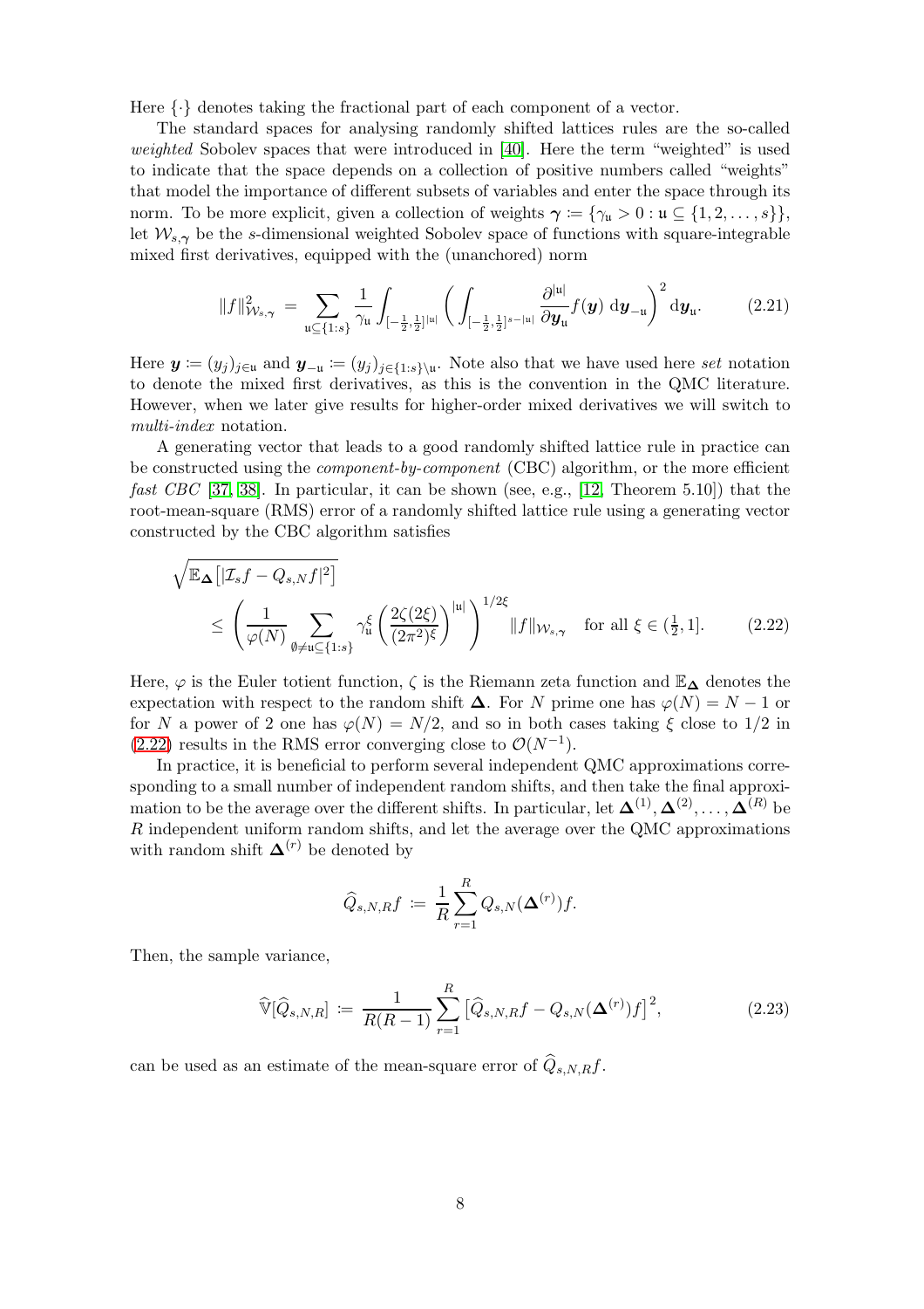Here $\{\cdot\}$ denotes taking the fractional part of each component of a vector.

The standard spaces for analysing randomly shifted lattices rules are the so-called *weighted* Sobolev spaces that were introduced in [40]. Here the term "weighted" is used to indicate that the space depends on a collection of positive numbers called "weights" that model the importance of different subsets of variables and enter the space through its norm. To be more explicit, given a collection of weights $\boldsymbol{\gamma} \coloneqq \{\gamma_{\mathfrak{u}} > 0 : \mathfrak{u} \subseteq \{1, 2, \ldots, s\}\}$, let $\mathcal{W}_{s,\boldsymbol{\gamma}}$ be the $s$-dimensional weighted Sobolev space of functions with square-integrable mixed first derivatives, equipped with the (unanchored) norm

$$\|f\|^2_{\mathcal{W}_{s,\boldsymbol{\gamma}}} = \sum_{\mathfrak{u} \subseteq \{1:s\}} \frac{1}{\gamma_{\mathfrak{u}}} \int_{[-\frac{1}{2},\frac{1}{2}]^{|\mathfrak{u}|}} \left( \int_{[-\frac{1}{2},\frac{1}{2}]^{s-|\mathfrak{u}|}} \frac{\partial^{|\mathfrak{u}|}}{\partial \boldsymbol{y}_{\mathfrak{u}}} f(\boldsymbol{y}) \, \mathrm{d}\boldsymbol{y}_{-\mathfrak{u}} \right)^2 \mathrm{d}\boldsymbol{y}_{\mathfrak{u}}. \tag{2.21}$$

Here $\boldsymbol{y} \coloneqq (y_j)_{j \in \mathfrak{u}}$ and $\boldsymbol{y}_{-\mathfrak{u}} \coloneqq (y_j)_{j \in \{1:s\} \setminus \mathfrak{u}}$. Note also that we have used here *set* notation to denote the mixed first derivatives, as this is the convention in the QMC literature. However, when we later give results for higher-order mixed derivatives we will switch to *multi-index* notation.

A generating vector that leads to a good randomly shifted lattice rule in practice can be constructed using the *component-by-component* (CBC) algorithm, or the more efficient *fast CBC* [37, 38]. In particular, it can be shown (see, e.g., [12, Theorem 5.10]) that the root-mean-square (RMS) error of a randomly shifted lattice rule using a generating vector constructed by the CBC algorithm satisfies

$$\sqrt{\mathbb{E}_{\boldsymbol{\Delta}}\left[|\mathcal{I}_s f - Q_{s,N} f|^2\right]} \le \left( \frac{1}{\varphi(N)} \sum_{\emptyset \neq \mathfrak{u} \subseteq \{1:s\}} \gamma_{\mathfrak{u}}^{\xi} \left( \frac{2\zeta(2\xi)}{(2\pi^2)^{\xi}} \right)^{|\mathfrak{u}|} \right)^{1/2\xi} \|f\|_{\mathcal{W}_{s,\boldsymbol{\gamma}}} \quad \text{for all } \xi \in (\tfrac{1}{2}, 1]. \tag{2.22}$$

Here, $\varphi$ is the Euler totient function, $\zeta$ is the Riemann zeta function and $\mathbb{E}_{\boldsymbol{\Delta}}$ denotes the expectation with respect to the random shift $\boldsymbol{\Delta}$. For $N$ prime one has $\varphi(N) = N - 1$ or for $N$ a power of 2 one has $\varphi(N) = N/2$, and so in both cases taking $\xi$ close to $1/2$ in (2.22) results in the RMS error converging close to $\mathcal{O}(N^{-1})$.

In practice, it is beneficial to perform several independent QMC approximations corresponding to a small number of independent random shifts, and then take the final approximation to be the average over the different shifts. In particular, let $\boldsymbol{\Delta}^{(1)}, \boldsymbol{\Delta}^{(2)}, \ldots, \boldsymbol{\Delta}^{(R)}$ be $R$ independent uniform random shifts, and let the average over the QMC approximations with random shift $\boldsymbol{\Delta}^{(r)}$ be denoted by

$$\widehat{Q}_{s,N,R} f \coloneqq \frac{1}{R} \sum_{r=1}^{R} Q_{s,N}(\boldsymbol{\Delta}^{(r)}) f.$$

Then, the sample variance,

$$\widehat{\mathbb{V}}[\widehat{Q}_{s,N,R}] \coloneqq \frac{1}{R(R-1)} \sum_{r=1}^{R} \left[\widehat{Q}_{s,N,R} f - Q_{s,N}(\boldsymbol{\Delta}^{(r)}) f\right]^2, \tag{2.23}$$

can be used as an estimate of the mean-square error of $\widehat{Q}_{s,N,R} f$.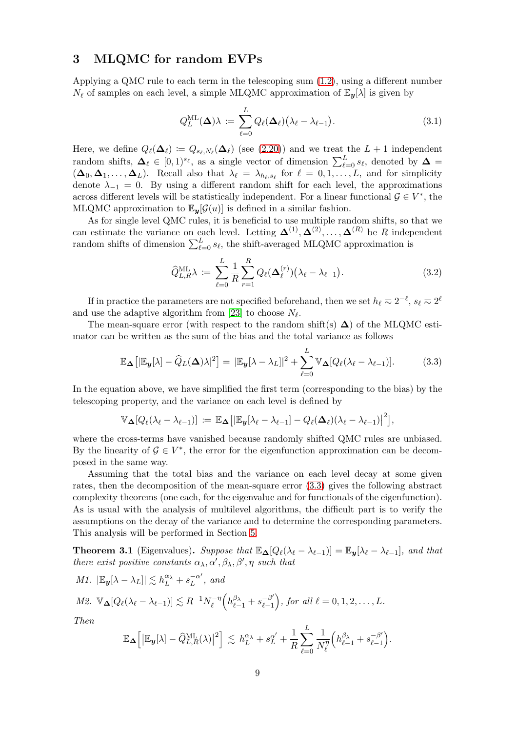## 3 MLQMC for random EVPs

Applying a QMC rule to each term in the telescoping sum (1.2), using a different number $N_\ell$ of samples on each level, a simple MLQMC approximation of $\mathbb{E}_{\boldsymbol{y}}[\lambda]$ is given by

$$Q_L^{\mathrm{ML}}(\boldsymbol{\Delta})\lambda := \sum_{\ell=0}^{L} Q_\ell(\boldsymbol{\Delta}_\ell)\big(\lambda_\ell - \lambda_{\ell-1}\big). \tag{3.1}$$

Here, we define $Q_\ell(\boldsymbol{\Delta}_\ell) := Q_{s_\ell,N_\ell}(\boldsymbol{\Delta}_\ell)$ (see (2.20)) and we treat the $L+1$ independent random shifts, $\boldsymbol{\Delta}_\ell \in [0,1)^{s_\ell}$, as a single vector of dimension $\sum_{\ell=0}^{L} s_\ell$, denoted by $\boldsymbol{\Delta} = (\boldsymbol{\Delta}_0, \boldsymbol{\Delta}_1, \ldots, \boldsymbol{\Delta}_L)$. Recall also that $\lambda_\ell = \lambda_{h_\ell,s_\ell}$ for $\ell = 0,1,\ldots,L$, and for simplicity denote $\lambda_{-1} = 0$. By using a different random shift for each level, the approximations across different levels will be statistically independent. For a linear functional $\mathcal{G} \in V^*$, the MLQMC approximation to $\mathbb{E}_{\boldsymbol{y}}[\mathcal{G}(u)]$ is defined in a similar fashion.

As for single level QMC rules, it is beneficial to use multiple random shifts, so that we can estimate the variance on each level. Letting $\boldsymbol{\Delta}^{(1)}, \boldsymbol{\Delta}^{(2)}, \ldots, \boldsymbol{\Delta}^{(R)}$ be $R$ independent random shifts of dimension $\sum_{\ell=0}^{L} s_\ell$, the shift-averaged MLQMC approximation is

$$\widehat{Q}_{L,R}^{\mathrm{ML}}\lambda := \sum_{\ell=0}^{L} \frac{1}{R}\sum_{r=1}^{R} Q_\ell(\boldsymbol{\Delta}_\ell^{(r)})\big(\lambda_\ell - \lambda_{\ell-1}\big). \tag{3.2}$$

If in practice the parameters are not specified beforehand, then we set $h_\ell \eqsim 2^{-\ell}$, $s_\ell \eqsim 2^\ell$ and use the adaptive algorithm from [23] to choose $N_\ell$.

The mean-square error (with respect to the random shift(s) $\boldsymbol{\Delta}$) of the MLQMC estimator can be written as the sum of the bias and the total variance as follows

$$\mathbb{E}_{\boldsymbol{\Delta}}\big[|\mathbb{E}_{\boldsymbol{y}}[\lambda] - \widehat{Q}_L(\boldsymbol{\Delta})\lambda|^2\big] = |\mathbb{E}_{\boldsymbol{y}}[\lambda - \lambda_L]|^2 + \sum_{\ell=0}^{L} \mathbb{V}_{\boldsymbol{\Delta}}[Q_\ell(\lambda_\ell - \lambda_{\ell-1})]. \tag{3.3}$$

In the equation above, we have simplified the first term (corresponding to the bias) by the telescoping property, and the variance on each level is defined by

$$\mathbb{V}_{\boldsymbol{\Delta}}[Q_\ell(\lambda_\ell - \lambda_{\ell-1})] := \mathbb{E}_{\boldsymbol{\Delta}}\big[\big|\mathbb{E}_{\boldsymbol{y}}[\lambda_\ell - \lambda_{\ell-1}] - Q_\ell(\boldsymbol{\Delta}_\ell)(\lambda_\ell - \lambda_{\ell-1})\big|^2\big],$$

where the cross-terms have vanished because randomly shifted QMC rules are unbiased. By the linearity of $\mathcal{G} \in V^*$, the error for the eigenfunction approximation can be decomposed in the same way.

Assuming that the total bias and the variance on each level decay at some given rates, then the decomposition of the mean-square error (3.3) gives the following abstract complexity theorems (one each, for the eigenvalue and for functionals of the eigenfunction). As is usual with the analysis of multilevel algorithms, the difficult part is to verify the assumptions on the decay of the variance and to determine the corresponding parameters. This analysis will be performed in Section 5.

**Theorem 3.1** (Eigenvalues)**.** *Suppose that $\mathbb{E}_{\boldsymbol{\Delta}}[Q_\ell(\lambda_\ell - \lambda_{\ell-1})] = \mathbb{E}_{\boldsymbol{y}}[\lambda_\ell - \lambda_{\ell-1}]$, and that there exist positive constants $\alpha_\lambda, \alpha', \beta_\lambda, \beta', \eta$ such that*

*M1.* $|\mathbb{E}_{\boldsymbol{y}}[\lambda - \lambda_L]| \lesssim h_L^{\alpha_\lambda} + s_L^{-\alpha'}$, *and*

*M2.* $\mathbb{V}_{\boldsymbol{\Delta}}[Q_\ell(\lambda_\ell - \lambda_{\ell-1})] \lesssim R^{-1}N_\ell^{-\eta}\Big(h_{\ell-1}^{\beta_\lambda} + s_{\ell-1}^{-\beta'}\Big)$, *for all* $\ell = 0,1,2,\ldots,L$.

*Then*

$$\mathbb{E}_{\boldsymbol{\Delta}}\Big[\big|\mathbb{E}_{\boldsymbol{y}}[\lambda] - \widehat{Q}_{L,R}^{\mathrm{ML}}(\lambda)\big|^2\Big] \lesssim h_L^{\alpha_\lambda} + s_L^{\alpha'} + \frac{1}{R}\sum_{\ell=0}^{L}\frac{1}{N_\ell^{\eta}}\Big(h_{\ell-1}^{\beta_\lambda} + s_{\ell-1}^{-\beta'}\Big).$$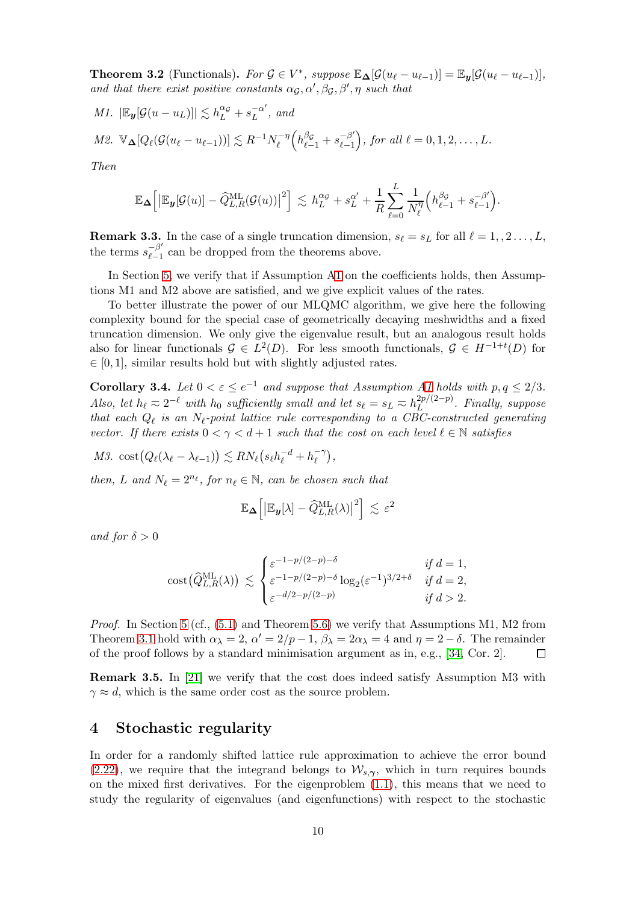**Theorem 3.2** (Functionals)**.** *For $\mathcal{G} \in V^*$, suppose $\mathbb{E}_{\boldsymbol{\Delta}}[\mathcal{G}(u_\ell - u_{\ell-1})] = \mathbb{E}_{\boldsymbol{y}}[\mathcal{G}(u_\ell - u_{\ell-1})]$, and that there exist positive constants $\alpha_{\mathcal{G}}, \alpha', \beta_{\mathcal{G}}, \beta', \eta$ such that*

*M1.* $|\mathbb{E}_{\boldsymbol{y}}[\mathcal{G}(u - u_L)]| \lesssim h_L^{\alpha_{\mathcal{G}}} + s_L^{-\alpha'}$, *and*

*M2.* $\mathbb{V}_{\boldsymbol{\Delta}}[Q_\ell(\mathcal{G}(u_\ell - u_{\ell-1}))] \lesssim R^{-1} N_\ell^{-\eta}\Big(h_{\ell-1}^{\beta_{\mathcal{G}}} + s_{\ell-1}^{-\beta'}\Big)$, *for all $\ell = 0, 1, 2, \ldots, L$.*

*Then*

$$\mathbb{E}_{\boldsymbol{\Delta}}\Big[\big|\mathbb{E}_{\boldsymbol{y}}[\mathcal{G}(u)] - \widehat{Q}_{L,R}^{\mathrm{ML}}(\mathcal{G}(u))\big|^2\Big] \lesssim h_L^{\alpha_{\mathcal{G}}} + s_L^{\alpha'} + \frac{1}{R}\sum_{\ell=0}^{L} \frac{1}{N_\ell^{\eta}}\Big(h_{\ell-1}^{\beta_{\mathcal{G}}} + s_{\ell-1}^{-\beta'}\Big).$$

**Remark 3.3.** In the case of a single truncation dimension, $s_\ell = s_L$ for all $\ell = 1, , 2 \ldots, L$, the terms $s_{\ell-1}^{-\beta'}$ can be dropped from the theorems above.

In Section 5, we verify that if Assumption A1 on the coefficients holds, then Assumptions M1 and M2 above are satisfied, and we give explicit values of the rates.

To better illustrate the power of our MLQMC algorithm, we give here the following complexity bound for the special case of geometrically decaying meshwidths and a fixed truncation dimension. We only give the eigenvalue result, but an analogous result holds also for linear functionals $\mathcal{G} \in L^2(D)$. For less smooth functionals, $\mathcal{G} \in H^{-1+t}(D)$ for $\in [0, 1]$, similar results hold but with slightly adjusted rates.

**Corollary 3.4.** *Let $0 < \varepsilon \leq e^{-1}$ and suppose that Assumption A1 holds with $p, q \leq 2/3$. Also, let $h_\ell \eqsim 2^{-\ell}$ with $h_0$ sufficiently small and let $s_\ell = s_L \eqsim h_L^{2p/(2-p)}$. Finally, suppose that each $Q_\ell$ is an $N_\ell$-point lattice rule corresponding to a CBC-constructed generating vector. If there exists $0 < \gamma < d+1$ such that the cost on each level $\ell \in \mathbb{N}$ satisfies*

*M3.* $\mathrm{cost}\big(Q_\ell(\lambda_\ell - \lambda_{\ell-1})\big) \lesssim RN_\ell\big(s_\ell h_\ell^{-d} + h_\ell^{-\gamma}\big)$,

*then, $L$ and $N_\ell = 2^{n_\ell}$, for $n_\ell \in \mathbb{N}$, can be chosen such that*

$$\mathbb{E}_{\boldsymbol{\Delta}}\Big[\big|\mathbb{E}_{\boldsymbol{y}}[\lambda] - \widehat{Q}_{L,R}^{\mathrm{ML}}(\lambda)\big|^2\Big] \lesssim \varepsilon^2$$

*and for $\delta > 0$*

$$\mathrm{cost}\big(\widehat{Q}_{L,R}^{\mathrm{ML}}(\lambda)\big) \lesssim \begin{cases} \varepsilon^{-1-p/(2-p)-\delta} & \text{if } d = 1, \\ \varepsilon^{-1-p/(2-p)-\delta}\log_2(\varepsilon^{-1})^{3/2+\delta} & \text{if } d = 2, \\ \varepsilon^{-d/2-p/(2-p)} & \text{if } d > 2. \end{cases}$$

*Proof.* In Section 5 (cf., (5.1) and Theorem 5.6) we verify that Assumptions M1, M2 from Theorem 3.1 hold with $\alpha_\lambda = 2$, $\alpha' = 2/p - 1$, $\beta_\lambda = 2\alpha_\lambda = 4$ and $\eta = 2 - \delta$. The remainder of the proof follows by a standard minimisation argument as in, e.g., [34, Cor. 2]. $\square$

**Remark 3.5.** In [21] we verify that the cost does indeed satisfy Assumption M3 with $\gamma \approx d$, which is the same order cost as the source problem.

## 4 Stochastic regularity

In order for a randomly shifted lattice rule approximation to achieve the error bound (2.22), we require that the integrand belongs to $\mathcal{W}_{s,\boldsymbol{\gamma}}$, which in turn requires bounds on the mixed first derivatives. For the eigenproblem (1.1), this means that we need to study the regularity of eigenvalues (and eigenfunctions) with respect to the stochastic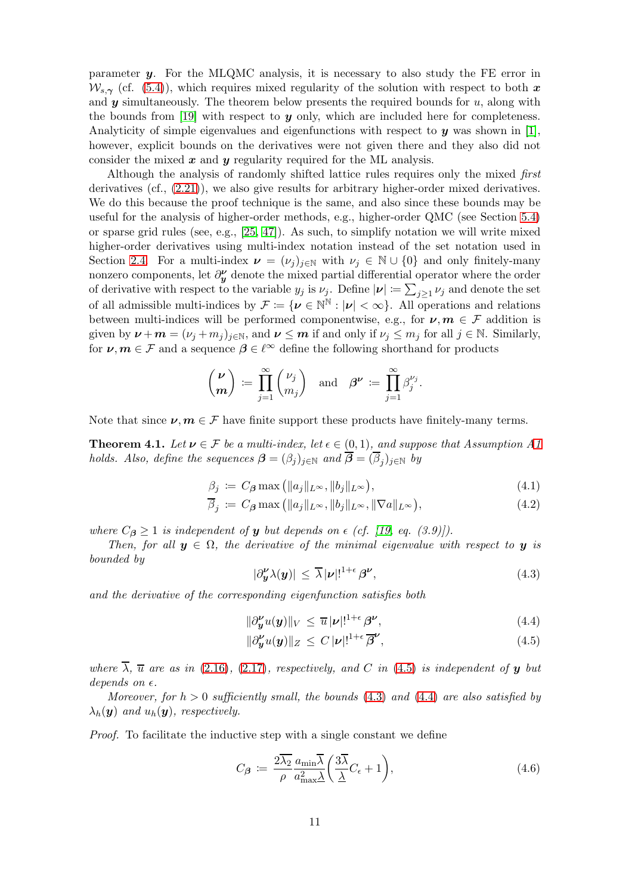parameter $\boldsymbol{y}$. For the MLQMC analysis, it is necessary to also study the FE error in $\mathcal{W}_{s,\boldsymbol{\gamma}}$ (cf. (5.4)), which requires mixed regularity of the solution with respect to both $\boldsymbol{x}$ and $\boldsymbol{y}$ simultaneously. The theorem below presents the required bounds for $u$, along with the bounds from [19] with respect to $\boldsymbol{y}$ only, which are included here for completeness. Analyticity of simple eigenvalues and eigenfunctions with respect to $\boldsymbol{y}$ was shown in [1], however, explicit bounds on the derivatives were not given there and they also did not consider the mixed $\boldsymbol{x}$ and $\boldsymbol{y}$ regularity required for the ML analysis.

Although the analysis of randomly shifted lattice rules requires only the mixed *first* derivatives (cf., (2.21)), we also give results for arbitrary higher-order mixed derivatives. We do this because the proof technique is the same, and also since these bounds may be useful for the analysis of higher-order methods, e.g., higher-order QMC (see Section 5.4) or sparse grid rules (see, e.g., [25, 47]). As such, to simplify notation we will write mixed higher-order derivatives using multi-index notation instead of the set notation used in Section 2.4. For a multi-index $\boldsymbol{\nu} = (\nu_j)_{j\in\mathbb{N}}$ with $\nu_j \in \mathbb{N}\cup\{0\}$ and only finitely-many nonzero components, let $\partial^{\boldsymbol{\nu}}_{\boldsymbol{y}}$ denote the mixed partial differential operator where the order of derivative with respect to the variable $y_j$ is $\nu_j$. Define $|\boldsymbol{\nu}| := \sum_{j\geq 1}\nu_j$ and denote the set of all admissible multi-indices by $\mathcal{F} := \{\boldsymbol{\nu}\in\mathbb{N}^{\mathbb{N}} : |\boldsymbol{\nu}| < \infty\}$. All operations and relations between multi-indices will be performed componentwise, e.g., for $\boldsymbol{\nu},\boldsymbol{m}\in\mathcal{F}$ addition is given by $\boldsymbol{\nu}+\boldsymbol{m} = (\nu_j + m_j)_{j\in\mathbb{N}}$, and $\boldsymbol{\nu}\leq\boldsymbol{m}$ if and only if $\nu_j\leq m_j$ for all $j\in\mathbb{N}$. Similarly, for $\boldsymbol{\nu},\boldsymbol{m}\in\mathcal{F}$ and a sequence $\boldsymbol{\beta}\in\ell^\infty$ define the following shorthand for products

$$\binom{\boldsymbol{\nu}}{\boldsymbol{m}} := \prod_{j=1}^\infty \binom{\nu_j}{m_j} \quad\text{and}\quad \boldsymbol{\beta}^{\boldsymbol{\nu}} := \prod_{j=1}^\infty \beta_j^{\nu_j}.$$

Note that since $\boldsymbol{\nu},\boldsymbol{m}\in\mathcal{F}$ have finite support these products have finitely-many terms.

**Theorem 4.1.** *Let $\boldsymbol{\nu}\in\mathcal{F}$ be a multi-index, let $\epsilon\in(0,1)$, and suppose that Assumption A1 holds. Also, define the sequences $\boldsymbol{\beta} = (\beta_j)_{j\in\mathbb{N}}$ and $\overline{\boldsymbol{\beta}} = (\overline{\beta}_j)_{j\in\mathbb{N}}$ by*

$$\beta_j := C_{\boldsymbol{\beta}}\max\big(\|a_j\|_{L^\infty}, \|b_j\|_{L^\infty}\big), \tag{4.1}$$

$$\overline{\beta}_j := C_{\boldsymbol{\beta}}\max\big(\|a_j\|_{L^\infty}, \|b_j\|_{L^\infty}, \|\nabla a\|_{L^\infty}\big), \tag{4.2}$$

*where $C_{\boldsymbol{\beta}}\geq 1$ is independent of $\boldsymbol{y}$ but depends on $\epsilon$ (cf. [19, eq. (3.9)]).*

*Then, for all $\boldsymbol{y}\in\Omega$, the derivative of the minimal eigenvalue with respect to $\boldsymbol{y}$ is bounded by*

$$|\partial^{\boldsymbol{\nu}}_{\boldsymbol{y}}\lambda(\boldsymbol{y})| \leq \overline{\lambda}\,|\boldsymbol{\nu}|!^{1+\epsilon}\,\boldsymbol{\beta}^{\boldsymbol{\nu}}, \tag{4.3}$$

*and the derivative of the corresponding eigenfunction satisfies both*

$$\|\partial^{\boldsymbol{\nu}}_{\boldsymbol{y}}u(\boldsymbol{y})\|_V \leq \overline{u}\,|\boldsymbol{\nu}|!^{1+\epsilon}\,\boldsymbol{\beta}^{\boldsymbol{\nu}}, \tag{4.4}$$

$$\|\partial^{\boldsymbol{\nu}}_{\boldsymbol{y}}u(\boldsymbol{y})\|_Z \leq C\,|\boldsymbol{\nu}|!^{1+\epsilon}\,\overline{\boldsymbol{\beta}}^{\boldsymbol{\nu}}, \tag{4.5}$$

*where $\overline{\lambda}$, $\overline{u}$ are as in (2.16), (2.17), respectively, and $C$ in (4.5) is independent of $\boldsymbol{y}$ but depends on $\epsilon$.*

*Moreover, for $h>0$ sufficiently small, the bounds (4.3) and (4.4) are also satisfied by $\lambda_h(\boldsymbol{y})$ and $u_h(\boldsymbol{y})$, respectively.*

*Proof.* To facilitate the inductive step with a single constant we define

$$C_{\boldsymbol{\beta}} := \frac{2\overline{\lambda_2}}{\rho}\frac{a_{\min}\overline{\lambda}}{a_{\max}^2\underline{\lambda}}\left(\frac{3\overline{\lambda}}{\underline{\lambda}}C_\epsilon + 1\right), \tag{4.6}$$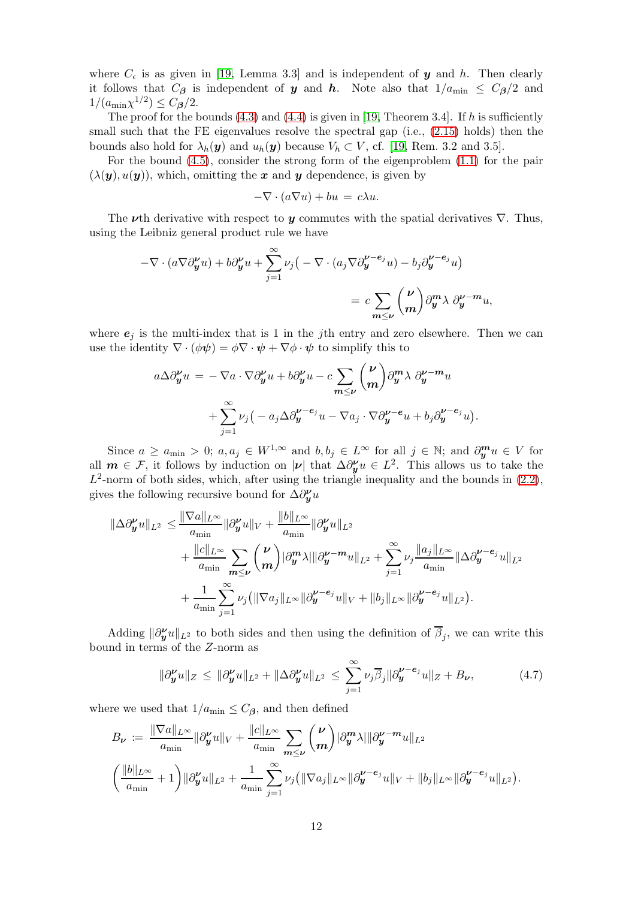where $C_\epsilon$ is as given in [19, Lemma 3.3] and is independent of $\boldsymbol{y}$ and $h$. Then clearly it follows that $C_{\boldsymbol{\beta}}$ is independent of $\boldsymbol{y}$ and $\boldsymbol{h}$. Note also that $1/a_{\min} \le C_{\boldsymbol{\beta}}/2$ and $1/(a_{\min}\chi^{1/2}) \le C_{\boldsymbol{\beta}}/2$.

The proof for the bounds (4.3) and (4.4) is given in [19, Theorem 3.4]. If $h$ is sufficiently small such that the FE eigenvalues resolve the spectral gap (i.e., (2.15) holds) then the bounds also hold for $\lambda_h(\boldsymbol{y})$ and $u_h(\boldsymbol{y})$ because $V_h \subset V$, cf. [19, Rem. 3.2 and 3.5].

For the bound (4.5), consider the strong form of the eigenproblem (1.1) for the pair $(\lambda(\boldsymbol{y}), u(\boldsymbol{y}))$, which, omitting the $\boldsymbol{x}$ and $\boldsymbol{y}$ dependence, is given by

$$-\nabla \cdot (a \nabla u) + bu \,=\, c\lambda u.$$

The $\boldsymbol{\nu}$th derivative with respect to $\boldsymbol{y}$ commutes with the spatial derivatives $\nabla$. Thus, using the Leibniz general product rule we have

$$-\nabla \cdot (a \nabla \partial^{\boldsymbol{\nu}}_{\boldsymbol{y}} u) + b \partial^{\boldsymbol{\nu}}_{\boldsymbol{y}} u + \sum_{j=1}^{\infty} \nu_j \big( -\nabla \cdot (a_j \nabla \partial^{\boldsymbol{\nu}-\boldsymbol{e}_j}_{\boldsymbol{y}} u) - b_j \partial^{\boldsymbol{\nu}-\boldsymbol{e}_j}_{\boldsymbol{y}} u \big)$$
$$= c \sum_{\boldsymbol{m} \le \boldsymbol{\nu}} \binom{\boldsymbol{\nu}}{\boldsymbol{m}} \partial^{\boldsymbol{m}}_{\boldsymbol{y}} \lambda \, \partial^{\boldsymbol{\nu}-\boldsymbol{m}}_{\boldsymbol{y}} u,$$

where $\boldsymbol{e}_j$ is the multi-index that is 1 in the $j$th entry and zero elsewhere. Then we can use the identity $\nabla \cdot (\phi \boldsymbol{\psi}) = \phi \nabla \cdot \boldsymbol{\psi} + \nabla \phi \cdot \boldsymbol{\psi}$ to simplify this to

$$a \Delta \partial^{\boldsymbol{\nu}}_{\boldsymbol{y}} u \,=\, -\nabla a \cdot \nabla \partial^{\boldsymbol{\nu}}_{\boldsymbol{y}} u + b \partial^{\boldsymbol{\nu}}_{\boldsymbol{y}} u - c \sum_{\boldsymbol{m} \le \boldsymbol{\nu}} \binom{\boldsymbol{\nu}}{\boldsymbol{m}} \partial^{\boldsymbol{m}}_{\boldsymbol{y}} \lambda \, \partial^{\boldsymbol{\nu}-\boldsymbol{m}}_{\boldsymbol{y}} u$$
$$+ \sum_{j=1}^{\infty} \nu_j \big( -a_j \Delta \partial^{\boldsymbol{\nu}-\boldsymbol{e}_j}_{\boldsymbol{y}} u - \nabla a_j \cdot \nabla \partial^{\boldsymbol{\nu}-\boldsymbol{e}}_{\boldsymbol{y}} u + b_j \partial^{\boldsymbol{\nu}-\boldsymbol{e}_j}_{\boldsymbol{y}} u \big).$$

Since $a \ge a_{\min} > 0$; $a, a_j \in W^{1,\infty}$ and $b, b_j \in L^\infty$ for all $j \in \mathbb{N}$; and $\partial^{\boldsymbol{m}}_{\boldsymbol{y}} u \in V$ for all $\boldsymbol{m} \in \mathcal{F}$, it follows by induction on $|\boldsymbol{\nu}|$ that $\Delta \partial^{\boldsymbol{\nu}}_{\boldsymbol{y}} u \in L^2$. This allows us to take the $L^2$-norm of both sides, which, after using the triangle inequality and the bounds in (2.2), gives the following recursive bound for $\Delta \partial^{\boldsymbol{\nu}}_{\boldsymbol{y}} u$

$$\begin{aligned}
\|\Delta \partial^{\boldsymbol{\nu}}_{\boldsymbol{y}} u\|_{L^2} \le{}& \frac{\|\nabla a\|_{L^\infty}}{a_{\min}} \|\partial^{\boldsymbol{\nu}}_{\boldsymbol{y}} u\|_V + \frac{\|b\|_{L^\infty}}{a_{\min}} \|\partial^{\boldsymbol{\nu}}_{\boldsymbol{y}} u\|_{L^2} \\
&+ \frac{\|c\|_{L^\infty}}{a_{\min}} \sum_{\boldsymbol{m} \le \boldsymbol{\nu}} \binom{\boldsymbol{\nu}}{\boldsymbol{m}} |\partial^{\boldsymbol{m}}_{\boldsymbol{y}} \lambda| \|\partial^{\boldsymbol{\nu}-\boldsymbol{m}}_{\boldsymbol{y}} u\|_{L^2} + \sum_{j=1}^{\infty} \nu_j \frac{\|a_j\|_{L^\infty}}{a_{\min}} \|\Delta \partial^{\boldsymbol{\nu}-\boldsymbol{e}_j}_{\boldsymbol{y}} u\|_{L^2} \\
&+ \frac{1}{a_{\min}} \sum_{j=1}^{\infty} \nu_j \big( \|\nabla a_j\|_{L^\infty} \|\partial^{\boldsymbol{\nu}-\boldsymbol{e}_j}_{\boldsymbol{y}} u\|_V + \|b_j\|_{L^\infty} \|\partial^{\boldsymbol{\nu}-\boldsymbol{e}_j}_{\boldsymbol{y}} u\|_{L^2} \big).
\end{aligned}$$

Adding $\|\partial^{\boldsymbol{\nu}}_{\boldsymbol{y}} u\|_{L^2}$ to both sides and then using the definition of $\overline{\beta}_j$, we can write this bound in terms of the $Z$-norm as

$$\|\partial^{\boldsymbol{\nu}}_{\boldsymbol{y}} u\|_Z \,\le\, \|\partial^{\boldsymbol{\nu}}_{\boldsymbol{y}} u\|_{L^2} + \|\Delta \partial^{\boldsymbol{\nu}}_{\boldsymbol{y}} u\|_{L^2} \,\le\, \sum_{j=1}^{\infty} \nu_j \overline{\beta}_j \|\partial^{\boldsymbol{\nu}-\boldsymbol{e}_j}_{\boldsymbol{y}} u\|_Z + B_{\boldsymbol{\nu}}, \tag{4.7}$$

where we used that $1/a_{\min} \le C_{\boldsymbol{\beta}}$, and then defined

$$\begin{aligned}
B_{\boldsymbol{\nu}} \,:=\,& \frac{\|\nabla a\|_{L^\infty}}{a_{\min}} \|\partial^{\boldsymbol{\nu}}_{\boldsymbol{y}} u\|_V + \frac{\|c\|_{L^\infty}}{a_{\min}} \sum_{\boldsymbol{m} \le \boldsymbol{\nu}} \binom{\boldsymbol{\nu}}{\boldsymbol{m}} |\partial^{\boldsymbol{m}}_{\boldsymbol{y}} \lambda| \|\partial^{\boldsymbol{\nu}-\boldsymbol{m}}_{\boldsymbol{y}} u\|_{L^2} \\
&\left( \frac{\|b\|_{L^\infty}}{a_{\min}} + 1 \right) \|\partial^{\boldsymbol{\nu}}_{\boldsymbol{y}} u\|_{L^2} + \frac{1}{a_{\min}} \sum_{j=1}^{\infty} \nu_j \big( \|\nabla a_j\|_{L^\infty} \|\partial^{\boldsymbol{\nu}-\boldsymbol{e}_j}_{\boldsymbol{y}} u\|_V + \|b_j\|_{L^\infty} \|\partial^{\boldsymbol{\nu}-\boldsymbol{e}_j}_{\boldsymbol{y}} u\|_{L^2} \big).
\end{aligned}$$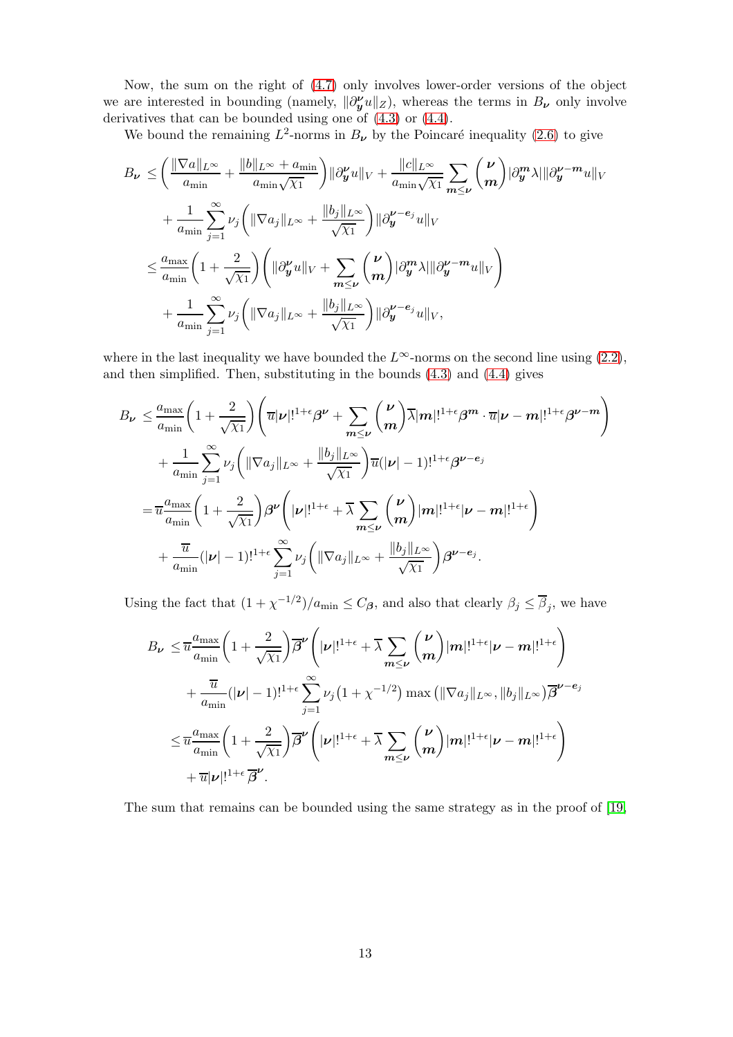Now, the sum on the right of (4.7) only involves lower-order versions of the object we are interested in bounding (namely, $\|\partial_{\boldsymbol{y}}^{\boldsymbol{\nu}} u\|_Z$), whereas the terms in $B_{\boldsymbol{\nu}}$ only involve derivatives that can be bounded using one of (4.3) or (4.4).

We bound the remaining $L^2$-norms in $B_{\boldsymbol{\nu}}$ by the Poincaré inequality (2.6) to give

$$
\begin{aligned}
B_{\boldsymbol{\nu}} \leq& \left(\frac{\|\nabla a\|_{L^\infty}}{a_{\min}} + \frac{\|b\|_{L^\infty} + a_{\min}}{a_{\min}\sqrt{\chi_1}}\right)\|\partial_{\boldsymbol{y}}^{\boldsymbol{\nu}} u\|_V + \frac{\|c\|_{L^\infty}}{a_{\min}\sqrt{\chi_1}} \sum_{\boldsymbol{m}\leq\boldsymbol{\nu}} \binom{\boldsymbol{\nu}}{\boldsymbol{m}} |\partial_{\boldsymbol{y}}^{\boldsymbol{m}} \lambda| \|\partial_{\boldsymbol{y}}^{\boldsymbol{\nu}-\boldsymbol{m}} u\|_V \\
&+ \frac{1}{a_{\min}} \sum_{j=1}^\infty \nu_j \left(\|\nabla a_j\|_{L^\infty} + \frac{\|b_j\|_{L^\infty}}{\sqrt{\chi_1}}\right) \|\partial_{\boldsymbol{y}}^{\boldsymbol{\nu}-\boldsymbol{e}_j} u\|_V \\
\leq& \frac{a_{\max}}{a_{\min}}\left(1 + \frac{2}{\sqrt{\chi_1}}\right)\left(\|\partial_{\boldsymbol{y}}^{\boldsymbol{\nu}} u\|_V + \sum_{\boldsymbol{m}\leq\boldsymbol{\nu}} \binom{\boldsymbol{\nu}}{\boldsymbol{m}} |\partial_{\boldsymbol{y}}^{\boldsymbol{m}} \lambda| \|\partial_{\boldsymbol{y}}^{\boldsymbol{\nu}-\boldsymbol{m}} u\|_V\right) \\
&+ \frac{1}{a_{\min}} \sum_{j=1}^\infty \nu_j \left(\|\nabla a_j\|_{L^\infty} + \frac{\|b_j\|_{L^\infty}}{\sqrt{\chi_1}}\right) \|\partial_{\boldsymbol{y}}^{\boldsymbol{\nu}-\boldsymbol{e}_j} u\|_V,
\end{aligned}
$$

where in the last inequality we have bounded the $L^\infty$-norms on the second line using (2.2), and then simplified. Then, substituting in the bounds (4.3) and (4.4) gives

$$
\begin{aligned}
B_{\boldsymbol{\nu}} \leq& \frac{a_{\max}}{a_{\min}}\left(1 + \frac{2}{\sqrt{\chi_1}}\right)\left(\overline{u}|\boldsymbol{\nu}|!^{1+\epsilon}\boldsymbol{\beta}^{\boldsymbol{\nu}} + \sum_{\boldsymbol{m}\leq\boldsymbol{\nu}} \binom{\boldsymbol{\nu}}{\boldsymbol{m}} \overline{\lambda}|\boldsymbol{m}|!^{1+\epsilon}\boldsymbol{\beta}^{\boldsymbol{m}} \cdot \overline{u}|\boldsymbol{\nu}-\boldsymbol{m}|!^{1+\epsilon}\boldsymbol{\beta}^{\boldsymbol{\nu}-\boldsymbol{m}}\right) \\
&+ \frac{1}{a_{\min}} \sum_{j=1}^\infty \nu_j \left(\|\nabla a_j\|_{L^\infty} + \frac{\|b_j\|_{L^\infty}}{\sqrt{\chi_1}}\right) \overline{u}(|\boldsymbol{\nu}|-1)!^{1+\epsilon}\boldsymbol{\beta}^{\boldsymbol{\nu}-\boldsymbol{e}_j} \\
=& \overline{u}\frac{a_{\max}}{a_{\min}}\left(1 + \frac{2}{\sqrt{\chi_1}}\right)\boldsymbol{\beta}^{\boldsymbol{\nu}}\left(|\boldsymbol{\nu}|!^{1+\epsilon} + \overline{\lambda}\sum_{\boldsymbol{m}\leq\boldsymbol{\nu}} \binom{\boldsymbol{\nu}}{\boldsymbol{m}} |\boldsymbol{m}|!^{1+\epsilon}|\boldsymbol{\nu}-\boldsymbol{m}|!^{1+\epsilon}\right) \\
&+ \frac{\overline{u}}{a_{\min}}(|\boldsymbol{\nu}|-1)!^{1+\epsilon} \sum_{j=1}^\infty \nu_j \left(\|\nabla a_j\|_{L^\infty} + \frac{\|b_j\|_{L^\infty}}{\sqrt{\chi_1}}\right)\boldsymbol{\beta}^{\boldsymbol{\nu}-\boldsymbol{e}_j}.
\end{aligned}
$$

Using the fact that $(1+\chi^{-1/2})/a_{\min} \leq C_{\boldsymbol{\beta}}$, and also that clearly $\beta_j \leq \overline{\beta}_j$, we have

$$
\begin{aligned}
B_{\boldsymbol{\nu}} \leq& \overline{u}\frac{a_{\max}}{a_{\min}}\left(1 + \frac{2}{\sqrt{\chi_1}}\right)\overline{\boldsymbol{\beta}}^{\boldsymbol{\nu}}\left(|\boldsymbol{\nu}|!^{1+\epsilon} + \overline{\lambda}\sum_{\boldsymbol{m}\leq\boldsymbol{\nu}} \binom{\boldsymbol{\nu}}{\boldsymbol{m}} |\boldsymbol{m}|!^{1+\epsilon}|\boldsymbol{\nu}-\boldsymbol{m}|!^{1+\epsilon}\right) \\
&+ \frac{\overline{u}}{a_{\min}}(|\boldsymbol{\nu}|-1)!^{1+\epsilon} \sum_{j=1}^\infty \nu_j \big(1+\chi^{-1/2}\big) \max\big(\|\nabla a_j\|_{L^\infty}, \|b_j\|_{L^\infty}\big)\overline{\boldsymbol{\beta}}^{\boldsymbol{\nu}-\boldsymbol{e}_j} \\
\leq& \overline{u}\frac{a_{\max}}{a_{\min}}\left(1 + \frac{2}{\sqrt{\chi_1}}\right)\overline{\boldsymbol{\beta}}^{\boldsymbol{\nu}}\left(|\boldsymbol{\nu}|!^{1+\epsilon} + \overline{\lambda}\sum_{\boldsymbol{m}\leq\boldsymbol{\nu}} \binom{\boldsymbol{\nu}}{\boldsymbol{m}} |\boldsymbol{m}|!^{1+\epsilon}|\boldsymbol{\nu}-\boldsymbol{m}|!^{1+\epsilon}\right) \\
&+ \overline{u}|\boldsymbol{\nu}|!^{1+\epsilon}\,\overline{\boldsymbol{\beta}}^{\boldsymbol{\nu}}.
\end{aligned}
$$

The sum that remains can be bounded using the same strategy as in the proof of [19,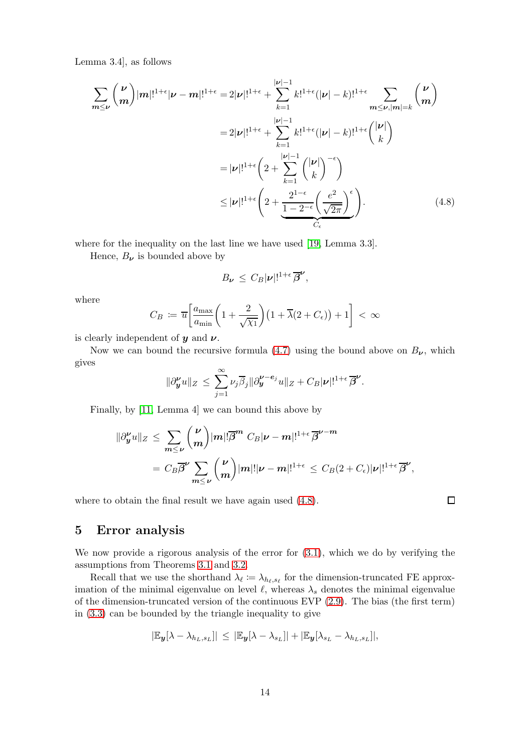Lemma 3.4], as follows

$$
\begin{aligned}
\sum_{\boldsymbol{m}\le\boldsymbol{\nu}} \binom{\boldsymbol{\nu}}{\boldsymbol{m}} |\boldsymbol{m}|!^{1+\epsilon} |\boldsymbol{\nu}-\boldsymbol{m}|!^{1+\epsilon} &= 2|\boldsymbol{\nu}|!^{1+\epsilon} + \sum_{k=1}^{|\boldsymbol{\nu}|-1} k!^{1+\epsilon} (|\boldsymbol{\nu}|-k)!^{1+\epsilon} \sum_{\boldsymbol{m}\le\boldsymbol{\nu}, |\boldsymbol{m}|=k} \binom{\boldsymbol{\nu}}{\boldsymbol{m}} \\
&= 2|\boldsymbol{\nu}|!^{1+\epsilon} + \sum_{k=1}^{|\boldsymbol{\nu}|-1} k!^{1+\epsilon} (|\boldsymbol{\nu}|-k)!^{1+\epsilon} \binom{|\boldsymbol{\nu}|}{k} \\
&= |\boldsymbol{\nu}|!^{1+\epsilon} \bigg( 2 + \sum_{k=1}^{|\boldsymbol{\nu}|-1} \binom{|\boldsymbol{\nu}|}{k}^{-\epsilon} \bigg) \\
&\le |\boldsymbol{\nu}|!^{1+\epsilon} \bigg( 2 + \underbrace{\frac{2^{1-\epsilon}}{1-2^{-\epsilon}} \bigg( \frac{e^2}{\sqrt{2\pi}} \bigg)^{\epsilon}}_{C_\epsilon} \bigg).
\end{aligned} \tag{4.8}
$$

where for the inequality on the last line we have used [19, Lemma 3.3].

Hence, $B_{\boldsymbol{\nu}}$ is bounded above by

$$
B_{\boldsymbol{\nu}} \le C_B |\boldsymbol{\nu}|!^{1+\epsilon} \overline{\boldsymbol{\beta}}^{\boldsymbol{\nu}},
$$

where

$$
C_B := \overline{u} \bigg[ \frac{a_{\max}}{a_{\min}} \bigg( 1 + \frac{2}{\sqrt{\chi_1}} \bigg) \big( 1 + \overline{\lambda}(2 + C_\epsilon) \big) + 1 \bigg] < \infty
$$

is clearly independent of $\boldsymbol{y}$ and $\boldsymbol{\nu}$.

Now we can bound the recursive formula (4.7) using the bound above on $B_{\boldsymbol{\nu}}$, which gives

$$
\|\partial_{\boldsymbol{y}}^{\boldsymbol{\nu}} u\|_Z \le \sum_{j=1}^{\infty} \nu_j \overline{\beta}_j \|\partial_{\boldsymbol{y}}^{\boldsymbol{\nu}-\boldsymbol{e}_j} u\|_Z + C_B |\boldsymbol{\nu}|!^{1+\epsilon} \overline{\boldsymbol{\beta}}^{\boldsymbol{\nu}}.
$$

Finally, by [11, Lemma 4] we can bound this above by

$$
\begin{aligned}
\|\partial_{\boldsymbol{y}}^{\boldsymbol{\nu}} u\|_Z &\le \sum_{\boldsymbol{m}\le\boldsymbol{\nu}} \binom{\boldsymbol{\nu}}{\boldsymbol{m}} |\boldsymbol{m}|! \overline{\boldsymbol{\beta}}^{\boldsymbol{m}}\, C_B |\boldsymbol{\nu}-\boldsymbol{m}|!^{1+\epsilon} \overline{\boldsymbol{\beta}}^{\boldsymbol{\nu}-\boldsymbol{m}} \\
&= C_B \overline{\boldsymbol{\beta}}^{\boldsymbol{\nu}} \sum_{\boldsymbol{m}\le\boldsymbol{\nu}} \binom{\boldsymbol{\nu}}{\boldsymbol{m}} |\boldsymbol{m}|! |\boldsymbol{\nu}-\boldsymbol{m}|!^{1+\epsilon} \le C_B (2 + C_\epsilon) |\boldsymbol{\nu}|!^{1+\epsilon} \overline{\boldsymbol{\beta}}^{\boldsymbol{\nu}},
\end{aligned}
$$

where to obtain the final result we have again used (4.8). □

## 5 Error analysis

We now provide a rigorous analysis of the error for (3.1), which we do by verifying the assumptions from Theorems 3.1 and 3.2.

Recall that we use the shorthand $\lambda_\ell := \lambda_{h_\ell, s_\ell}$ for the dimension-truncated FE approximation of the minimal eigenvalue on level $\ell$, whereas $\lambda_s$ denotes the minimal eigenvalue of the dimension-truncated version of the continuous EVP (2.9). The bias (the first term) in (3.3) can be bounded by the triangle inequality to give

$$
|\mathbb{E}_{\boldsymbol{y}}[\lambda - \lambda_{h_L, s_L}]| \le |\mathbb{E}_{\boldsymbol{y}}[\lambda - \lambda_{s_L}]| + |\mathbb{E}_{\boldsymbol{y}}[\lambda_{s_L} - \lambda_{h_L, s_L}]|,
$$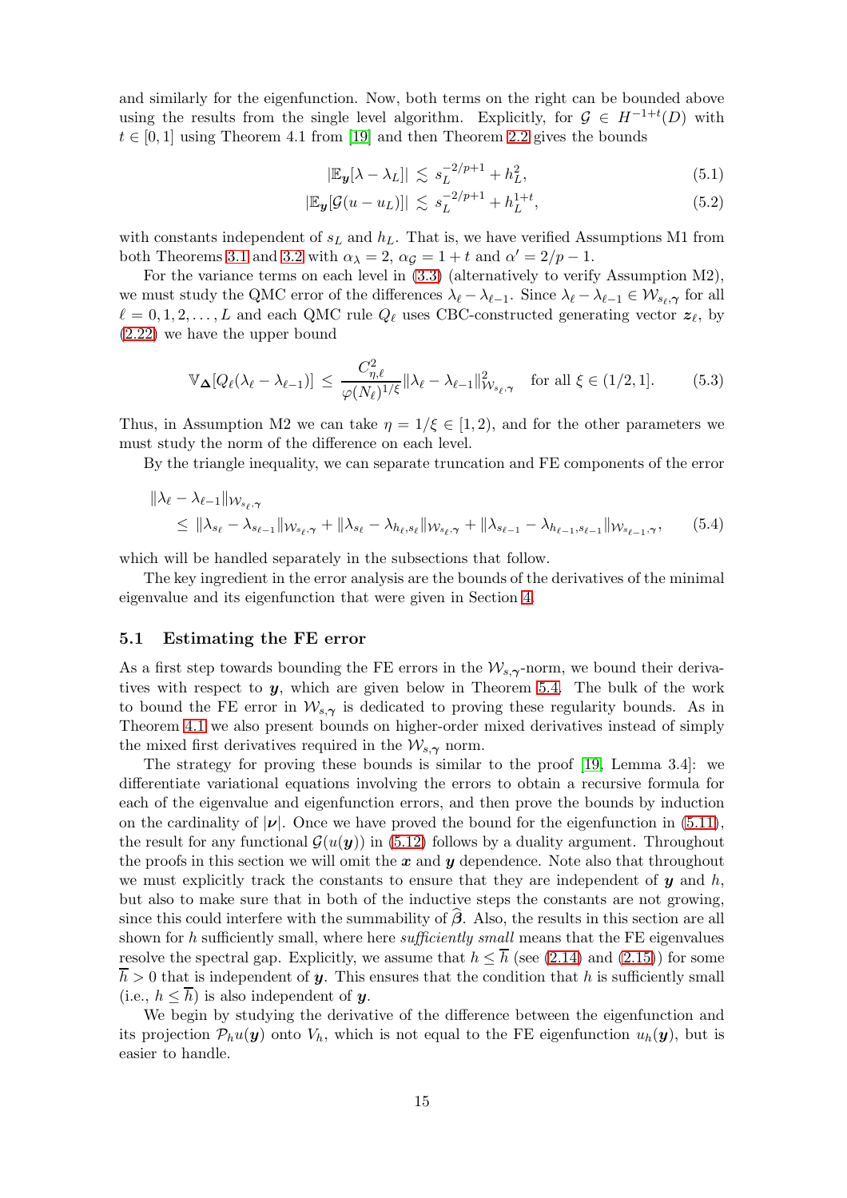and similarly for the eigenfunction. Now, both terms on the right can be bounded above using the results from the single level algorithm. Explicitly, for $\mathcal{G} \in H^{-1+t}(D)$ with $t \in [0,1]$ using Theorem 4.1 from [19] and then Theorem 2.2 gives the bounds

$$|\mathbb{E}_{\boldsymbol{y}}[\lambda - \lambda_L]| \lesssim s_L^{-2/p+1} + h_L^2, \tag{5.1}$$

$$|\mathbb{E}_{\boldsymbol{y}}[\mathcal{G}(u - u_L)]| \lesssim s_L^{-2/p+1} + h_L^{1+t}, \tag{5.2}$$

with constants independent of $s_L$ and $h_L$. That is, we have verified Assumptions M1 from both Theorems 3.1 and 3.2 with $\alpha_\lambda = 2$, $\alpha_{\mathcal{G}} = 1 + t$ and $\alpha' = 2/p - 1$.

For the variance terms on each level in (3.3) (alternatively to verify Assumption M2), we must study the QMC error of the differences $\lambda_\ell - \lambda_{\ell-1}$. Since $\lambda_\ell - \lambda_{\ell-1} \in \mathcal{W}_{s_\ell,\boldsymbol{\gamma}}$ for all $\ell = 0, 1, 2, \ldots, L$ and each QMC rule $Q_\ell$ uses CBC-constructed generating vector $\boldsymbol{z}_\ell$, by (2.22) we have the upper bound

$$\mathbb{V}_{\boldsymbol{\Delta}}[Q_\ell(\lambda_\ell - \lambda_{\ell-1})] \leq \frac{C_{\eta,\ell}^2}{\varphi(N_\ell)^{1/\xi}} \|\lambda_\ell - \lambda_{\ell-1}\|^2_{\mathcal{W}_{s_\ell,\boldsymbol{\gamma}}} \quad \text{for all } \xi \in (1/2, 1]. \tag{5.3}$$

Thus, in Assumption M2 we can take $\eta = 1/\xi \in [1, 2)$, and for the other parameters we must study the norm of the difference on each level.

By the triangle inequality, we can separate truncation and FE components of the error

$$\begin{aligned} &\|\lambda_\ell - \lambda_{\ell-1}\|_{\mathcal{W}_{s_\ell,\boldsymbol{\gamma}}} \\ &\quad \leq \|\lambda_{s_\ell} - \lambda_{s_{\ell-1}}\|_{\mathcal{W}_{s_\ell,\boldsymbol{\gamma}}} + \|\lambda_{s_\ell} - \lambda_{h_\ell,s_\ell}\|_{\mathcal{W}_{s_\ell,\boldsymbol{\gamma}}} + \|\lambda_{s_{\ell-1}} - \lambda_{h_{\ell-1},s_{\ell-1}}\|_{\mathcal{W}_{s_{\ell-1},\boldsymbol{\gamma}}}, \end{aligned} \tag{5.4}$$

which will be handled separately in the subsections that follow.

The key ingredient in the error analysis are the bounds of the derivatives of the minimal eigenvalue and its eigenfunction that were given in Section 4.

## 5.1 Estimating the FE error

As a first step towards bounding the FE errors in the $\mathcal{W}_{s,\boldsymbol{\gamma}}$-norm, we bound their derivatives with respect to $\boldsymbol{y}$, which are given below in Theorem 5.4. The bulk of the work to bound the FE error in $\mathcal{W}_{s,\boldsymbol{\gamma}}$ is dedicated to proving these regularity bounds. As in Theorem 4.1 we also present bounds on higher-order mixed derivatives instead of simply the mixed first derivatives required in the $\mathcal{W}_{s,\boldsymbol{\gamma}}$ norm.

The strategy for proving these bounds is similar to the proof [19, Lemma 3.4]: we differentiate variational equations involving the errors to obtain a recursive formula for each of the eigenvalue and eigenfunction errors, and then prove the bounds by induction on the cardinality of $|\boldsymbol{\nu}|$. Once we have proved the bound for the eigenfunction in (5.11), the result for any functional $\mathcal{G}(u(\boldsymbol{y}))$ in (5.12) follows by a duality argument. Throughout the proofs in this section we will omit the $\boldsymbol{x}$ and $\boldsymbol{y}$ dependence. Note also that throughout we must explicitly track the constants to ensure that they are independent of $\boldsymbol{y}$ and $h$, but also to make sure that in both of the inductive steps the constants are not growing, since this could interfere with the summability of $\widehat{\boldsymbol{\beta}}$. Also, the results in this section are all shown for $h$ sufficiently small, where here *sufficiently small* means that the FE eigenvalues resolve the spectral gap. Explicitly, we assume that $h \leq \overline{h}$ (see (2.14) and (2.15)) for some $\overline{h} > 0$ that is independent of $\boldsymbol{y}$. This ensures that the condition that $h$ is sufficiently small (i.e., $h \leq \overline{h}$) is also independent of $\boldsymbol{y}$.

We begin by studying the derivative of the difference between the eigenfunction and its projection $\mathcal{P}_h u(\boldsymbol{y})$ onto $V_h$, which is not equal to the FE eigenfunction $u_h(\boldsymbol{y})$, but is easier to handle.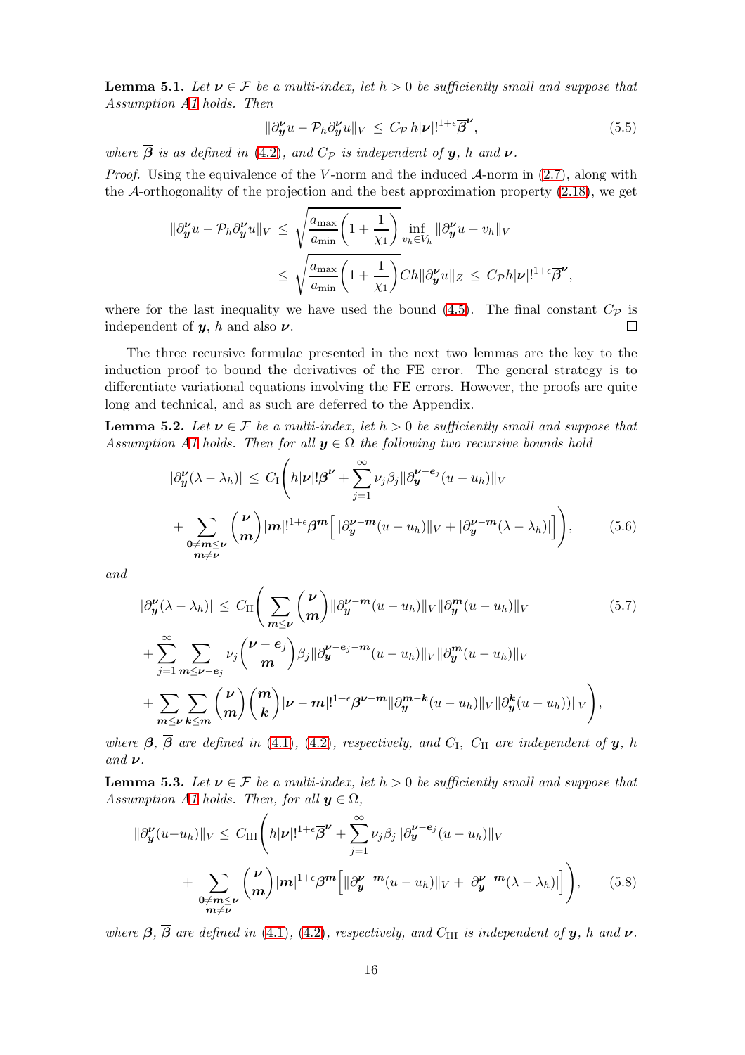**Lemma 5.1.** *Let $\boldsymbol{\nu} \in \mathcal{F}$ be a multi-index, let $h > 0$ be sufficiently small and suppose that Assumption A1 holds. Then*

$$\|\partial_{\boldsymbol{y}}^{\boldsymbol{\nu}} u - \mathcal{P}_h \partial_{\boldsymbol{y}}^{\boldsymbol{\nu}} u\|_V \leq C_{\mathcal{P}}\, h |\boldsymbol{\nu}|!^{1+\epsilon} \overline{\boldsymbol{\beta}}^{\boldsymbol{\nu}}, \tag{5.5}$$

*where $\overline{\boldsymbol{\beta}}$ is as defined in (4.2), and $C_{\mathcal{P}}$ is independent of $\boldsymbol{y}$, $h$ and $\boldsymbol{\nu}$.*

*Proof.* Using the equivalence of the $V$-norm and the induced $\mathcal{A}$-norm in (2.7), along with the $\mathcal{A}$-orthogonality of the projection and the best approximation property (2.18), we get

$$\begin{aligned}
\|\partial_{\boldsymbol{y}}^{\boldsymbol{\nu}} u - \mathcal{P}_h \partial_{\boldsymbol{y}}^{\boldsymbol{\nu}} u\|_V &\leq \sqrt{\frac{a_{\max}}{a_{\min}}\left(1 + \frac{1}{\chi_1}\right)} \inf_{v_h \in V_h} \|\partial_{\boldsymbol{y}}^{\boldsymbol{\nu}} u - v_h\|_V \\
&\leq \sqrt{\frac{a_{\max}}{a_{\min}}\left(1 + \frac{1}{\chi_1}\right)} Ch \|\partial_{\boldsymbol{y}}^{\boldsymbol{\nu}} u\|_Z \leq C_{\mathcal{P}} h |\boldsymbol{\nu}|!^{1+\epsilon} \overline{\boldsymbol{\beta}}^{\boldsymbol{\nu}},
\end{aligned}$$

where for the last inequality we have used the bound (4.5). The final constant $C_{\mathcal{P}}$ is independent of $\boldsymbol{y}$, $h$ and also $\boldsymbol{\nu}$. $\square$

The three recursive formulae presented in the next two lemmas are the key to the induction proof to bound the derivatives of the FE error. The general strategy is to differentiate variational equations involving the FE errors. However, the proofs are quite long and technical, and as such are deferred to the Appendix.

**Lemma 5.2.** *Let $\boldsymbol{\nu} \in \mathcal{F}$ be a multi-index, let $h > 0$ be sufficiently small and suppose that Assumption A1 holds. Then for all $\boldsymbol{y} \in \Omega$ the following two recursive bounds hold*

$$\begin{aligned}
|\partial_{\boldsymbol{y}}^{\boldsymbol{\nu}}(\lambda - \lambda_h)| &\leq C_{\mathrm{I}} \Bigg( h |\boldsymbol{\nu}|! \overline{\boldsymbol{\beta}}^{\boldsymbol{\nu}} + \sum_{j=1}^{\infty} \nu_j \beta_j \|\partial_{\boldsymbol{y}}^{\boldsymbol{\nu} - \boldsymbol{e}_j}(u - u_h)\|_V \\
&+ \sum_{\substack{\boldsymbol{0} \neq \boldsymbol{m} \leq \boldsymbol{\nu} \\ \boldsymbol{m} \neq \boldsymbol{\nu}}} \binom{\boldsymbol{\nu}}{\boldsymbol{m}} |\boldsymbol{m}|!^{1+\epsilon} \boldsymbol{\beta}^{\boldsymbol{m}} \Big[ \|\partial_{\boldsymbol{y}}^{\boldsymbol{\nu} - \boldsymbol{m}}(u - u_h)\|_V + |\partial_{\boldsymbol{y}}^{\boldsymbol{\nu} - \boldsymbol{m}}(\lambda - \lambda_h)| \Big] \Bigg),
\end{aligned} \tag{5.6}$$

*and*

$$\begin{aligned}
|\partial_{\boldsymbol{y}}^{\boldsymbol{\nu}}(\lambda - \lambda_h)| &\leq C_{\mathrm{II}} \Bigg( \sum_{\boldsymbol{m} \leq \boldsymbol{\nu}} \binom{\boldsymbol{\nu}}{\boldsymbol{m}} \|\partial_{\boldsymbol{y}}^{\boldsymbol{\nu} - \boldsymbol{m}}(u - u_h)\|_V \|\partial_{\boldsymbol{y}}^{\boldsymbol{m}}(u - u_h)\|_V \\
&+ \sum_{j=1}^{\infty} \sum_{\boldsymbol{m} \leq \boldsymbol{\nu} - \boldsymbol{e}_j} \nu_j \binom{\boldsymbol{\nu} - \boldsymbol{e}_j}{\boldsymbol{m}} \beta_j \|\partial_{\boldsymbol{y}}^{\boldsymbol{\nu} - \boldsymbol{e}_j - \boldsymbol{m}}(u - u_h)\|_V \|\partial_{\boldsymbol{y}}^{\boldsymbol{m}}(u - u_h)\|_V \\
&+ \sum_{\boldsymbol{m} \leq \boldsymbol{\nu}} \sum_{\boldsymbol{k} \leq \boldsymbol{m}} \binom{\boldsymbol{\nu}}{\boldsymbol{m}} \binom{\boldsymbol{m}}{\boldsymbol{k}} |\boldsymbol{\nu} - \boldsymbol{m}|!^{1+\epsilon} \boldsymbol{\beta}^{\boldsymbol{\nu} - \boldsymbol{m}} \|\partial_{\boldsymbol{y}}^{\boldsymbol{m} - \boldsymbol{k}}(u - u_h)\|_V \|\partial_{\boldsymbol{y}}^{\boldsymbol{k}}(u - u_h))\|_V \Bigg),
\end{aligned} \tag{5.7}$$

*where $\boldsymbol{\beta}$, $\overline{\boldsymbol{\beta}}$ are defined in (4.1), (4.2), respectively, and $C_{\mathrm{I}}$, $C_{\mathrm{II}}$ are independent of $\boldsymbol{y}$, $h$ and $\boldsymbol{\nu}$.*

**Lemma 5.3.** *Let $\boldsymbol{\nu} \in \mathcal{F}$ be a multi-index, let $h > 0$ be sufficiently small and suppose that Assumption A1 holds. Then, for all $\boldsymbol{y} \in \Omega$,*

$$\begin{aligned}
\|\partial_{\boldsymbol{y}}^{\boldsymbol{\nu}}(u - u_h)\|_V &\leq C_{\mathrm{III}} \Bigg( h |\boldsymbol{\nu}|!^{1+\epsilon} \overline{\boldsymbol{\beta}}^{\boldsymbol{\nu}} + \sum_{j=1}^{\infty} \nu_j \beta_j \|\partial_{\boldsymbol{y}}^{\boldsymbol{\nu} - \boldsymbol{e}_j}(u - u_h)\|_V \\
&+ \sum_{\substack{\boldsymbol{0} \neq \boldsymbol{m} \leq \boldsymbol{\nu} \\ \boldsymbol{m} \neq \boldsymbol{\nu}}} \binom{\boldsymbol{\nu}}{\boldsymbol{m}} |\boldsymbol{m}|^{1+\epsilon} \boldsymbol{\beta}^{\boldsymbol{m}} \Big[ \|\partial_{\boldsymbol{y}}^{\boldsymbol{\nu} - \boldsymbol{m}}(u - u_h)\|_V + |\partial_{\boldsymbol{y}}^{\boldsymbol{\nu} - \boldsymbol{m}}(\lambda - \lambda_h)| \Big] \Bigg),
\end{aligned} \tag{5.8}$$

*where $\boldsymbol{\beta}$, $\overline{\boldsymbol{\beta}}$ are defined in (4.1), (4.2), respectively, and $C_{\mathrm{III}}$ is independent of $\boldsymbol{y}$, $h$ and $\boldsymbol{\nu}$.*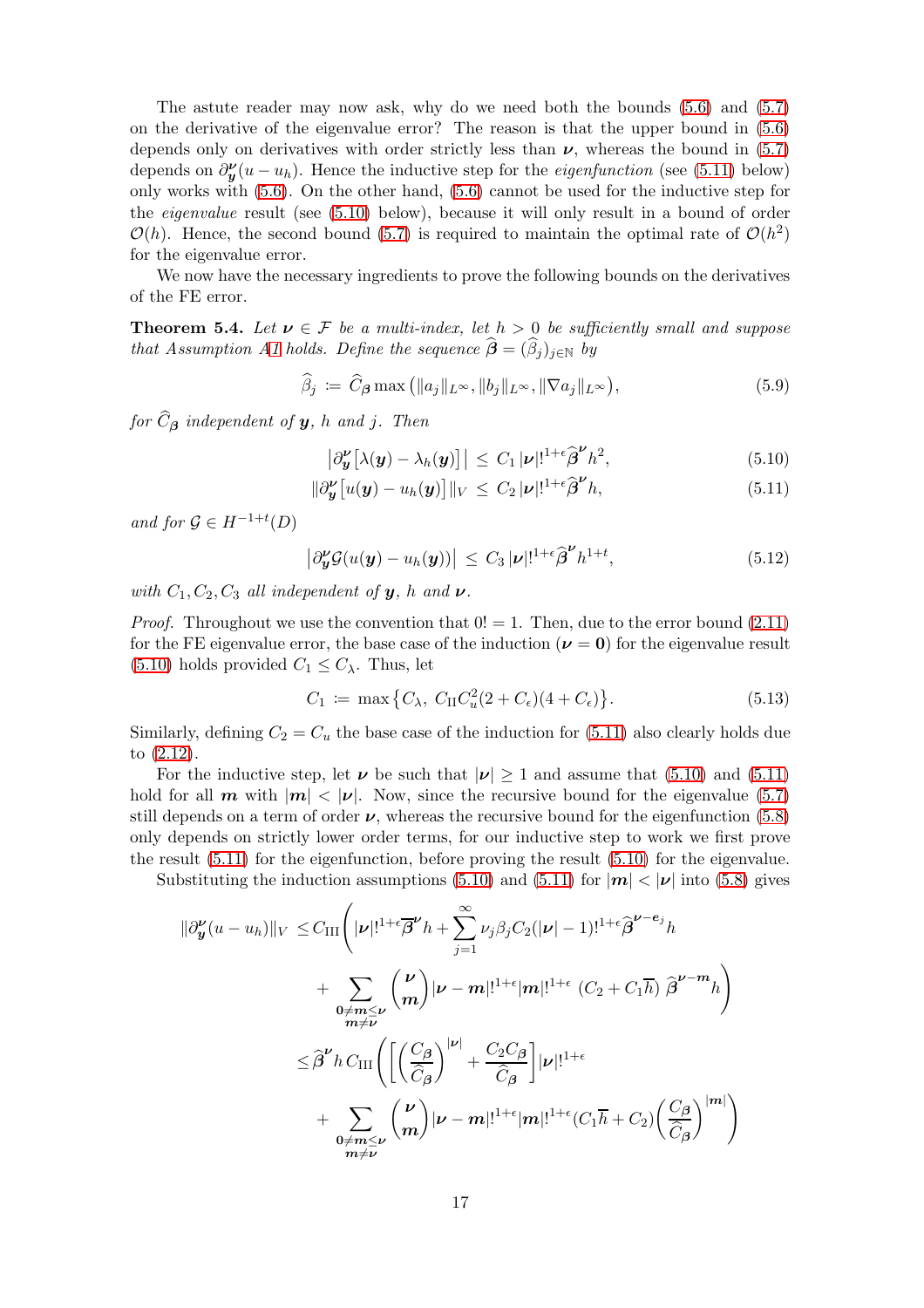The astute reader may now ask, why do we need both the bounds (5.6) and (5.7) on the derivative of the eigenvalue error? The reason is that the upper bound in (5.6) depends only on derivatives with order strictly less than $\boldsymbol{\nu}$, whereas the bound in (5.7) depends on $\partial^{\boldsymbol{\nu}}_{\boldsymbol{y}}(u - u_h)$. Hence the inductive step for the *eigenfunction* (see (5.11) below) only works with (5.6). On the other hand, (5.6) cannot be used for the inductive step for the *eigenvalue* result (see (5.10) below), because it will only result in a bound of order $\mathcal{O}(h)$. Hence, the second bound (5.7) is required to maintain the optimal rate of $\mathcal{O}(h^2)$ for the eigenvalue error.

We now have the necessary ingredients to prove the following bounds on the derivatives of the FE error.

**Theorem 5.4.** *Let $\boldsymbol{\nu} \in \mathcal{F}$ be a multi-index, let $h > 0$ be sufficiently small and suppose that Assumption A1 holds. Define the sequence $\widehat{\boldsymbol{\beta}} = (\widehat{\beta}_j)_{j\in\mathbb{N}}$ by*

$$\widehat{\beta}_j := \widehat{C}_{\boldsymbol{\beta}} \max\big(\|a_j\|_{L^\infty}, \|b_j\|_{L^\infty}, \|\nabla a_j\|_{L^\infty}\big), \tag{5.9}$$

*for $\widehat{C}_{\boldsymbol{\beta}}$ independent of $\boldsymbol{y}$, $h$ and $j$. Then*

$$\big|\partial^{\boldsymbol{\nu}}_{\boldsymbol{y}}\big[\lambda(\boldsymbol{y}) - \lambda_h(\boldsymbol{y})\big]\big| \leq C_1 |\boldsymbol{\nu}|!^{1+\epsilon} \widehat{\boldsymbol{\beta}}^{\boldsymbol{\nu}} h^2, \tag{5.10}$$

$$\|\partial^{\boldsymbol{\nu}}_{\boldsymbol{y}}\big[u(\boldsymbol{y}) - u_h(\boldsymbol{y})\big]\|_V \leq C_2 |\boldsymbol{\nu}|!^{1+\epsilon} \widehat{\boldsymbol{\beta}}^{\boldsymbol{\nu}} h, \tag{5.11}$$

*and for $\mathcal{G} \in H^{-1+t}(D)$*

$$\big|\partial^{\boldsymbol{\nu}}_{\boldsymbol{y}} \mathcal{G}(u(\boldsymbol{y}) - u_h(\boldsymbol{y}))\big| \leq C_3 |\boldsymbol{\nu}|!^{1+\epsilon} \widehat{\boldsymbol{\beta}}^{\boldsymbol{\nu}} h^{1+t}, \tag{5.12}$$

*with $C_1, C_2, C_3$ all independent of $\boldsymbol{y}$, $h$ and $\boldsymbol{\nu}$.*

*Proof.* Throughout we use the convention that $0! = 1$. Then, due to the error bound (2.11) for the FE eigenvalue error, the base case of the induction ($\boldsymbol{\nu} = \boldsymbol{0}$) for the eigenvalue result (5.10) holds provided $C_1 \leq C_\lambda$. Thus, let

$$C_1 := \max\big\{C_\lambda,\ C_{\mathrm{II}} C_u^2 (2 + C_\epsilon)(4 + C_\epsilon)\big\}. \tag{5.13}$$

Similarly, defining $C_2 = C_u$ the base case of the induction for (5.11) also clearly holds due to (2.12).

For the inductive step, let $\boldsymbol{\nu}$ be such that $|\boldsymbol{\nu}| \geq 1$ and assume that (5.10) and (5.11) hold for all $\boldsymbol{m}$ with $|\boldsymbol{m}| < |\boldsymbol{\nu}|$. Now, since the recursive bound for the eigenvalue (5.7) still depends on a term of order $\boldsymbol{\nu}$, whereas the recursive bound for the eigenfunction (5.8) only depends on strictly lower order terms, for our inductive step to work we first prove the result (5.11) for the eigenfunction, before proving the result (5.10) for the eigenvalue.

Substituting the induction assumptions (5.10) and (5.11) for $|\boldsymbol{m}| < |\boldsymbol{\nu}|$ into (5.8) gives

$$\begin{aligned}
\|\partial^{\boldsymbol{\nu}}_{\boldsymbol{y}}(u - u_h)\|_V \leq\ & C_{\mathrm{III}}\Bigg(|\boldsymbol{\nu}|!^{1+\epsilon}\overline{\boldsymbol{\beta}}^{\boldsymbol{\nu}} h + \sum_{j=1}^\infty \nu_j \beta_j C_2 (|\boldsymbol{\nu}| - 1)!^{1+\epsilon} \widehat{\boldsymbol{\beta}}^{\boldsymbol{\nu} - \boldsymbol{e}_j} h \\
&+ \sum_{\substack{\boldsymbol{0} \neq \boldsymbol{m} \leq \boldsymbol{\nu} \\ \boldsymbol{m} \neq \boldsymbol{\nu}}} \binom{\boldsymbol{\nu}}{\boldsymbol{m}} |\boldsymbol{\nu} - \boldsymbol{m}|!^{1+\epsilon} |\boldsymbol{m}|!^{1+\epsilon}\, \big(C_2 + C_1 \overline{h}\big)\, \widehat{\boldsymbol{\beta}}^{\boldsymbol{\nu} - \boldsymbol{m}} h\Bigg) \\
\leq\ & \widehat{\boldsymbol{\beta}}^{\boldsymbol{\nu}} h\, C_{\mathrm{III}} \Bigg(\Bigg[\bigg(\frac{C_{\boldsymbol{\beta}}}{\widehat{C}_{\boldsymbol{\beta}}}\bigg)^{|\boldsymbol{\nu}|} + \frac{C_2 C_{\boldsymbol{\beta}}}{\widehat{C}_{\boldsymbol{\beta}}}\Bigg] |\boldsymbol{\nu}|!^{1+\epsilon} \\
&+ \sum_{\substack{\boldsymbol{0} \neq \boldsymbol{m} \leq \boldsymbol{\nu} \\ \boldsymbol{m} \neq \boldsymbol{\nu}}} \binom{\boldsymbol{\nu}}{\boldsymbol{m}} |\boldsymbol{\nu} - \boldsymbol{m}|!^{1+\epsilon} |\boldsymbol{m}|!^{1+\epsilon} (C_1 \overline{h} + C_2) \bigg(\frac{C_{\boldsymbol{\beta}}}{\widehat{C}_{\boldsymbol{\beta}}}\bigg)^{|\boldsymbol{m}|}\Bigg)
\end{aligned}$$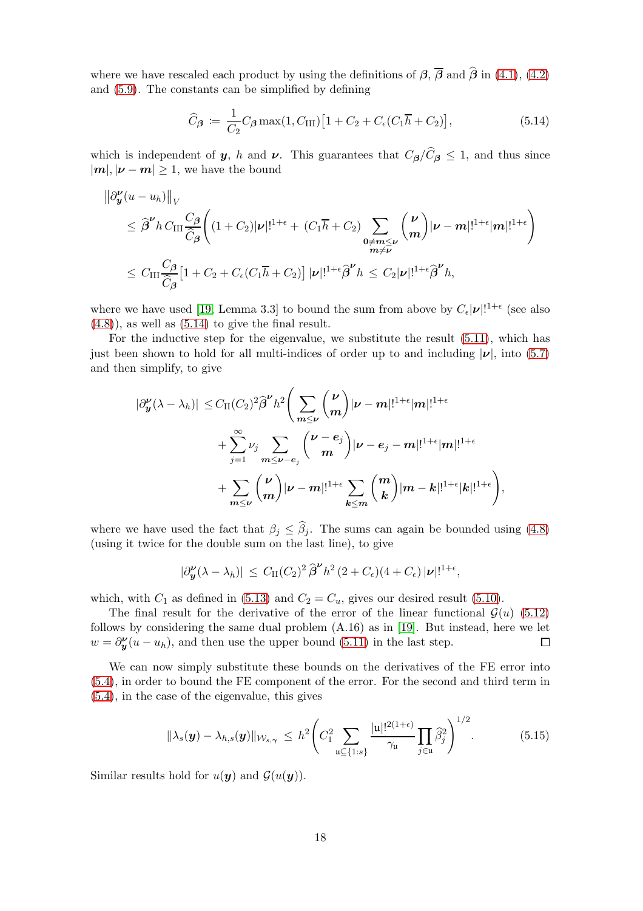where we have rescaled each product by using the definitions of $\boldsymbol{\beta}$, $\overline{\boldsymbol{\beta}}$ and $\widehat{\boldsymbol{\beta}}$ in (4.1), (4.2) and (5.9). The constants can be simplified by defining

$$\widehat{C}_{\boldsymbol{\beta}} := \frac{1}{C_2} C_{\boldsymbol{\beta}} \max(1, C_{\mathrm{III}})\big[1 + C_2 + C_\epsilon(C_1\overline{h} + C_2)\big], \tag{5.14}$$

which is independent of $\boldsymbol{y}$, $h$ and $\boldsymbol{\nu}$. This guarantees that $C_{\boldsymbol{\beta}}/\widehat{C}_{\boldsymbol{\beta}} \leq 1$, and thus since $|\boldsymbol{m}|, |\boldsymbol{\nu} - \boldsymbol{m}| \geq 1$, we have the bound

$$\begin{aligned}
&\big\|\partial_{\boldsymbol{y}}^{\boldsymbol{\nu}}(u - u_h)\big\|_V \\
&\quad\leq \widehat{\boldsymbol{\beta}}^{\boldsymbol{\nu}} h\, C_{\mathrm{III}} \frac{C_{\boldsymbol{\beta}}}{\widehat{C}_{\boldsymbol{\beta}}}\Bigg((1 + C_2)|\boldsymbol{\nu}|!^{1+\epsilon} + (C_1\overline{h} + C_2) \sum_{\substack{\boldsymbol{0}\neq\boldsymbol{m}\leq\boldsymbol{\nu}\\ \boldsymbol{m}\neq\boldsymbol{\nu}}} \binom{\boldsymbol{\nu}}{\boldsymbol{m}} |\boldsymbol{\nu} - \boldsymbol{m}|!^{1+\epsilon}|\boldsymbol{m}|!^{1+\epsilon}\Bigg) \\
&\quad\leq C_{\mathrm{III}} \frac{C_{\boldsymbol{\beta}}}{\widehat{C}_{\boldsymbol{\beta}}}\big[1 + C_2 + C_\epsilon(C_1\overline{h} + C_2)\big]\,|\boldsymbol{\nu}|!^{1+\epsilon}\widehat{\boldsymbol{\beta}}^{\boldsymbol{\nu}} h \,\leq\, C_2|\boldsymbol{\nu}|!^{1+\epsilon}\widehat{\boldsymbol{\beta}}^{\boldsymbol{\nu}} h,
\end{aligned}$$

where we have used [19, Lemma 3.3] to bound the sum from above by $C_\epsilon|\boldsymbol{\nu}|!^{1+\epsilon}$ (see also (4.8)), as well as (5.14) to give the final result.

For the inductive step for the eigenvalue, we substitute the result (5.11), which has just been shown to hold for all multi-indices of order up to and including $|\boldsymbol{\nu}|$, into (5.7) and then simplify, to give

$$\begin{aligned}
|\partial_{\boldsymbol{y}}^{\boldsymbol{\nu}}(\lambda - \lambda_h)| \leq\, & C_{\mathrm{II}}(C_2)^2\widehat{\boldsymbol{\beta}}^{\boldsymbol{\nu}} h^2 \Bigg( \sum_{\boldsymbol{m}\leq\boldsymbol{\nu}} \binom{\boldsymbol{\nu}}{\boldsymbol{m}} |\boldsymbol{\nu} - \boldsymbol{m}|!^{1+\epsilon}|\boldsymbol{m}|!^{1+\epsilon} \\
&+ \sum_{j=1}^{\infty} \nu_j \sum_{\boldsymbol{m}\leq\boldsymbol{\nu}-\boldsymbol{e}_j} \binom{\boldsymbol{\nu} - \boldsymbol{e}_j}{\boldsymbol{m}} |\boldsymbol{\nu} - \boldsymbol{e}_j - \boldsymbol{m}|!^{1+\epsilon}|\boldsymbol{m}|!^{1+\epsilon} \\
&+ \sum_{\boldsymbol{m}\leq\boldsymbol{\nu}} \binom{\boldsymbol{\nu}}{\boldsymbol{m}} |\boldsymbol{\nu} - \boldsymbol{m}|!^{1+\epsilon} \sum_{\boldsymbol{k}\leq\boldsymbol{m}} \binom{\boldsymbol{m}}{\boldsymbol{k}} |\boldsymbol{m} - \boldsymbol{k}|!^{1+\epsilon}|\boldsymbol{k}|!^{1+\epsilon} \Bigg),
\end{aligned}$$

where we have used the fact that $\beta_j \leq \widehat{\beta}_j$. The sums can again be bounded using (4.8) (using it twice for the double sum on the last line), to give

$$|\partial_{\boldsymbol{y}}^{\boldsymbol{\nu}}(\lambda - \lambda_h)| \,\leq\, C_{\mathrm{II}}(C_2)^2\,\widehat{\boldsymbol{\beta}}^{\boldsymbol{\nu}} h^2\,(2 + C_\epsilon)(4 + C_\epsilon)\,|\boldsymbol{\nu}|!^{1+\epsilon},$$

which, with $C_1$ as defined in (5.13) and $C_2 = C_u$, gives our desired result (5.10).

The final result for the derivative of the error of the linear functional $\mathcal{G}(u)$ (5.12) follows by considering the same dual problem (A.16) as in [19]. But instead, here we let $w = \partial_{\boldsymbol{y}}^{\boldsymbol{\nu}}(u - u_h)$, and then use the upper bound (5.11) in the last step. □

We can now simply substitute these bounds on the derivatives of the FE error into (5.4), in order to bound the FE component of the error. For the second and third term in (5.4), in the case of the eigenvalue, this gives

$$\|\lambda_s(\boldsymbol{y}) - \lambda_{h,s}(\boldsymbol{y})\|_{\mathcal{W}_{s,\boldsymbol{\gamma}}} \,\leq\, h^2\Bigg(C_1^2 \sum_{\mathfrak{u}\subseteq\{1:s\}} \frac{|\mathfrak{u}|!^{2(1+\epsilon)}}{\gamma_{\mathfrak{u}}} \prod_{j\in\mathfrak{u}} \widehat{\beta}_j^2\Bigg)^{1/2}. \tag{5.15}$$

Similar results hold for $u(\boldsymbol{y})$ and $\mathcal{G}(u(\boldsymbol{y}))$.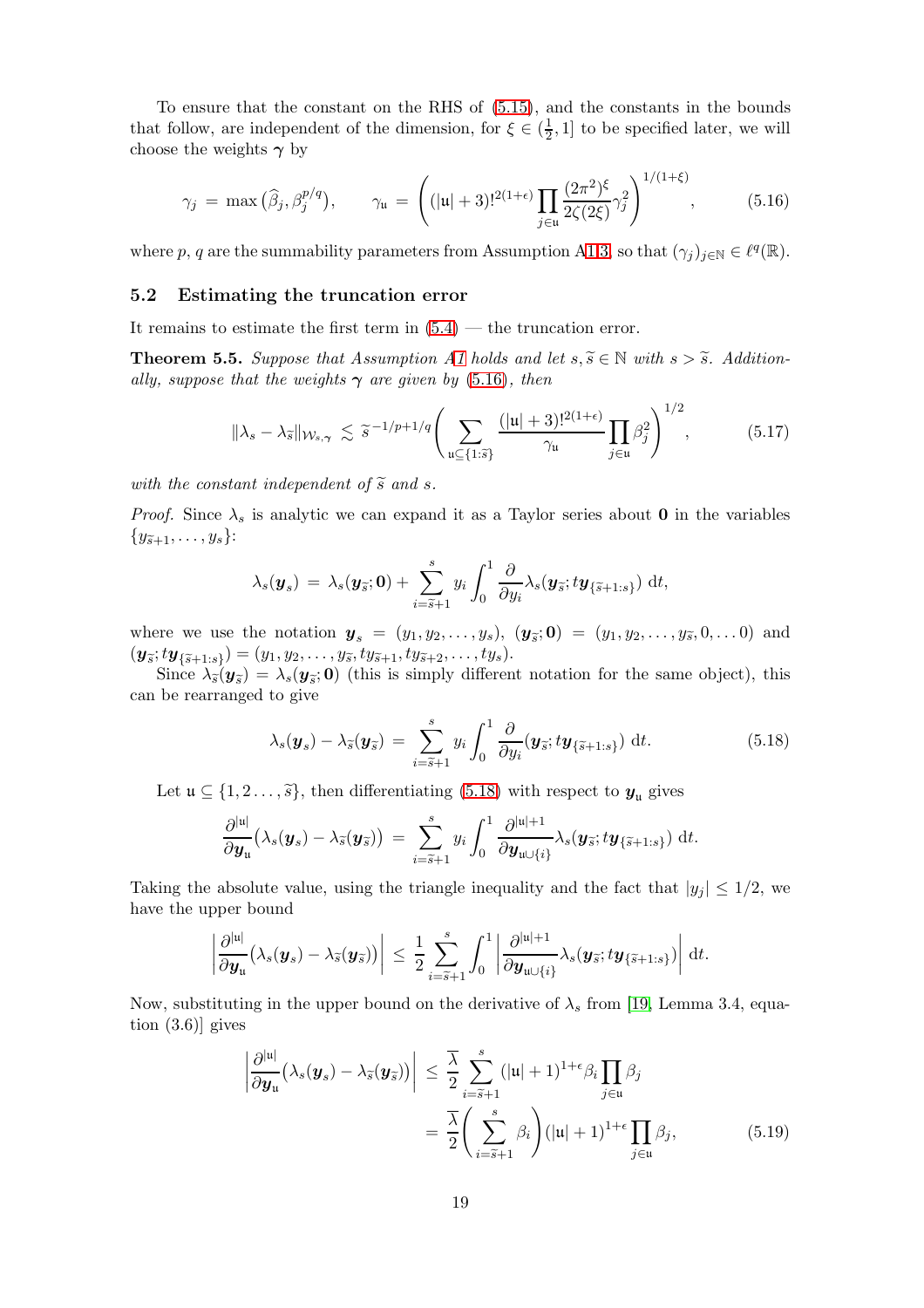To ensure that the constant on the RHS of (5.15), and the constants in the bounds that follow, are independent of the dimension, for $\xi \in (\frac{1}{2}, 1]$ to be specified later, we will choose the weights $\boldsymbol{\gamma}$ by

$$\gamma_j \;=\; \max\big(\widehat{\beta}_j, \beta_j^{p/q}\big), \qquad \gamma_{\mathfrak{u}} \;=\; \left( (|\mathfrak{u}|+3)!^{2(1+\epsilon)} \prod_{j\in\mathfrak{u}} \frac{(2\pi^2)^{\xi}}{2\zeta(2\xi)} \gamma_j^2 \right)^{1/(1+\xi)}, \tag{5.16}$$

where $p, q$ are the summability parameters from Assumption A1.3, so that $(\gamma_j)_{j\in\mathbb{N}} \in \ell^q(\mathbb{R})$.

### 5.2 Estimating the truncation error

It remains to estimate the first term in (5.4) — the truncation error.

**Theorem 5.5.** *Suppose that Assumption A1 holds and let $s, \widetilde{s} \in \mathbb{N}$ with $s > \widetilde{s}$. Additionally, suppose that the weights $\boldsymbol{\gamma}$ are given by (5.16), then*

$$\|\lambda_s - \lambda_{\widetilde{s}}\|_{\mathcal{W}_{s,\boldsymbol{\gamma}}} \;\lesssim\; \widetilde{s}^{\,-1/p+1/q} \left( \sum_{\mathfrak{u}\subseteq\{1:\widetilde{s}\}} \frac{(|\mathfrak{u}|+3)!^{2(1+\epsilon)}}{\gamma_{\mathfrak{u}}} \prod_{j\in\mathfrak{u}} \beta_j^2 \right)^{1/2}, \tag{5.17}$$

*with the constant independent of $\widetilde{s}$ and $s$.*

*Proof.* Since $\lambda_s$ is analytic we can expand it as a Taylor series about $\mathbf{0}$ in the variables $\{y_{\widetilde{s}+1}, \ldots, y_s\}$:

$$\lambda_s(\boldsymbol{y}_s) \;=\; \lambda_s(\boldsymbol{y}_{\widetilde{s}}; \mathbf{0}) + \sum_{i=\widetilde{s}+1}^{s} y_i \int_0^1 \frac{\partial}{\partial y_i} \lambda_s(\boldsymbol{y}_{\widetilde{s}}; t\boldsymbol{y}_{\{\widetilde{s}+1:s\}})\,\mathrm{d}t,$$

where we use the notation $\boldsymbol{y}_s = (y_1, y_2, \ldots, y_s)$, $(\boldsymbol{y}_{\widetilde{s}}; \mathbf{0}) = (y_1, y_2, \ldots, y_{\widetilde{s}}, 0, \ldots 0)$ and $(\boldsymbol{y}_{\widetilde{s}}; t\boldsymbol{y}_{\{\widetilde{s}+1:s\}}) = (y_1, y_2, \ldots, y_{\widetilde{s}}, ty_{\widetilde{s}+1}, ty_{\widetilde{s}+2}, \ldots, ty_s)$.

Since $\lambda_{\widetilde{s}}(\boldsymbol{y}_{\widetilde{s}}) = \lambda_s(\boldsymbol{y}_{\widetilde{s}}; \mathbf{0})$ (this is simply different notation for the same object), this can be rearranged to give

$$\lambda_s(\boldsymbol{y}_s) - \lambda_{\widetilde{s}}(\boldsymbol{y}_{\widetilde{s}}) \;=\; \sum_{i=\widetilde{s}+1}^{s} y_i \int_0^1 \frac{\partial}{\partial y_i} (\boldsymbol{y}_{\widetilde{s}}; t\boldsymbol{y}_{\{\widetilde{s}+1:s\}})\,\mathrm{d}t. \tag{5.18}$$

Let $\mathfrak{u} \subseteq \{1, 2\ldots, \widetilde{s}\}$, then differentiating (5.18) with respect to $\boldsymbol{y}_{\mathfrak{u}}$ gives

$$\frac{\partial^{|\mathfrak{u}|}}{\partial \boldsymbol{y}_{\mathfrak{u}}} \big(\lambda_s(\boldsymbol{y}_s) - \lambda_{\widetilde{s}}(\boldsymbol{y}_{\widetilde{s}})\big) \;=\; \sum_{i=\widetilde{s}+1}^{s} y_i \int_0^1 \frac{\partial^{|\mathfrak{u}|+1}}{\partial \boldsymbol{y}_{\mathfrak{u}\cup\{i\}}} \lambda_s(\boldsymbol{y}_{\widetilde{s}}; t\boldsymbol{y}_{\{\widetilde{s}+1:s\}})\,\mathrm{d}t.$$

Taking the absolute value, using the triangle inequality and the fact that $|y_j| \le 1/2$, we have the upper bound

$$\left| \frac{\partial^{|\mathfrak{u}|}}{\partial \boldsymbol{y}_{\mathfrak{u}}} \big(\lambda_s(\boldsymbol{y}_s) - \lambda_{\widetilde{s}}(\boldsymbol{y}_{\widetilde{s}})\big) \right| \;\le\; \frac{1}{2} \sum_{i=\widetilde{s}+1}^{s} \int_0^1 \left| \frac{\partial^{|\mathfrak{u}|+1}}{\partial \boldsymbol{y}_{\mathfrak{u}\cup\{i\}}} \lambda_s(\boldsymbol{y}_{\widetilde{s}}; t\boldsymbol{y}_{\{\widetilde{s}+1:s\}}) \right| \mathrm{d}t.$$

Now, substituting in the upper bound on the derivative of $\lambda_s$ from [19, Lemma 3.4, equation (3.6)] gives

$$\begin{aligned}
\left| \frac{\partial^{|\mathfrak{u}|}}{\partial \boldsymbol{y}_{\mathfrak{u}}} \big(\lambda_s(\boldsymbol{y}_s) - \lambda_{\widetilde{s}}(\boldsymbol{y}_{\widetilde{s}})\big) \right| &\le \frac{\overline{\lambda}}{2} \sum_{i=\widetilde{s}+1}^{s} (|\mathfrak{u}|+1)^{1+\epsilon} \beta_i \prod_{j\in\mathfrak{u}} \beta_j \\
&= \frac{\overline{\lambda}}{2} \left( \sum_{i=\widetilde{s}+1}^{s} \beta_i \right) (|\mathfrak{u}|+1)^{1+\epsilon} \prod_{j\in\mathfrak{u}} \beta_j,
\end{aligned} \tag{5.19}$$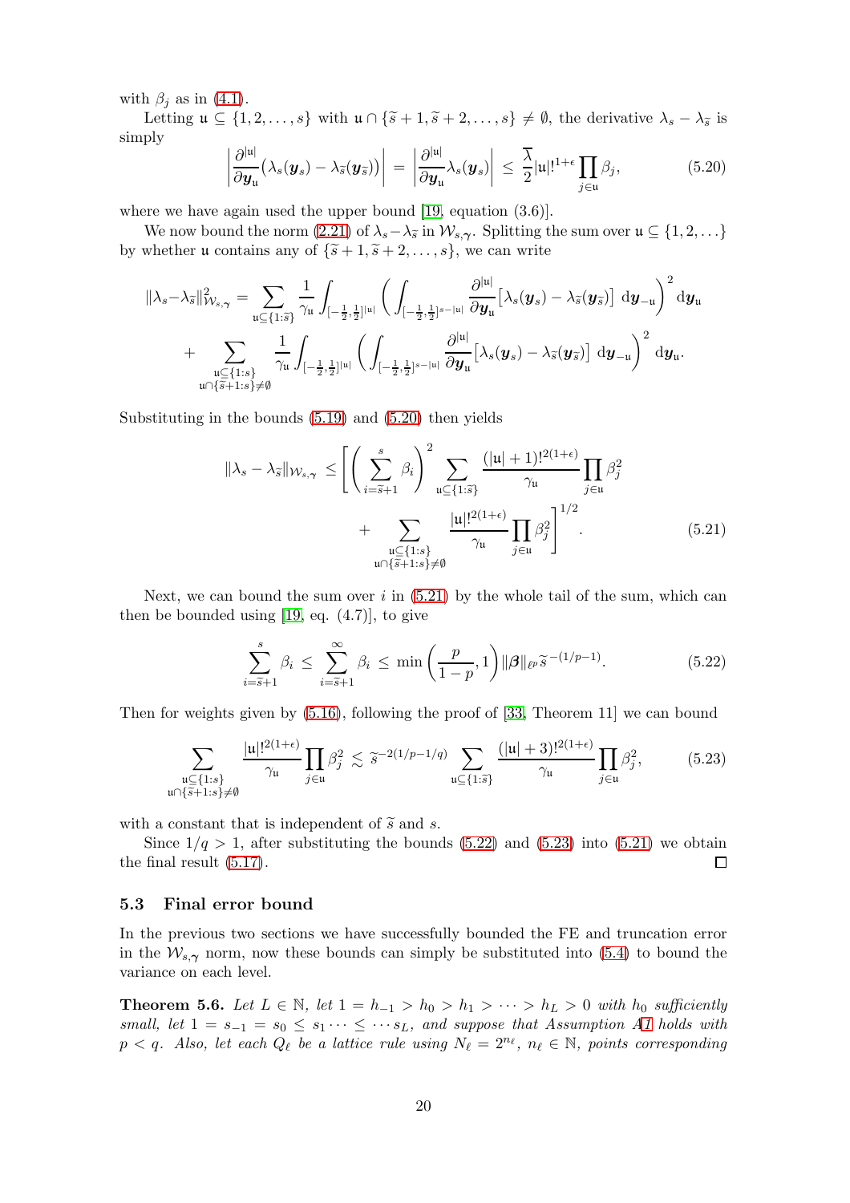with $\beta_j$ as in (4.1).

Letting $\mathfrak{u} \subseteq \{1, 2, \ldots, s\}$ with $\mathfrak{u} \cap \{\widetilde{s}+1, \widetilde{s}+2, \ldots, s\} \neq \emptyset$, the derivative $\lambda_s - \lambda_{\widetilde{s}}$ is simply

$$\left| \frac{\partial^{|\mathfrak{u}|}}{\partial \boldsymbol{y}_\mathfrak{u}} \big(\lambda_s(\boldsymbol{y}_s) - \lambda_{\widetilde{s}}(\boldsymbol{y}_{\widetilde{s}})\big) \right| = \left| \frac{\partial^{|\mathfrak{u}|}}{\partial \boldsymbol{y}_\mathfrak{u}} \lambda_s(\boldsymbol{y}_s) \right| \leq \frac{\overline{\lambda}}{2} |\mathfrak{u}|!^{1+\epsilon} \prod_{j \in \mathfrak{u}} \beta_j, \tag{5.20}$$

where we have again used the upper bound [19, equation (3.6)].

We now bound the norm (2.21) of $\lambda_s - \lambda_{\widetilde{s}}$ in $\mathcal{W}_{s,\boldsymbol{\gamma}}$. Splitting the sum over $\mathfrak{u} \subseteq \{1, 2, \ldots\}$ by whether $\mathfrak{u}$ contains any of $\{\widetilde{s}+1, \widetilde{s}+2, \ldots, s\}$, we can write

$$\begin{aligned}
\|\lambda_s - \lambda_{\widetilde{s}}\|_{\mathcal{W}_{s,\boldsymbol{\gamma}}}^2 = &\sum_{\mathfrak{u} \subseteq \{1:\widetilde{s}\}} \frac{1}{\gamma_\mathfrak{u}} \int_{[-\frac{1}{2},\frac{1}{2}]^{|\mathfrak{u}|}} \left( \int_{[-\frac{1}{2},\frac{1}{2}]^{s-|\mathfrak{u}|}} \frac{\partial^{|\mathfrak{u}|}}{\partial \boldsymbol{y}_\mathfrak{u}} \big[\lambda_s(\boldsymbol{y}_s) - \lambda_{\widetilde{s}}(\boldsymbol{y}_{\widetilde{s}})\big] \,\mathrm{d}\boldsymbol{y}_{-\mathfrak{u}} \right)^2 \mathrm{d}\boldsymbol{y}_\mathfrak{u} \\
&+ \sum_{\substack{\mathfrak{u} \subseteq \{1:s\} \\ \mathfrak{u} \cap \{\widetilde{s}+1:s\} \neq \emptyset}} \frac{1}{\gamma_\mathfrak{u}} \int_{[-\frac{1}{2},\frac{1}{2}]^{|\mathfrak{u}|}} \left( \int_{[-\frac{1}{2},\frac{1}{2}]^{s-|\mathfrak{u}|}} \frac{\partial^{|\mathfrak{u}|}}{\partial \boldsymbol{y}_\mathfrak{u}} \big[\lambda_s(\boldsymbol{y}_s) - \lambda_{\widetilde{s}}(\boldsymbol{y}_{\widetilde{s}})\big] \,\mathrm{d}\boldsymbol{y}_{-\mathfrak{u}} \right)^2 \mathrm{d}\boldsymbol{y}_\mathfrak{u}.
\end{aligned}$$

Substituting in the bounds (5.19) and (5.20) then yields

$$\begin{aligned}
\|\lambda_s - \lambda_{\widetilde{s}}\|_{\mathcal{W}_{s,\boldsymbol{\gamma}}} \leq \Bigg[ &\left( \sum_{i=\widetilde{s}+1}^{s} \beta_i \right)^2 \sum_{\mathfrak{u} \subseteq \{1:\widetilde{s}\}} \frac{(|\mathfrak{u}|+1)!^{2(1+\epsilon)}}{\gamma_\mathfrak{u}} \prod_{j \in \mathfrak{u}} \beta_j^2 \\
&+ \sum_{\substack{\mathfrak{u} \subseteq \{1:s\} \\ \mathfrak{u} \cap \{\widetilde{s}+1:s\} \neq \emptyset}} \frac{|\mathfrak{u}|!^{2(1+\epsilon)}}{\gamma_\mathfrak{u}} \prod_{j \in \mathfrak{u}} \beta_j^2 \Bigg]^{1/2}.
\end{aligned} \tag{5.21}$$

Next, we can bound the sum over $i$ in (5.21) by the whole tail of the sum, which can then be bounded using [19, eq. (4.7)], to give

$$\sum_{i=\widetilde{s}+1}^{s} \beta_i \leq \sum_{i=\widetilde{s}+1}^{\infty} \beta_i \leq \min\left( \frac{p}{1-p}, 1 \right) \|\boldsymbol{\beta}\|_{\ell^p} \widetilde{s}^{-(1/p-1)}. \tag{5.22}$$

Then for weights given by (5.16), following the proof of [33, Theorem 11] we can bound

$$\sum_{\substack{\mathfrak{u} \subseteq \{1:s\} \\ \mathfrak{u} \cap \{\widetilde{s}+1:s\} \neq \emptyset}} \frac{|\mathfrak{u}|!^{2(1+\epsilon)}}{\gamma_\mathfrak{u}} \prod_{j \in \mathfrak{u}} \beta_j^2 \lesssim \widetilde{s}^{-2(1/p-1/q)} \sum_{\mathfrak{u} \subseteq \{1:\widetilde{s}\}} \frac{(|\mathfrak{u}|+3)!^{2(1+\epsilon)}}{\gamma_\mathfrak{u}} \prod_{j \in \mathfrak{u}} \beta_j^2, \tag{5.23}$$

with a constant that is independent of $\widetilde{s}$ and $s$.

Since $1/q > 1$, after substituting the bounds (5.22) and (5.23) into (5.21) we obtain the final result (5.17). ◻

## 5.3 Final error bound

In the previous two sections we have successfully bounded the FE and truncation error in the $\mathcal{W}_{s,\boldsymbol{\gamma}}$ norm, now these bounds can simply be substituted into (5.4) to bound the variance on each level.

**Theorem 5.6.** *Let $L \in \mathbb{N}$, let $1 = h_{-1} > h_0 > h_1 > \cdots > h_L > 0$ with $h_0$ sufficiently small, let $1 = s_{-1} = s_0 \leq s_1 \cdots \leq \cdots s_L$, and suppose that Assumption A1 holds with $p < q$. Also, let each $Q_\ell$ be a lattice rule using $N_\ell = 2^{n_\ell}$, $n_\ell \in \mathbb{N}$, points corresponding*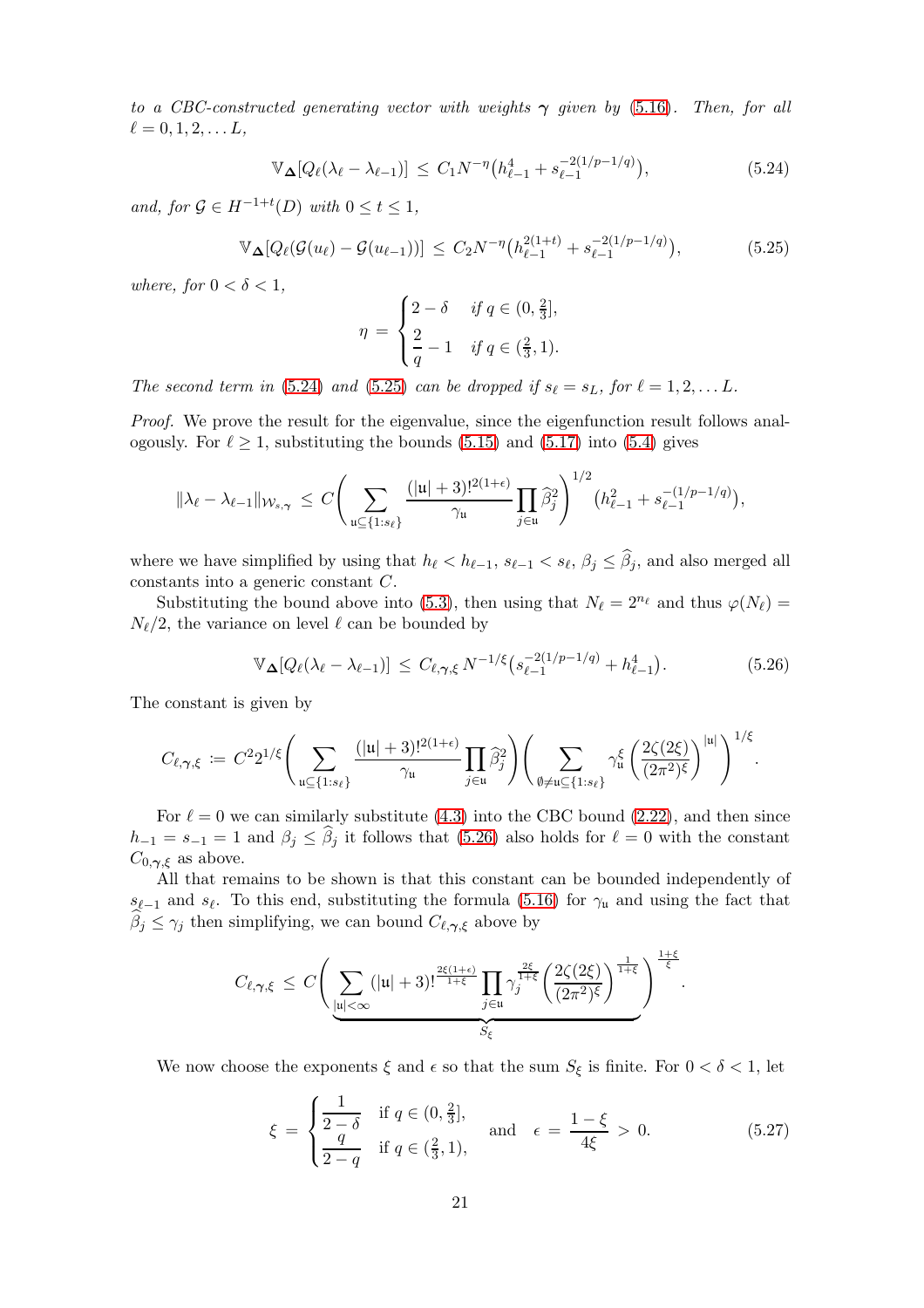*to a CBC-constructed generating vector with weights $\boldsymbol{\gamma}$ given by (5.16). Then, for all $\ell = 0, 1, 2, \dots L$,*

$$\mathbb{V}_{\boldsymbol{\Delta}}[Q_\ell(\lambda_\ell - \lambda_{\ell-1})] \le C_1 N^{-\eta}\big(h_{\ell-1}^4 + s_{\ell-1}^{-2(1/p-1/q)}\big), \tag{5.24}$$

*and, for $\mathcal{G} \in H^{-1+t}(D)$ with $0 \le t \le 1$,*

$$\mathbb{V}_{\boldsymbol{\Delta}}[Q_\ell(\mathcal{G}(u_\ell) - \mathcal{G}(u_{\ell-1}))] \le C_2 N^{-\eta}\big(h_{\ell-1}^{2(1+t)} + s_{\ell-1}^{-2(1/p-1/q)}\big), \tag{5.25}$$

*where, for $0 < \delta < 1$,*

$$\eta = \begin{cases} 2 - \delta & \text{if } q \in (0, \frac{2}{3}], \\ \dfrac{2}{q} - 1 & \text{if } q \in (\frac{2}{3}, 1). \end{cases}$$

*The second term in (5.24) and (5.25) can be dropped if $s_\ell = s_L$, for $\ell = 1, 2, \dots L$.*

*Proof.* We prove the result for the eigenvalue, since the eigenfunction result follows analogously. For $\ell \ge 1$, substituting the bounds (5.15) and (5.17) into (5.4) gives

$$\|\lambda_\ell - \lambda_{\ell-1}\|_{\mathcal{W}_{s,\boldsymbol{\gamma}}} \le C\Bigg(\sum_{\mathfrak{u}\subseteq\{1:s_\ell\}} \frac{(|\mathfrak{u}|+3)!^{2(1+\epsilon)}}{\gamma_\mathfrak{u}} \prod_{j\in\mathfrak{u}} \widehat{\beta}_j^2\Bigg)^{1/2} \big(h_{\ell-1}^2 + s_{\ell-1}^{-(1/p-1/q)}\big),$$

where we have simplified by using that $h_\ell < h_{\ell-1}$, $s_{\ell-1} < s_\ell$, $\beta_j \le \widehat{\beta}_j$, and also merged all constants into a generic constant $C$.

Substituting the bound above into (5.3), then using that $N_\ell = 2^{n_\ell}$ and thus $\varphi(N_\ell) = N_\ell/2$, the variance on level $\ell$ can be bounded by

$$\mathbb{V}_{\boldsymbol{\Delta}}[Q_\ell(\lambda_\ell - \lambda_{\ell-1})] \le C_{\ell,\boldsymbol{\gamma},\xi}\, N^{-1/\xi}\big(s_{\ell-1}^{-2(1/p-1/q)} + h_{\ell-1}^4\big). \tag{5.26}$$

The constant is given by

$$C_{\ell,\boldsymbol{\gamma},\xi} := C^2 2^{1/\xi}\Bigg(\sum_{\mathfrak{u}\subseteq\{1:s_\ell\}} \frac{(|\mathfrak{u}|+3)!^{2(1+\epsilon)}}{\gamma_\mathfrak{u}} \prod_{j\in\mathfrak{u}} \widehat{\beta}_j^2\Bigg)\Bigg(\sum_{\emptyset\neq\mathfrak{u}\subseteq\{1:s_\ell\}} \gamma_\mathfrak{u}^\xi \left(\frac{2\zeta(2\xi)}{(2\pi^2)^\xi}\right)^{|\mathfrak{u}|}\Bigg)^{1/\xi}.$$

For $\ell = 0$ we can similarly substitute (4.3) into the CBC bound (2.22), and then since $h_{-1} = s_{-1} = 1$ and $\beta_j \le \widehat{\beta}_j$ it follows that (5.26) also holds for $\ell = 0$ with the constant $C_{0,\boldsymbol{\gamma},\xi}$ as above.

All that remains to be shown is that this constant can be bounded independently of $s_{\ell-1}$ and $s_\ell$. To this end, substituting the formula (5.16) for $\gamma_\mathfrak{u}$ and using the fact that $\widehat{\beta}_j \le \gamma_j$ then simplifying, we can bound $C_{\ell,\boldsymbol{\gamma},\xi}$ above by

$$C_{\ell,\boldsymbol{\gamma},\xi} \le C\Bigg(\underbrace{\sum_{|\mathfrak{u}|<\infty} (|\mathfrak{u}|+3)!^{\frac{2\xi(1+\epsilon)}{1+\xi}} \prod_{j\in\mathfrak{u}} \gamma_j^{\frac{2\xi}{1+\xi}} \left(\frac{2\zeta(2\xi)}{(2\pi^2)^\xi}\right)^{\frac{1}{1+\xi}}}_{S_\xi}\Bigg)^{\frac{1+\xi}{\xi}}.$$

We now choose the exponents $\xi$ and $\epsilon$ so that the sum $S_\xi$ is finite. For $0 < \delta < 1$, let

$$\xi = \begin{cases} \dfrac{1}{2-\delta} & \text{if } q \in (0, \frac{2}{3}], \\ \dfrac{q}{2-q} & \text{if } q \in (\frac{2}{3}, 1), \end{cases} \quad \text{and} \quad \epsilon = \frac{1-\xi}{4\xi} > 0. \tag{5.27}$$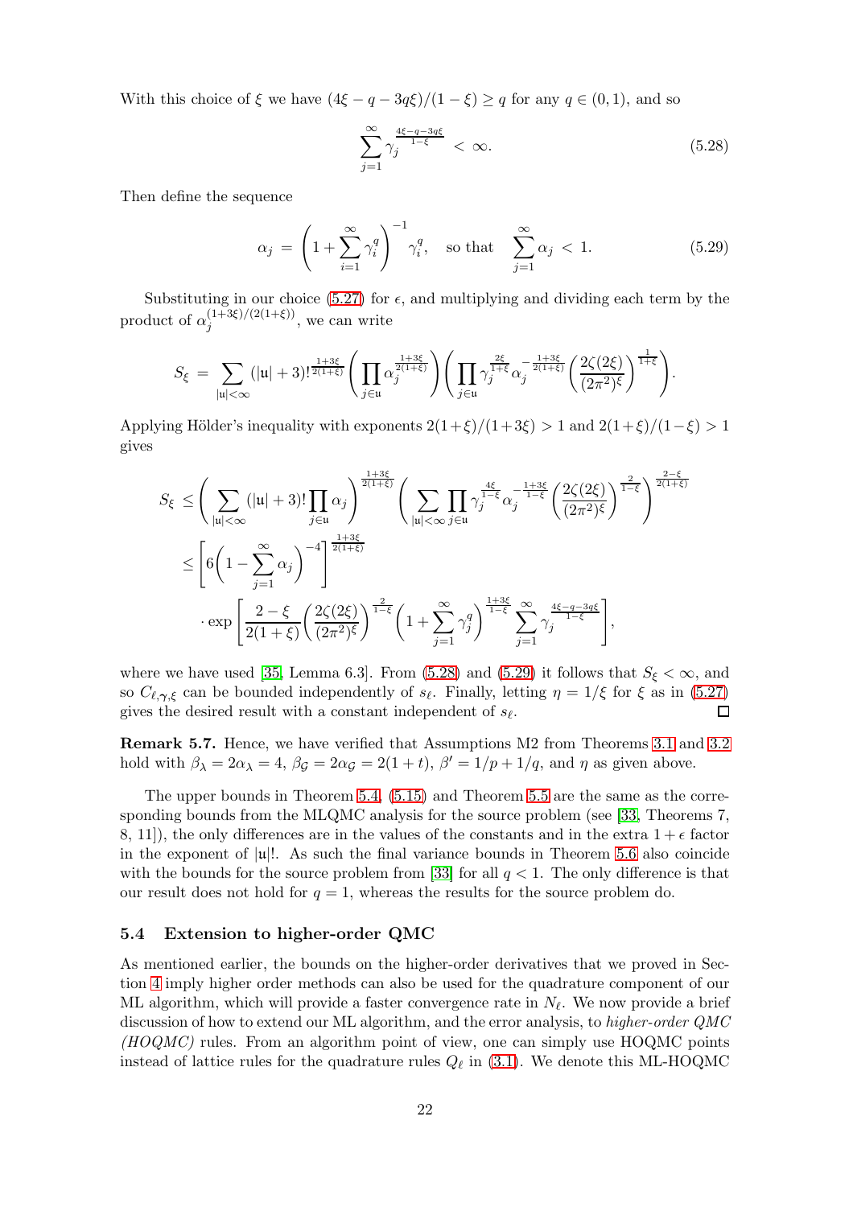With this choice of $\xi$ we have $(4\xi - q - 3q\xi)/(1-\xi) \geq q$ for any $q \in (0,1)$, and so

$$\sum_{j=1}^{\infty} \gamma_j^{\frac{4\xi - q - 3q\xi}{1-\xi}} < \infty. \tag{5.28}$$

Then define the sequence

$$\alpha_j = \left(1 + \sum_{i=1}^{\infty} \gamma_i^q\right)^{-1} \gamma_i^q, \quad \text{so that} \quad \sum_{j=1}^{\infty} \alpha_j < 1. \tag{5.29}$$

Substituting in our choice (5.27) for $\epsilon$, and multiplying and dividing each term by the product of $\alpha_j^{(1+3\xi)/(2(1+\xi))}$, we can write

$$S_\xi = \sum_{|\mathfrak{u}|<\infty} (|\mathfrak{u}|+3)!^{\frac{1+3\xi}{2(1+\xi)}} \left(\prod_{j\in\mathfrak{u}} \alpha_j^{\frac{1+3\xi}{2(1+\xi)}}\right) \left(\prod_{j\in\mathfrak{u}} \gamma_j^{\frac{2\xi}{1+\xi}} \alpha_j^{-\frac{1+3\xi}{2(1+\xi)}} \left(\frac{2\zeta(2\xi)}{(2\pi^2)^\xi}\right)^{\frac{1}{1+\xi}}\right).$$

Applying Hölder's inequality with exponents $2(1+\xi)/(1+3\xi) > 1$ and $2(1+\xi)/(1-\xi) > 1$ gives

$$\begin{aligned}
S_\xi &\leq \left(\sum_{|\mathfrak{u}|<\infty} (|\mathfrak{u}|+3)! \prod_{j\in\mathfrak{u}} \alpha_j\right)^{\frac{1+3\xi}{2(1+\xi)}} \left(\sum_{|\mathfrak{u}|<\infty} \prod_{j\in\mathfrak{u}} \gamma_j^{\frac{4\xi}{1-\xi}} \alpha_j^{-\frac{1+3\xi}{1-\xi}} \left(\frac{2\zeta(2\xi)}{(2\pi^2)^\xi}\right)^{\frac{2}{1-\xi}}\right)^{\frac{2-\xi}{2(1+\xi)}} \\
&\leq \left[6\left(1 - \sum_{j=1}^{\infty} \alpha_j\right)^{-4}\right]^{\frac{1+3\xi}{2(1+\xi)}} \\
&\qquad \cdot \exp\left[\frac{2-\xi}{2(1+\xi)} \left(\frac{2\zeta(2\xi)}{(2\pi^2)^\xi}\right)^{\frac{2}{1-\xi}} \left(1 + \sum_{j=1}^{\infty} \gamma_j^q\right)^{\frac{1+3\xi}{1-\xi}} \sum_{j=1}^{\infty} \gamma_j^{\frac{4\xi-q-3q\xi}{1-\xi}}\right],
\end{aligned}$$

where we have used [35, Lemma 6.3]. From (5.28) and (5.29) it follows that $S_\xi < \infty$, and so $C_{\ell,\gamma,\xi}$ can be bounded independently of $s_\ell$. Finally, letting $\eta = 1/\xi$ for $\xi$ as in (5.27) gives the desired result with a constant independent of $s_\ell$. □

**Remark 5.7.** Hence, we have verified that Assumptions M2 from Theorems 3.1 and 3.2 hold with $\beta_\lambda = 2\alpha_\lambda = 4$, $\beta_\mathcal{G} = 2\alpha_\mathcal{G} = 2(1+t)$, $\beta' = 1/p + 1/q$, and $\eta$ as given above.

The upper bounds in Theorem 5.4, (5.15) and Theorem 5.5 are the same as the corresponding bounds from the MLQMC analysis for the source problem (see [33, Theorems 7, 8, 11]), the only differences are in the values of the constants and in the extra $1+\epsilon$ factor in the exponent of $|\mathfrak{u}|!$. As such the final variance bounds in Theorem 5.6 also coincide with the bounds for the source problem from [33] for all $q < 1$. The only difference is that our result does not hold for $q = 1$, whereas the results for the source problem do.

### 5.4 Extension to higher-order QMC

As mentioned earlier, the bounds on the higher-order derivatives that we proved in Section 4 imply higher order methods can also be used for the quadrature component of our ML algorithm, which will provide a faster convergence rate in $N_\ell$. We now provide a brief discussion of how to extend our ML algorithm, and the error analysis, to *higher-order QMC (HOQMC)* rules. From an algorithm point of view, one can simply use HOQMC points instead of lattice rules for the quadrature rules $Q_\ell$ in (3.1). We denote this ML-HOQMC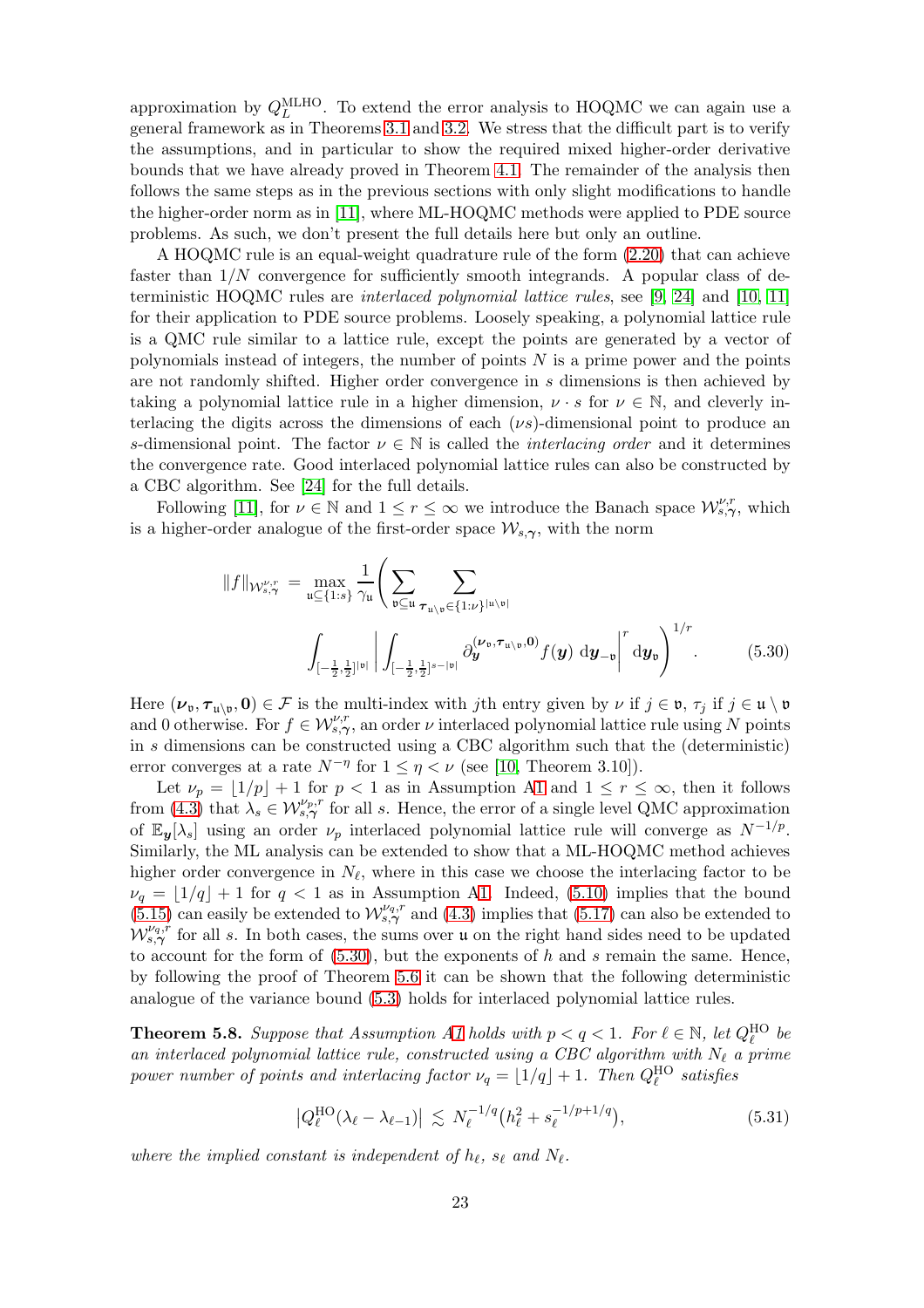approximation by $Q_L^{\mathrm{MLHO}}$. To extend the error analysis to HOQMC we can again use a general framework as in Theorems 3.1 and 3.2. We stress that the difficult part is to verify the assumptions, and in particular to show the required mixed higher-order derivative bounds that we have already proved in Theorem 4.1. The remainder of the analysis then follows the same steps as in the previous sections with only slight modifications to handle the higher-order norm as in [11], where ML-HOQMC methods were applied to PDE source problems. As such, we don't present the full details here but only an outline.

A HOQMC rule is an equal-weight quadrature rule of the form (2.20) that can achieve faster than $1/N$ convergence for sufficiently smooth integrands. A popular class of deterministic HOQMC rules are *interlaced polynomial lattice rules*, see [9, 24] and [10, 11] for their application to PDE source problems. Loosely speaking, a polynomial lattice rule is a QMC rule similar to a lattice rule, except the points are generated by a vector of polynomials instead of integers, the number of points $N$ is a prime power and the points are not randomly shifted. Higher order convergence in $s$ dimensions is then achieved by taking a polynomial lattice rule in a higher dimension, $\nu \cdot s$ for $\nu \in \mathbb{N}$, and cleverly interlacing the digits across the dimensions of each $(\nu s)$-dimensional point to produce an $s$-dimensional point. The factor $\nu \in \mathbb{N}$ is called the *interlacing order* and it determines the convergence rate. Good interlaced polynomial lattice rules can also be constructed by a CBC algorithm. See [24] for the full details.

Following [11], for $\nu \in \mathbb{N}$ and $1 \leq r \leq \infty$ we introduce the Banach space $\mathcal{W}_{s,\boldsymbol{\gamma}}^{\nu,r}$, which is a higher-order analogue of the first-order space $\mathcal{W}_{s,\boldsymbol{\gamma}}$, with the norm

$$\|f\|_{\mathcal{W}_{s,\boldsymbol{\gamma}}^{\nu,r}} = \max_{\mathfrak{u}\subseteq\{1:s\}} \frac{1}{\gamma_{\mathfrak{u}}} \Bigg( \sum_{\mathfrak{v}\subseteq\mathfrak{u}} \sum_{\boldsymbol{\tau}_{\mathfrak{u}\setminus\mathfrak{v}}\in\{1:\nu\}^{|\mathfrak{u}\setminus\mathfrak{v}|}} \int_{[-\frac{1}{2},\frac{1}{2}]^{|\mathfrak{v}|}} \bigg| \int_{[-\frac{1}{2},\frac{1}{2}]^{s-|\mathfrak{v}|}} \partial_{\boldsymbol{y}}^{(\boldsymbol{\nu}_{\mathfrak{v}},\boldsymbol{\tau}_{\mathfrak{u}\setminus\mathfrak{v}},\boldsymbol{0})} f(\boldsymbol{y}) \,\mathrm{d}\boldsymbol{y}_{-\mathfrak{v}} \bigg|^r \mathrm{d}\boldsymbol{y}_{\mathfrak{v}} \Bigg)^{1/r}. \tag{5.30}$$

Here $(\boldsymbol{\nu}_{\mathfrak{v}},\boldsymbol{\tau}_{\mathfrak{u}\setminus\mathfrak{v}},\boldsymbol{0}) \in \mathcal{F}$ is the multi-index with $j$th entry given by $\nu$ if $j \in \mathfrak{v}$, $\tau_j$ if $j \in \mathfrak{u}\setminus\mathfrak{v}$ and 0 otherwise. For $f \in \mathcal{W}_{s,\boldsymbol{\gamma}}^{\nu,r}$, an order $\nu$ interlaced polynomial lattice rule using $N$ points in $s$ dimensions can be constructed using a CBC algorithm such that the (deterministic) error converges at a rate $N^{-\eta}$ for $1 \leq \eta < \nu$ (see [10, Theorem 3.10]).

Let $\nu_p = \lfloor 1/p \rfloor + 1$ for $p < 1$ as in Assumption A1 and $1 \leq r \leq \infty$, then it follows from (4.3) that $\lambda_s \in \mathcal{W}_{s,\boldsymbol{\gamma}}^{\nu_p,r}$ for all $s$. Hence, the error of a single level QMC approximation of $\mathbb{E}_{\boldsymbol{y}}[\lambda_s]$ using an order $\nu_p$ interlaced polynomial lattice rule will converge as $N^{-1/p}$. Similarly, the ML analysis can be extended to show that a ML-HOQMC method achieves higher order convergence in $N_\ell$, where in this case we choose the interlacing factor to be $\nu_q = \lfloor 1/q \rfloor + 1$ for $q < 1$ as in Assumption A1. Indeed, (5.10) implies that the bound (5.15) can easily be extended to $\mathcal{W}_{s,\boldsymbol{\gamma}}^{\nu_q,r}$ and (4.3) implies that (5.17) can also be extended to $\mathcal{W}_{s,\boldsymbol{\gamma}}^{\nu_q,r}$ for all $s$. In both cases, the sums over $\mathfrak{u}$ on the right hand sides need to be updated to account for the form of (5.30), but the exponents of $h$ and $s$ remain the same. Hence, by following the proof of Theorem 5.6 it can be shown that the following deterministic analogue of the variance bound (5.3) holds for interlaced polynomial lattice rules.

**Theorem 5.8.** *Suppose that Assumption A1 holds with $p < q < 1$. For $\ell \in \mathbb{N}$, let $Q_\ell^{\mathrm{HO}}$ be an interlaced polynomial lattice rule, constructed using a CBC algorithm with $N_\ell$ a prime power number of points and interlacing factor $\nu_q = \lfloor 1/q \rfloor + 1$. Then $Q_\ell^{\mathrm{HO}}$ satisfies*

$$\big|Q_\ell^{\mathrm{HO}}(\lambda_\ell - \lambda_{\ell-1})\big| \lesssim N_\ell^{-1/q}\big(h_\ell^2 + s_\ell^{-1/p+1/q}\big), \tag{5.31}$$

*where the implied constant is independent of $h_\ell$, $s_\ell$ and $N_\ell$.*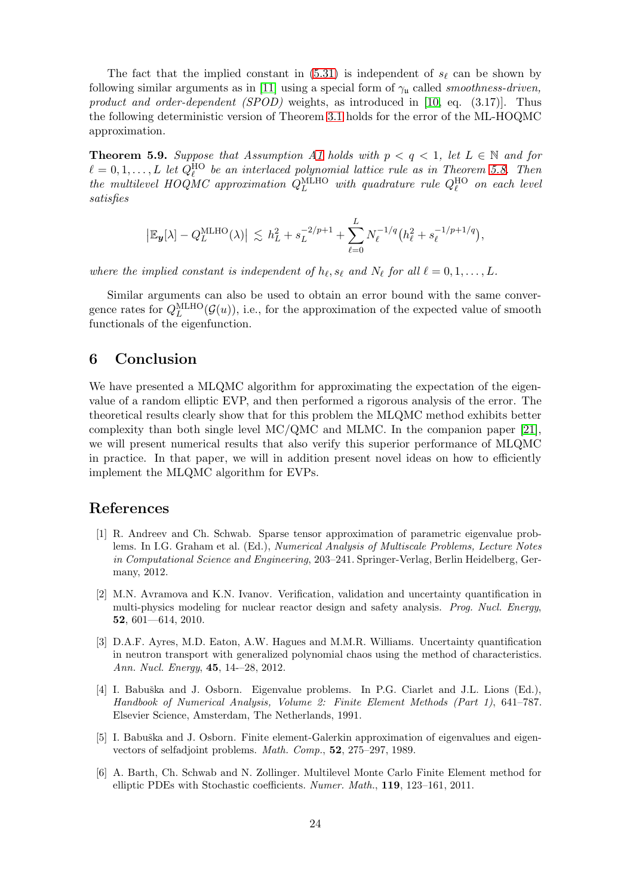The fact that the implied constant in (5.31) is independent of $s_\ell$ can be shown by following similar arguments as in [11] using a special form of $\gamma_{\mathfrak{u}}$ called *smoothness-driven, product and order-dependent (SPOD)* weights, as introduced in [10, eq. (3.17)]. Thus the following deterministic version of Theorem 3.1 holds for the error of the ML-HOQMC approximation.

**Theorem 5.9.** *Suppose that Assumption A1 holds with $p < q < 1$, let $L \in \mathbb{N}$ and for $\ell = 0, 1, \ldots, L$ let $Q_\ell^{\mathrm{HO}}$ be an interlaced polynomial lattice rule as in Theorem 5.8. Then the multilevel HOQMC approximation $Q_L^{\mathrm{MLHO}}$ with quadrature rule $Q_\ell^{\mathrm{HO}}$ on each level satisfies*

$$\left|\mathbb{E}_{\boldsymbol{y}}[\lambda] - Q_L^{\mathrm{MLHO}}(\lambda)\right| \lesssim h_L^2 + s_L^{-2/p+1} + \sum_{\ell=0}^{L} N_\ell^{-1/q}\left(h_\ell^2 + s_\ell^{-1/p+1/q}\right),$$

*where the implied constant is independent of $h_\ell, s_\ell$ and $N_\ell$ for all $\ell = 0, 1, \ldots, L$.*

Similar arguments can also be used to obtain an error bound with the same convergence rates for $Q_L^{\mathrm{MLHO}}(\mathcal{G}(u))$, i.e., for the approximation of the expected value of smooth functionals of the eigenfunction.

## 6 Conclusion

We have presented a MLQMC algorithm for approximating the expectation of the eigenvalue of a random elliptic EVP, and then performed a rigorous analysis of the error. The theoretical results clearly show that for this problem the MLQMC method exhibits better complexity than both single level MC/QMC and MLMC. In the companion paper [21], we will present numerical results that also verify this superior performance of MLQMC in practice. In that paper, we will in addition present novel ideas on how to efficiently implement the MLQMC algorithm for EVPs.

## References

[1] R. Andreev and Ch. Schwab. Sparse tensor approximation of parametric eigenvalue problems. In I.G. Graham et al. (Ed.), *Numerical Analysis of Multiscale Problems, Lecture Notes in Computational Science and Engineering*, 203–241. Springer-Verlag, Berlin Heidelberg, Germany, 2012.

[2] M.N. Avramova and K.N. Ivanov. Verification, validation and uncertainty quantification in multi-physics modeling for nuclear reactor design and safety analysis. *Prog. Nucl. Energy*, **52**, 601—614, 2010.

[3] D.A.F. Ayres, M.D. Eaton, A.W. Hagues and M.M.R. Williams. Uncertainty quantification in neutron transport with generalized polynomial chaos using the method of characteristics. *Ann. Nucl. Energy*, **45**, 14-–28, 2012.

[4] I. Babuška and J. Osborn. Eigenvalue problems. In P.G. Ciarlet and J.L. Lions (Ed.), *Handbook of Numerical Analysis, Volume 2: Finite Element Methods (Part 1)*, 641–787. Elsevier Science, Amsterdam, The Netherlands, 1991.

[5] I. Babuška and J. Osborn. Finite element-Galerkin approximation of eigenvalues and eigenvectors of selfadjoint problems. *Math. Comp.*, **52**, 275–297, 1989.

[6] A. Barth, Ch. Schwab and N. Zollinger. Multilevel Monte Carlo Finite Element method for elliptic PDEs with Stochastic coefficients. *Numer. Math.*, **119**, 123–161, 2011.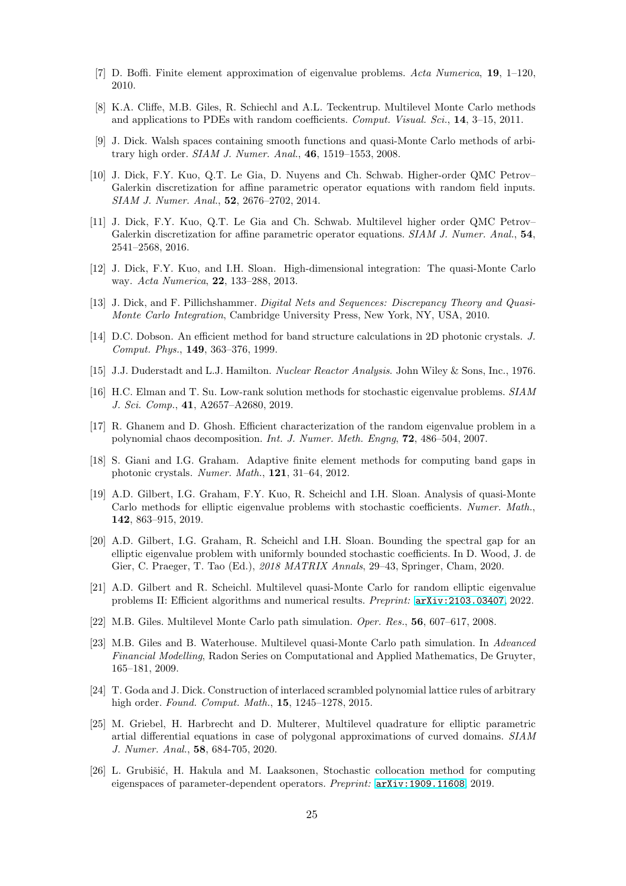[7] D. Boffi. Finite element approximation of eigenvalue problems. *Acta Numerica*, **19**, 1–120, 2010.

[8] K.A. Cliffe, M.B. Giles, R. Schiechl and A.L. Teckentrup. Multilevel Monte Carlo methods and applications to PDEs with random coefficients. *Comput. Visual. Sci.*, **14**, 3–15, 2011.

[9] J. Dick. Walsh spaces containing smooth functions and quasi-Monte Carlo methods of arbitrary high order. *SIAM J. Numer. Anal.*, **46**, 1519–1553, 2008.

[10] J. Dick, F.Y. Kuo, Q.T. Le Gia, D. Nuyens and Ch. Schwab. Higher-order QMC Petrov–Galerkin discretization for affine parametric operator equations with random field inputs. *SIAM J. Numer. Anal.*, **52**, 2676–2702, 2014.

[11] J. Dick, F.Y. Kuo, Q.T. Le Gia and Ch. Schwab. Multilevel higher order QMC Petrov–Galerkin discretization for affine parametric operator equations. *SIAM J. Numer. Anal.*, **54**, 2541–2568, 2016.

[12] J. Dick, F.Y. Kuo, and I.H. Sloan. High-dimensional integration: The quasi-Monte Carlo way. *Acta Numerica*, **22**, 133–288, 2013.

[13] J. Dick, and F. Pillichshammer. *Digital Nets and Sequences: Discrepancy Theory and Quasi-Monte Carlo Integration*, Cambridge University Press, New York, NY, USA, 2010.

[14] D.C. Dobson. An efficient method for band structure calculations in 2D photonic crystals. *J. Comput. Phys.*, **149**, 363–376, 1999.

[15] J.J. Duderstadt and L.J. Hamilton. *Nuclear Reactor Analysis*. John Wiley & Sons, Inc., 1976.

[16] H.C. Elman and T. Su. Low-rank solution methods for stochastic eigenvalue problems. *SIAM J. Sci. Comp.*, **41**, A2657–A2680, 2019.

[17] R. Ghanem and D. Ghosh. Efficient characterization of the random eigenvalue problem in a polynomial chaos decomposition. *Int. J. Numer. Meth. Engng*, **72**, 486–504, 2007.

[18] S. Giani and I.G. Graham. Adaptive finite element methods for computing band gaps in photonic crystals. *Numer. Math.*, **121**, 31–64, 2012.

[19] A.D. Gilbert, I.G. Graham, F.Y. Kuo, R. Scheichl and I.H. Sloan. Analysis of quasi-Monte Carlo methods for elliptic eigenvalue problems with stochastic coefficients. *Numer. Math.*, **142**, 863–915, 2019.

[20] A.D. Gilbert, I.G. Graham, R. Scheichl and I.H. Sloan. Bounding the spectral gap for an elliptic eigenvalue problem with uniformly bounded stochastic coefficients. In D. Wood, J. de Gier, C. Praeger, T. Tao (Ed.), *2018 MATRIX Annals*, 29–43, Springer, Cham, 2020.

[21] A.D. Gilbert and R. Scheichl. Multilevel quasi-Monte Carlo for random elliptic eigenvalue problems II: Efficient algorithms and numerical results. *Preprint:* arXiv:2103.03407, 2022.

[22] M.B. Giles. Multilevel Monte Carlo path simulation. *Oper. Res.*, **56**, 607–617, 2008.

[23] M.B. Giles and B. Waterhouse. Multilevel quasi-Monte Carlo path simulation. In *Advanced Financial Modelling*, Radon Series on Computational and Applied Mathematics, De Gruyter, 165–181, 2009.

[24] T. Goda and J. Dick. Construction of interlaced scrambled polynomial lattice rules of arbitrary high order. *Found. Comput. Math.*, **15**, 1245–1278, 2015.

[25] M. Griebel, H. Harbrecht and D. Multerer, Multilevel quadrature for elliptic parametric artial differential equations in case of polygonal approximations of curved domains. *SIAM J. Numer. Anal.*, **58**, 684-705, 2020.

[26] L. Grubišić, H. Hakula and M. Laaksonen, Stochastic collocation method for computing eigenspaces of parameter-dependent operators. *Preprint:* arXiv:1909.11608, 2019.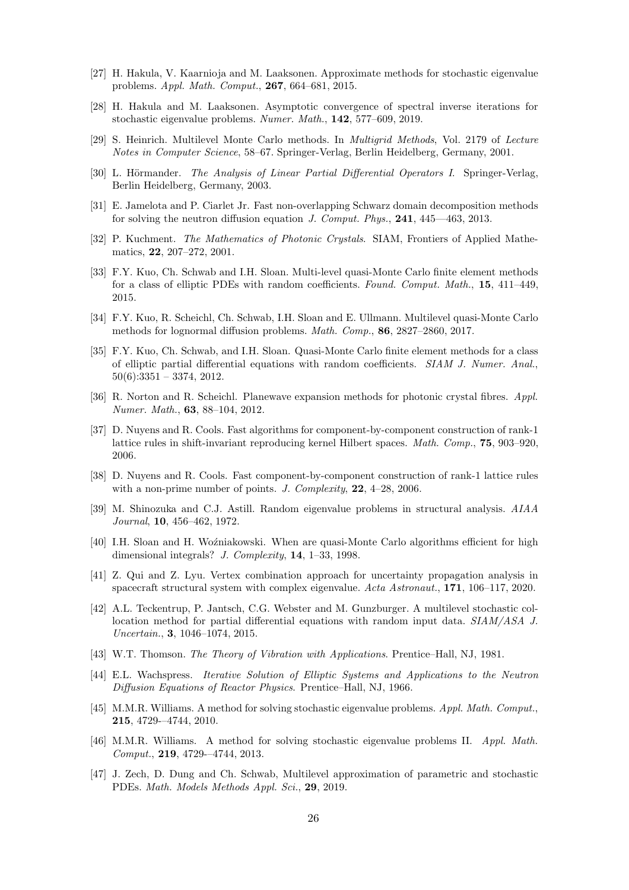[27] H. Hakula, V. Kaarnioja and M. Laaksonen. Approximate methods for stochastic eigenvalue problems. *Appl. Math. Comput.*, **267**, 664–681, 2015.

[28] H. Hakula and M. Laaksonen. Asymptotic convergence of spectral inverse iterations for stochastic eigenvalue problems. *Numer. Math.*, **142**, 577–609, 2019.

[29] S. Heinrich. Multilevel Monte Carlo methods. In *Multigrid Methods*, Vol. 2179 of *Lecture Notes in Computer Science*, 58–67. Springer-Verlag, Berlin Heidelberg, Germany, 2001.

[30] L. Hörmander. *The Analysis of Linear Partial Differential Operators I*. Springer-Verlag, Berlin Heidelberg, Germany, 2003.

[31] E. Jamelota and P. Ciarlet Jr. Fast non-overlapping Schwarz domain decomposition methods for solving the neutron diffusion equation *J. Comput. Phys.*, **241**, 445—463, 2013.

[32] P. Kuchment. *The Mathematics of Photonic Crystals*. SIAM, Frontiers of Applied Mathematics, **22**, 207–272, 2001.

[33] F.Y. Kuo, Ch. Schwab and I.H. Sloan. Multi-level quasi-Monte Carlo finite element methods for a class of elliptic PDEs with random coefficients. *Found. Comput. Math.*, **15**, 411–449, 2015.

[34] F.Y. Kuo, R. Scheichl, Ch. Schwab, I.H. Sloan and E. Ullmann. Multilevel quasi-Monte Carlo methods for lognormal diffusion problems. *Math. Comp.*, **86**, 2827–2860, 2017.

[35] F.Y. Kuo, Ch. Schwab, and I.H. Sloan. Quasi-Monte Carlo finite element methods for a class of elliptic partial differential equations with random coefficients. *SIAM J. Numer. Anal.*, 50(6):3351 – 3374, 2012.

[36] R. Norton and R. Scheichl. Planewave expansion methods for photonic crystal fibres. *Appl. Numer. Math.*, **63**, 88–104, 2012.

[37] D. Nuyens and R. Cools. Fast algorithms for component-by-component construction of rank-1 lattice rules in shift-invariant reproducing kernel Hilbert spaces. *Math. Comp.*, **75**, 903–920, 2006.

[38] D. Nuyens and R. Cools. Fast component-by-component construction of rank-1 lattice rules with a non-prime number of points. *J. Complexity*, **22**, 4–28, 2006.

[39] M. Shinozuka and C.J. Astill. Random eigenvalue problems in structural analysis. *AIAA Journal*, **10**, 456–462, 1972.

[40] I.H. Sloan and H. Woźniakowski. When are quasi-Monte Carlo algorithms efficient for high dimensional integrals? *J. Complexity*, **14**, 1–33, 1998.

[41] Z. Qui and Z. Lyu. Vertex combination approach for uncertainty propagation analysis in spacecraft structural system with complex eigenvalue. *Acta Astronaut.*, **171**, 106–117, 2020.

[42] A.L. Teckentrup, P. Jantsch, C.G. Webster and M. Gunzburger. A multilevel stochastic collocation method for partial differential equations with random input data. *SIAM/ASA J. Uncertain.*, **3**, 1046–1074, 2015.

[43] W.T. Thomson. *The Theory of Vibration with Applications*. Prentice–Hall, NJ, 1981.

[44] E.L. Wachspress. *Iterative Solution of Elliptic Systems and Applications to the Neutron Diffusion Equations of Reactor Physics*. Prentice–Hall, NJ, 1966.

[45] M.M.R. Williams. A method for solving stochastic eigenvalue problems. *Appl. Math. Comput.*, **215**, 4729-–4744, 2010.

[46] M.M.R. Williams. A method for solving stochastic eigenvalue problems II. *Appl. Math. Comput.*, **219**, 4729-–4744, 2013.

[47] J. Zech, D. Dung and Ch. Schwab, Multilevel approximation of parametric and stochastic PDEs. *Math. Models Methods Appl. Sci.*, **29**, 2019.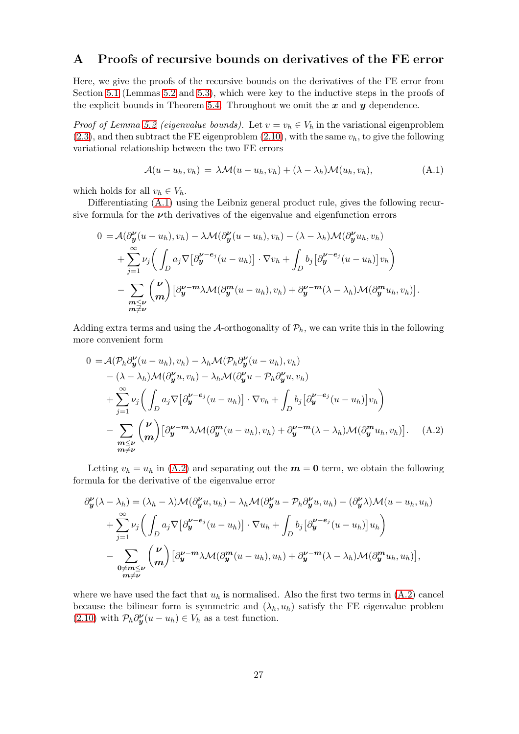## A Proofs of recursive bounds on derivatives of the FE error

Here, we give the proofs of the recursive bounds on the derivatives of the FE error from Section 5.1 (Lemmas 5.2 and 5.3), which were key to the inductive steps in the proofs of the explicit bounds in Theorem 5.4. Throughout we omit the $\boldsymbol{x}$ and $\boldsymbol{y}$ dependence.

*Proof of Lemma 5.2 (eigenvalue bounds).* Let $v = v_h \in V_h$ in the variational eigenproblem (2.3), and then subtract the FE eigenproblem (2.10), with the same $v_h$, to give the following variational relationship between the two FE errors

$$
\mathcal{A}(u - u_h, v_h) = \lambda \mathcal{M}(u - u_h, v_h) + (\lambda - \lambda_h)\mathcal{M}(u_h, v_h), \tag{A.1}
$$

which holds for all $v_h \in V_h$.

Differentiating (A.1) using the Leibniz general product rule, gives the following recursive formula for the $\boldsymbol{\nu}$th derivatives of the eigenvalue and eigenfunction errors

$$
\begin{aligned}
0 =\, &\mathcal{A}(\partial^{\boldsymbol{\nu}}_{\boldsymbol{y}}(u - u_h), v_h) - \lambda \mathcal{M}(\partial^{\boldsymbol{\nu}}_{\boldsymbol{y}}(u - u_h), v_h) - (\lambda - \lambda_h)\mathcal{M}(\partial^{\boldsymbol{\nu}}_{\boldsymbol{y}} u_h, v_h) \\
&+ \sum_{j=1}^{\infty} \nu_j \bigg( \int_D a_j \nabla \big[\partial^{\boldsymbol{\nu} - \boldsymbol{e}_j}_{\boldsymbol{y}}(u - u_h)\big] \cdot \nabla v_h + \int_D b_j \big[\partial^{\boldsymbol{\nu} - \boldsymbol{e}_j}_{\boldsymbol{y}}(u - u_h)\big] v_h \bigg) \\
&- \sum_{\substack{\boldsymbol{m} \leq \boldsymbol{\nu} \\ \boldsymbol{m} \neq \boldsymbol{\nu}}} \binom{\boldsymbol{\nu}}{\boldsymbol{m}} \big[\partial^{\boldsymbol{\nu} - \boldsymbol{m}}_{\boldsymbol{y}} \lambda \mathcal{M}(\partial^{\boldsymbol{m}}_{\boldsymbol{y}}(u - u_h), v_h) + \partial^{\boldsymbol{\nu} - \boldsymbol{m}}_{\boldsymbol{y}}(\lambda - \lambda_h)\mathcal{M}(\partial^{\boldsymbol{m}}_{\boldsymbol{y}} u_h, v_h)\big].
\end{aligned}
$$

Adding extra terms and using the $\mathcal{A}$-orthogonality of $\mathcal{P}_h$, we can write this in the following more convenient form

$$
\begin{aligned}
0 =\, &\mathcal{A}(\mathcal{P}_h \partial^{\boldsymbol{\nu}}_{\boldsymbol{y}}(u - u_h), v_h) - \lambda_h \mathcal{M}(\mathcal{P}_h \partial^{\boldsymbol{\nu}}_{\boldsymbol{y}}(u - u_h), v_h) \\
&- (\lambda - \lambda_h)\mathcal{M}(\partial^{\boldsymbol{\nu}}_{\boldsymbol{y}} u, v_h) - \lambda_h \mathcal{M}(\partial^{\boldsymbol{\nu}}_{\boldsymbol{y}} u - \mathcal{P}_h \partial^{\boldsymbol{\nu}}_{\boldsymbol{y}} u, v_h) \\
&+ \sum_{j=1}^{\infty} \nu_j \bigg( \int_D a_j \nabla \big[\partial^{\boldsymbol{\nu} - \boldsymbol{e}_j}_{\boldsymbol{y}}(u - u_h)\big] \cdot \nabla v_h + \int_D b_j \big[\partial^{\boldsymbol{\nu} - \boldsymbol{e}_j}_{\boldsymbol{y}}(u - u_h)\big] v_h \bigg) \\
&- \sum_{\substack{\boldsymbol{m} \leq \boldsymbol{\nu} \\ \boldsymbol{m} \neq \boldsymbol{\nu}}} \binom{\boldsymbol{\nu}}{\boldsymbol{m}} \big[\partial^{\boldsymbol{\nu} - \boldsymbol{m}}_{\boldsymbol{y}} \lambda \mathcal{M}(\partial^{\boldsymbol{m}}_{\boldsymbol{y}}(u - u_h), v_h) + \partial^{\boldsymbol{\nu} - \boldsymbol{m}}_{\boldsymbol{y}}(\lambda - \lambda_h)\mathcal{M}(\partial^{\boldsymbol{m}}_{\boldsymbol{y}} u_h, v_h)\big].
\end{aligned} \tag{A.2}
$$

Letting $v_h = u_h$ in (A.2) and separating out the $\boldsymbol{m} = \boldsymbol{0}$ term, we obtain the following formula for the derivative of the eigenvalue error

$$
\begin{aligned}
\partial^{\boldsymbol{\nu}}_{\boldsymbol{y}}(\lambda - \lambda_h) =\, &(\lambda_h - \lambda)\mathcal{M}(\partial^{\boldsymbol{\nu}}_{\boldsymbol{y}} u, u_h) - \lambda_h \mathcal{M}(\partial^{\boldsymbol{\nu}}_{\boldsymbol{y}} u - \mathcal{P}_h \partial^{\boldsymbol{\nu}}_{\boldsymbol{y}} u, u_h) - (\partial^{\boldsymbol{\nu}}_{\boldsymbol{y}} \lambda)\mathcal{M}(u - u_h, u_h) \\
&+ \sum_{j=1}^{\infty} \nu_j \bigg( \int_D a_j \nabla \big[\partial^{\boldsymbol{\nu} - \boldsymbol{e}_j}_{\boldsymbol{y}}(u - u_h)\big] \cdot \nabla u_h + \int_D b_j \big[\partial^{\boldsymbol{\nu} - \boldsymbol{e}_j}_{\boldsymbol{y}}(u - u_h)\big] u_h \bigg) \\
&- \sum_{\substack{\boldsymbol{0} \neq \boldsymbol{m} \leq \boldsymbol{\nu} \\ \boldsymbol{m} \neq \boldsymbol{\nu}}} \binom{\boldsymbol{\nu}}{\boldsymbol{m}} \big[\partial^{\boldsymbol{\nu} - \boldsymbol{m}}_{\boldsymbol{y}} \lambda \mathcal{M}(\partial^{\boldsymbol{m}}_{\boldsymbol{y}}(u - u_h), u_h) + \partial^{\boldsymbol{\nu} - \boldsymbol{m}}_{\boldsymbol{y}}(\lambda - \lambda_h)\mathcal{M}(\partial^{\boldsymbol{m}}_{\boldsymbol{y}} u_h, u_h)\big],
\end{aligned}
$$

where we have used the fact that $u_h$ is normalised. Also the first two terms in (A.2) cancel because the bilinear form is symmetric and $(\lambda_h, u_h)$ satisfy the FE eigenvalue problem (2.10) with $\mathcal{P}_h \partial^{\boldsymbol{\nu}}_{\boldsymbol{y}}(u - u_h) \in V_h$ as a test function.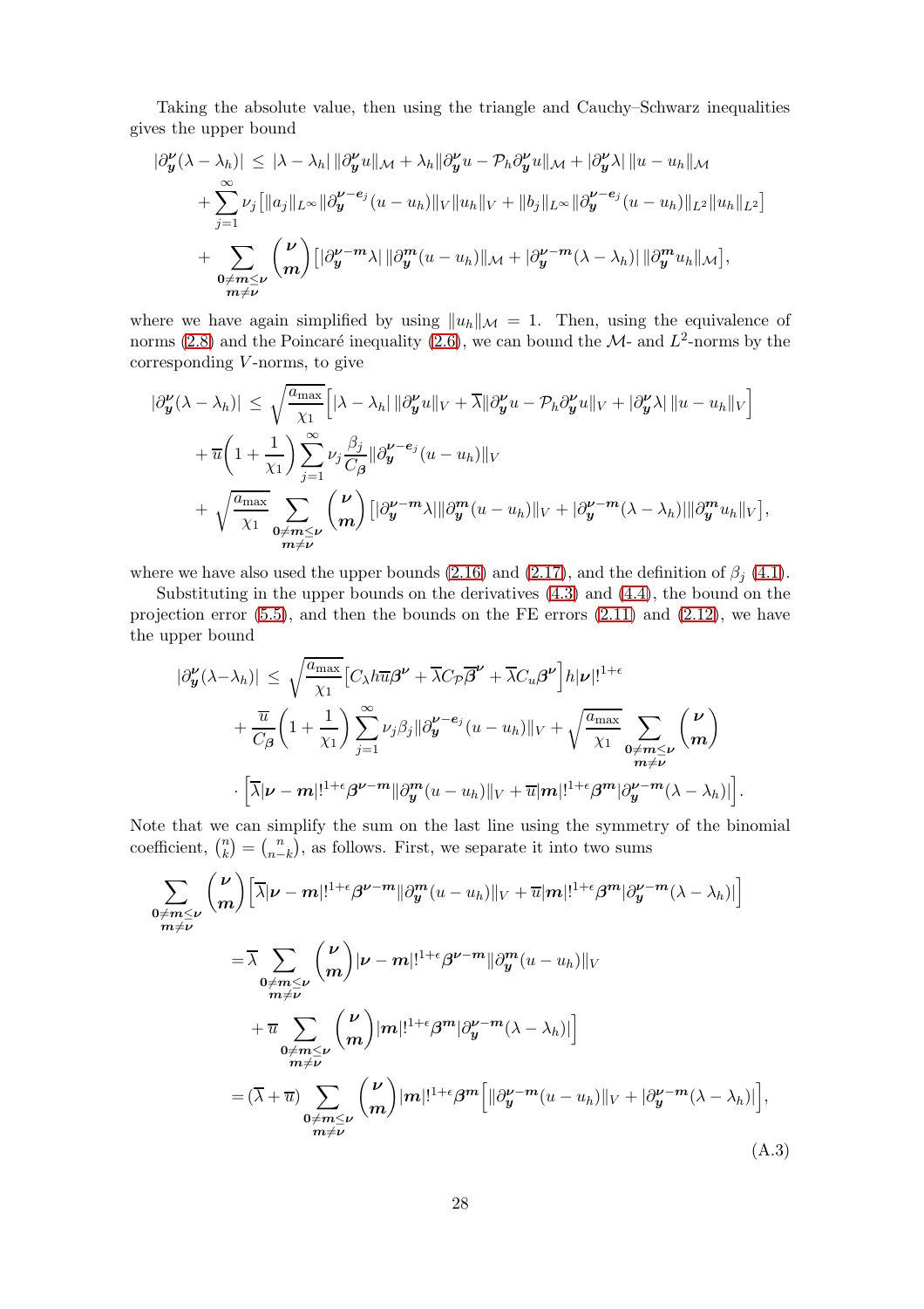Taking the absolute value, then using the triangle and Cauchy–Schwarz inequalities gives the upper bound

$$
\begin{aligned}
|\partial_{\boldsymbol{y}}^{\boldsymbol{\nu}}(\lambda - \lambda_h)| \;\leq\; & |\lambda - \lambda_h|\, \|\partial_{\boldsymbol{y}}^{\boldsymbol{\nu}} u\|_{\mathcal{M}} + \lambda_h \|\partial_{\boldsymbol{y}}^{\boldsymbol{\nu}} u - \mathcal{P}_h \partial_{\boldsymbol{y}}^{\boldsymbol{\nu}} u\|_{\mathcal{M}} + |\partial_{\boldsymbol{y}}^{\boldsymbol{\nu}} \lambda|\, \|u - u_h\|_{\mathcal{M}} \\
& + \sum_{j=1}^{\infty} \nu_j \big[\|a_j\|_{L^\infty} \|\partial_{\boldsymbol{y}}^{\boldsymbol{\nu}-\boldsymbol{e}_j}(u - u_h)\|_V \|u_h\|_V + \|b_j\|_{L^\infty} \|\partial_{\boldsymbol{y}}^{\boldsymbol{\nu}-\boldsymbol{e}_j}(u - u_h)\|_{L^2} \|u_h\|_{L^2}\big] \\
& + \sum_{\substack{\boldsymbol{0} \neq \boldsymbol{m} \leq \boldsymbol{\nu} \\ \boldsymbol{m} \neq \boldsymbol{\nu}}} \binom{\boldsymbol{\nu}}{\boldsymbol{m}} \big[|\partial_{\boldsymbol{y}}^{\boldsymbol{\nu}-\boldsymbol{m}} \lambda|\, \|\partial_{\boldsymbol{y}}^{\boldsymbol{m}}(u - u_h)\|_{\mathcal{M}} + |\partial_{\boldsymbol{y}}^{\boldsymbol{\nu}-\boldsymbol{m}}(\lambda - \lambda_h)|\, \|\partial_{\boldsymbol{y}}^{\boldsymbol{m}} u_h\|_{\mathcal{M}}\big],
\end{aligned}
$$

where we have again simplified by using $\|u_h\|_{\mathcal{M}} = 1$. Then, using the equivalence of norms (2.8) and the Poincaré inequality (2.6), we can bound the $\mathcal{M}$- and $L^2$-norms by the corresponding $V$-norms, to give

$$
\begin{aligned}
|\partial_{\boldsymbol{y}}^{\boldsymbol{\nu}}(\lambda - \lambda_h)| \;\leq\; & \sqrt{\frac{a_{\max}}{\chi_1}} \Big[|\lambda - \lambda_h|\, \|\partial_{\boldsymbol{y}}^{\boldsymbol{\nu}} u\|_V + \overline{\lambda} \|\partial_{\boldsymbol{y}}^{\boldsymbol{\nu}} u - \mathcal{P}_h \partial_{\boldsymbol{y}}^{\boldsymbol{\nu}} u\|_V + |\partial_{\boldsymbol{y}}^{\boldsymbol{\nu}} \lambda|\, \|u - u_h\|_V\Big] \\
& + \overline{u}\Big(1 + \frac{1}{\chi_1}\Big) \sum_{j=1}^{\infty} \nu_j \frac{\beta_j}{C_{\boldsymbol{\beta}}} \|\partial_{\boldsymbol{y}}^{\boldsymbol{\nu}-\boldsymbol{e}_j}(u - u_h)\|_V \\
& + \sqrt{\frac{a_{\max}}{\chi_1}} \sum_{\substack{\boldsymbol{0} \neq \boldsymbol{m} \leq \boldsymbol{\nu} \\ \boldsymbol{m} \neq \boldsymbol{\nu}}} \binom{\boldsymbol{\nu}}{\boldsymbol{m}} \big[|\partial_{\boldsymbol{y}}^{\boldsymbol{\nu}-\boldsymbol{m}} \lambda| \|\partial_{\boldsymbol{y}}^{\boldsymbol{m}}(u - u_h)\|_V + |\partial_{\boldsymbol{y}}^{\boldsymbol{\nu}-\boldsymbol{m}}(\lambda - \lambda_h)| \|\partial_{\boldsymbol{y}}^{\boldsymbol{m}} u_h\|_V\big],
\end{aligned}
$$

where we have also used the upper bounds (2.16) and (2.17), and the definition of $\beta_j$ (4.1).

Substituting in the upper bounds on the derivatives (4.3) and (4.4), the bound on the projection error (5.5), and then the bounds on the FE errors (2.11) and (2.12), we have the upper bound

$$
\begin{aligned}
|\partial_{\boldsymbol{y}}^{\boldsymbol{\nu}}(\lambda - \lambda_h)| \;\leq\; & \sqrt{\frac{a_{\max}}{\chi_1}} \big[C_\lambda h \overline{u} \boldsymbol{\beta}^{\boldsymbol{\nu}} + \overline{\lambda} C_{\mathcal{P}} \overline{\boldsymbol{\beta}}^{\boldsymbol{\nu}} + \overline{\lambda} C_u \boldsymbol{\beta}^{\boldsymbol{\nu}}\big] h |\boldsymbol{\nu}|!^{1+\epsilon} \\
& + \frac{\overline{u}}{C_{\boldsymbol{\beta}}}\Big(1 + \frac{1}{\chi_1}\Big) \sum_{j=1}^{\infty} \nu_j \beta_j \|\partial_{\boldsymbol{y}}^{\boldsymbol{\nu}-\boldsymbol{e}_j}(u - u_h)\|_V + \sqrt{\frac{a_{\max}}{\chi_1}} \sum_{\substack{\boldsymbol{0} \neq \boldsymbol{m} \leq \boldsymbol{\nu} \\ \boldsymbol{m} \neq \boldsymbol{\nu}}} \binom{\boldsymbol{\nu}}{\boldsymbol{m}} \\
& \cdot \Big[\overline{\lambda} |\boldsymbol{\nu} - \boldsymbol{m}|!^{1+\epsilon} \boldsymbol{\beta}^{\boldsymbol{\nu}-\boldsymbol{m}} \|\partial_{\boldsymbol{y}}^{\boldsymbol{m}}(u - u_h)\|_V + \overline{u} |\boldsymbol{m}|!^{1+\epsilon} \boldsymbol{\beta}^{\boldsymbol{m}} |\partial_{\boldsymbol{y}}^{\boldsymbol{\nu}-\boldsymbol{m}}(\lambda - \lambda_h)|\Big].
\end{aligned}
$$

Note that we can simplify the sum on the last line using the symmetry of the binomial coefficient, $\binom{n}{k} = \binom{n}{n-k}$, as follows. First, we separate it into two sums

$$
\begin{aligned}
& \sum_{\substack{\boldsymbol{0} \neq \boldsymbol{m} \leq \boldsymbol{\nu} \\ \boldsymbol{m} \neq \boldsymbol{\nu}}} \binom{\boldsymbol{\nu}}{\boldsymbol{m}} \Big[\overline{\lambda} |\boldsymbol{\nu} - \boldsymbol{m}|!^{1+\epsilon} \boldsymbol{\beta}^{\boldsymbol{\nu}-\boldsymbol{m}} \|\partial_{\boldsymbol{y}}^{\boldsymbol{m}}(u - u_h)\|_V + \overline{u} |\boldsymbol{m}|!^{1+\epsilon} \boldsymbol{\beta}^{\boldsymbol{m}} |\partial_{\boldsymbol{y}}^{\boldsymbol{\nu}-\boldsymbol{m}}(\lambda - \lambda_h)|\Big] \\
& \qquad = \overline{\lambda} \sum_{\substack{\boldsymbol{0} \neq \boldsymbol{m} \leq \boldsymbol{\nu} \\ \boldsymbol{m} \neq \boldsymbol{\nu}}} \binom{\boldsymbol{\nu}}{\boldsymbol{m}} |\boldsymbol{\nu} - \boldsymbol{m}|!^{1+\epsilon} \boldsymbol{\beta}^{\boldsymbol{\nu}-\boldsymbol{m}} \|\partial_{\boldsymbol{y}}^{\boldsymbol{m}}(u - u_h)\|_V \\
& \qquad \quad + \overline{u} \sum_{\substack{\boldsymbol{0} \neq \boldsymbol{m} \leq \boldsymbol{\nu} \\ \boldsymbol{m} \neq \boldsymbol{\nu}}} \binom{\boldsymbol{\nu}}{\boldsymbol{m}} |\boldsymbol{m}|!^{1+\epsilon} \boldsymbol{\beta}^{\boldsymbol{m}} |\partial_{\boldsymbol{y}}^{\boldsymbol{\nu}-\boldsymbol{m}}(\lambda - \lambda_h)|\Big] \\
& \qquad = (\overline{\lambda} + \overline{u}) \sum_{\substack{\boldsymbol{0} \neq \boldsymbol{m} \leq \boldsymbol{\nu} \\ \boldsymbol{m} \neq \boldsymbol{\nu}}} \binom{\boldsymbol{\nu}}{\boldsymbol{m}} |\boldsymbol{m}|!^{1+\epsilon} \boldsymbol{\beta}^{\boldsymbol{m}} \Big[\|\partial_{\boldsymbol{y}}^{\boldsymbol{\nu}-\boldsymbol{m}}(u - u_h)\|_V + |\partial_{\boldsymbol{y}}^{\boldsymbol{\nu}-\boldsymbol{m}}(\lambda - \lambda_h)|\Big],
\end{aligned}
\tag{A.3}
$$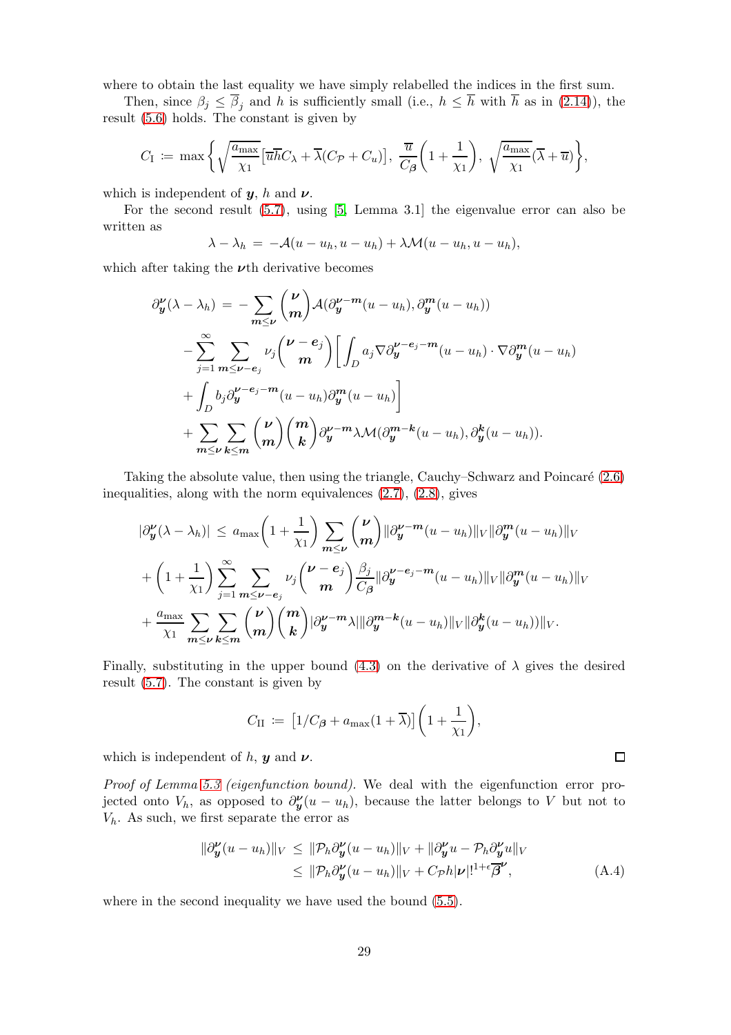where to obtain the last equality we have simply relabelled the indices in the first sum.

Then, since $\beta_j \le \overline{\beta}_j$ and $h$ is sufficiently small (i.e., $h \le \overline{h}$ with $\overline{h}$ as in (2.14)), the result (5.6) holds. The constant is given by

$$C_{\mathrm{I}} \coloneqq \max\left\{ \sqrt{\frac{a_{\max}}{\chi_1}}\left[\overline{u}\overline{h}C_\lambda + \overline{\lambda}(C_{\mathcal{P}} + C_u)\right],\ \frac{\overline{u}}{C_{\boldsymbol{\beta}}}\left(1 + \frac{1}{\chi_1}\right),\ \sqrt{\frac{a_{\max}}{\chi_1}}(\overline{\lambda} + \overline{u}) \right\},$$

which is independent of $\boldsymbol{y}$, $h$ and $\boldsymbol{\nu}$.

For the second result (5.7), using [5, Lemma 3.1] the eigenvalue error can also be written as

$$\lambda - \lambda_h \,=\, -\mathcal{A}(u - u_h, u - u_h) + \lambda \mathcal{M}(u - u_h, u - u_h),$$

which after taking the $\boldsymbol{\nu}$th derivative becomes

$$\begin{aligned}
\partial_{\boldsymbol{y}}^{\boldsymbol{\nu}}(\lambda - \lambda_h) \,=\, &- \sum_{\boldsymbol{m} \le \boldsymbol{\nu}} \binom{\boldsymbol{\nu}}{\boldsymbol{m}} \mathcal{A}(\partial_{\boldsymbol{y}}^{\boldsymbol{\nu}-\boldsymbol{m}}(u - u_h), \partial_{\boldsymbol{y}}^{\boldsymbol{m}}(u - u_h)) \\
&- \sum_{j=1}^{\infty} \sum_{\boldsymbol{m} \le \boldsymbol{\nu} - \boldsymbol{e}_j} \nu_j \binom{\boldsymbol{\nu} - \boldsymbol{e}_j}{\boldsymbol{m}} \bigg[ \int_D a_j \nabla \partial_{\boldsymbol{y}}^{\boldsymbol{\nu} - \boldsymbol{e}_j - \boldsymbol{m}}(u - u_h) \cdot \nabla \partial_{\boldsymbol{y}}^{\boldsymbol{m}}(u - u_h) \\
&+ \int_D b_j \partial_{\boldsymbol{y}}^{\boldsymbol{\nu} - \boldsymbol{e}_j - \boldsymbol{m}}(u - u_h) \partial_{\boldsymbol{y}}^{\boldsymbol{m}}(u - u_h) \bigg] \\
&+ \sum_{\boldsymbol{m} \le \boldsymbol{\nu}} \sum_{\boldsymbol{k} \le \boldsymbol{m}} \binom{\boldsymbol{\nu}}{\boldsymbol{m}} \binom{\boldsymbol{m}}{\boldsymbol{k}} \partial_{\boldsymbol{y}}^{\boldsymbol{\nu}-\boldsymbol{m}} \lambda \mathcal{M}(\partial_{\boldsymbol{y}}^{\boldsymbol{m}-\boldsymbol{k}}(u - u_h), \partial_{\boldsymbol{y}}^{\boldsymbol{k}}(u - u_h)).
\end{aligned}$$

Taking the absolute value, then using the triangle, Cauchy–Schwarz and Poincaré (2.6) inequalities, along with the norm equivalences (2.7), (2.8), gives

$$\begin{aligned}
|\partial_{\boldsymbol{y}}^{\boldsymbol{\nu}}(\lambda - \lambda_h)| \,\le\, &a_{\max}\left(1 + \frac{1}{\chi_1}\right) \sum_{\boldsymbol{m} \le \boldsymbol{\nu}} \binom{\boldsymbol{\nu}}{\boldsymbol{m}} \|\partial_{\boldsymbol{y}}^{\boldsymbol{\nu}-\boldsymbol{m}}(u - u_h)\|_V \|\partial_{\boldsymbol{y}}^{\boldsymbol{m}}(u - u_h)\|_V \\
&+ \left(1 + \frac{1}{\chi_1}\right) \sum_{j=1}^{\infty} \sum_{\boldsymbol{m} \le \boldsymbol{\nu} - \boldsymbol{e}_j} \nu_j \binom{\boldsymbol{\nu} - \boldsymbol{e}_j}{\boldsymbol{m}} \frac{\beta_j}{C_{\boldsymbol{\beta}}} \|\partial_{\boldsymbol{y}}^{\boldsymbol{\nu} - \boldsymbol{e}_j - \boldsymbol{m}}(u - u_h)\|_V \|\partial_{\boldsymbol{y}}^{\boldsymbol{m}}(u - u_h)\|_V \\
&+ \frac{a_{\max}}{\chi_1} \sum_{\boldsymbol{m} \le \boldsymbol{\nu}} \sum_{\boldsymbol{k} \le \boldsymbol{m}} \binom{\boldsymbol{\nu}}{\boldsymbol{m}} \binom{\boldsymbol{m}}{\boldsymbol{k}} |\partial_{\boldsymbol{y}}^{\boldsymbol{\nu}-\boldsymbol{m}} \lambda| \|\partial_{\boldsymbol{y}}^{\boldsymbol{m}-\boldsymbol{k}}(u - u_h)\|_V \|\partial_{\boldsymbol{y}}^{\boldsymbol{k}}(u - u_h))\|_V.
\end{aligned}$$

Finally, substituting in the upper bound (4.3) on the derivative of $\lambda$ gives the desired result (5.7). The constant is given by

$$C_{\mathrm{II}} \coloneqq \left[1/C_{\boldsymbol{\beta}} + a_{\max}(1 + \overline{\lambda})\right]\left(1 + \frac{1}{\chi_1}\right),$$

which is independent of $h$, $\boldsymbol{y}$ and $\boldsymbol{\nu}$. □

*Proof of Lemma 5.3 (eigenfunction bound).* We deal with the eigenfunction error projected onto $V_h$, as opposed to $\partial_{\boldsymbol{y}}^{\boldsymbol{\nu}}(u - u_h)$, because the latter belongs to $V$ but not to $V_h$. As such, we first separate the error as

$$\begin{aligned}
\|\partial_{\boldsymbol{y}}^{\boldsymbol{\nu}}(u - u_h)\|_V \,&\le\, \|\mathcal{P}_h \partial_{\boldsymbol{y}}^{\boldsymbol{\nu}}(u - u_h)\|_V + \|\partial_{\boldsymbol{y}}^{\boldsymbol{\nu}} u - \mathcal{P}_h \partial_{\boldsymbol{y}}^{\boldsymbol{\nu}} u\|_V \\
&\le\, \|\mathcal{P}_h \partial_{\boldsymbol{y}}^{\boldsymbol{\nu}}(u - u_h)\|_V + C_{\mathcal{P}} h |\boldsymbol{\nu}|!^{1+\epsilon} \overline{\boldsymbol{\beta}}^{\boldsymbol{\nu}},
\end{aligned} \tag{A.4}$$

where in the second inequality we have used the bound (5.5).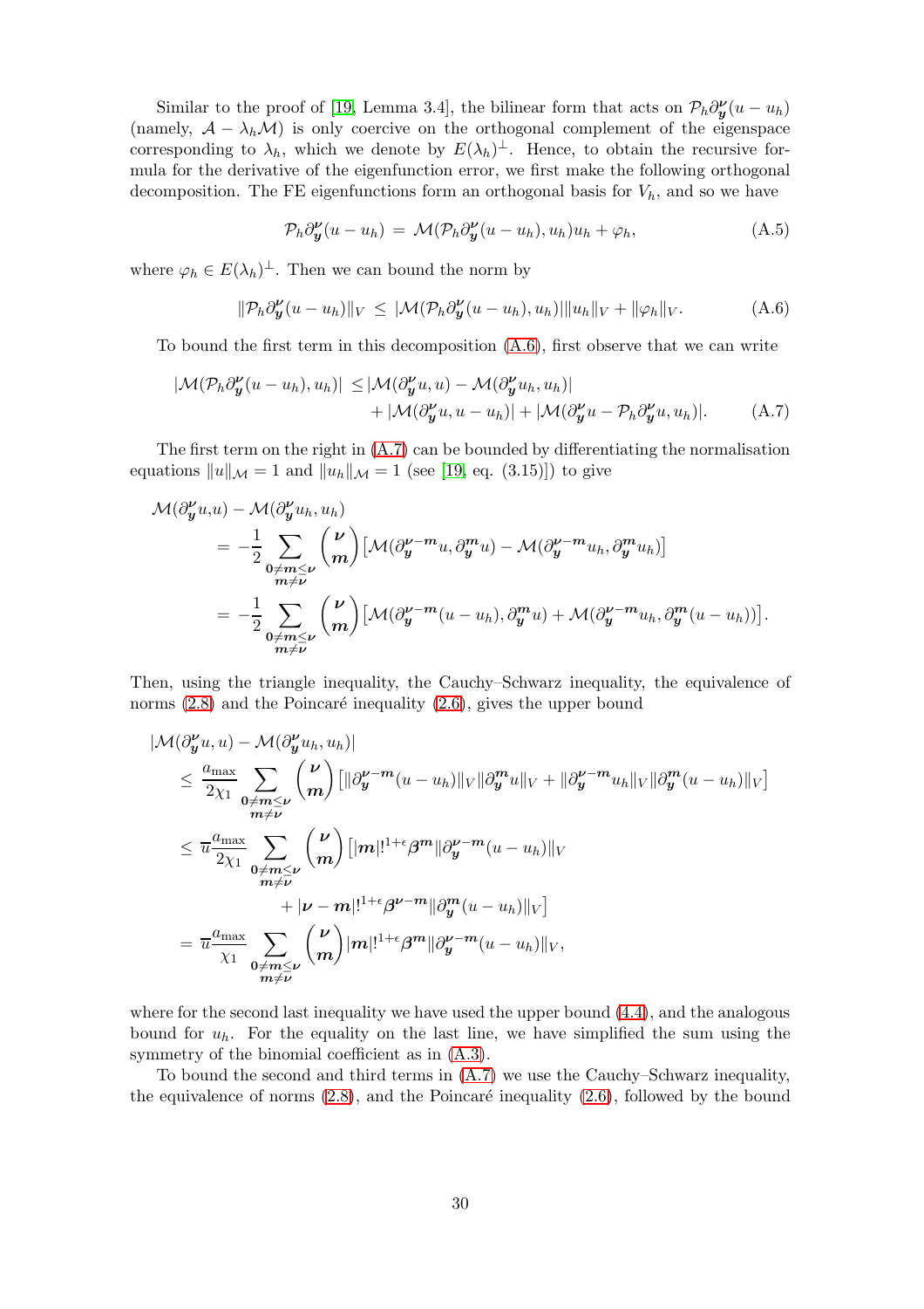Similar to the proof of [19, Lemma 3.4], the bilinear form that acts on $\mathcal{P}_h \partial_{\boldsymbol{y}}^{\boldsymbol{\nu}}(u - u_h)$ (namely, $\mathcal{A} - \lambda_h \mathcal{M}$) is only coercive on the orthogonal complement of the eigenspace corresponding to $\lambda_h$, which we denote by $E(\lambda_h)^\perp$. Hence, to obtain the recursive formula for the derivative of the eigenfunction error, we first make the following orthogonal decomposition. The FE eigenfunctions form an orthogonal basis for $V_h$, and so we have

$$\mathcal{P}_h \partial_{\boldsymbol{y}}^{\boldsymbol{\nu}}(u - u_h) \,=\, \mathcal{M}(\mathcal{P}_h \partial_{\boldsymbol{y}}^{\boldsymbol{\nu}}(u - u_h), u_h) u_h + \varphi_h, \tag{A.5}$$

where $\varphi_h \in E(\lambda_h)^\perp$. Then we can bound the norm by

$$\|\mathcal{P}_h \partial_{\boldsymbol{y}}^{\boldsymbol{\nu}}(u - u_h)\|_V \,\leq\, |\mathcal{M}(\mathcal{P}_h \partial_{\boldsymbol{y}}^{\boldsymbol{\nu}}(u - u_h), u_h)| \|u_h\|_V + \|\varphi_h\|_V. \tag{A.6}$$

To bound the first term in this decomposition (A.6), first observe that we can write

$$\begin{aligned}
|\mathcal{M}(\mathcal{P}_h \partial_{\boldsymbol{y}}^{\boldsymbol{\nu}}(u - u_h), u_h)| \,\leq\, & |\mathcal{M}(\partial_{\boldsymbol{y}}^{\boldsymbol{\nu}} u, u) - \mathcal{M}(\partial_{\boldsymbol{y}}^{\boldsymbol{\nu}} u_h, u_h)| \\
& + |\mathcal{M}(\partial_{\boldsymbol{y}}^{\boldsymbol{\nu}} u, u - u_h)| + |\mathcal{M}(\partial_{\boldsymbol{y}}^{\boldsymbol{\nu}} u - \mathcal{P}_h \partial_{\boldsymbol{y}}^{\boldsymbol{\nu}} u, u_h)|.
\end{aligned} \tag{A.7}$$

The first term on the right in (A.7) can be bounded by differentiating the normalisation equations $\|u\|_{\mathcal{M}} = 1$ and $\|u_h\|_{\mathcal{M}} = 1$ (see [19, eq. (3.15)]) to give

$$\begin{aligned}
\mathcal{M}(\partial_{\boldsymbol{y}}^{\boldsymbol{\nu}} u, & u) - \mathcal{M}(\partial_{\boldsymbol{y}}^{\boldsymbol{\nu}} u_h, u_h) \\
&= -\frac{1}{2} \sum_{\substack{\boldsymbol{0} \neq \boldsymbol{m} \leq \boldsymbol{\nu} \\ \boldsymbol{m} \neq \boldsymbol{\nu}}} \binom{\boldsymbol{\nu}}{\boldsymbol{m}} \left[ \mathcal{M}(\partial_{\boldsymbol{y}}^{\boldsymbol{\nu} - \boldsymbol{m}} u, \partial_{\boldsymbol{y}}^{\boldsymbol{m}} u) - \mathcal{M}(\partial_{\boldsymbol{y}}^{\boldsymbol{\nu} - \boldsymbol{m}} u_h, \partial_{\boldsymbol{y}}^{\boldsymbol{m}} u_h) \right] \\
&= -\frac{1}{2} \sum_{\substack{\boldsymbol{0} \neq \boldsymbol{m} \leq \boldsymbol{\nu} \\ \boldsymbol{m} \neq \boldsymbol{\nu}}} \binom{\boldsymbol{\nu}}{\boldsymbol{m}} \left[ \mathcal{M}(\partial_{\boldsymbol{y}}^{\boldsymbol{\nu} - \boldsymbol{m}} (u - u_h), \partial_{\boldsymbol{y}}^{\boldsymbol{m}} u) + \mathcal{M}(\partial_{\boldsymbol{y}}^{\boldsymbol{\nu} - \boldsymbol{m}} u_h, \partial_{\boldsymbol{y}}^{\boldsymbol{m}} (u - u_h)) \right].
\end{aligned}$$

Then, using the triangle inequality, the Cauchy–Schwarz inequality, the equivalence of norms (2.8) and the Poincaré inequality (2.6), gives the upper bound

$$\begin{aligned}
|\mathcal{M}(\partial_{\boldsymbol{y}}^{\boldsymbol{\nu}} & u, u) - \mathcal{M}(\partial_{\boldsymbol{y}}^{\boldsymbol{\nu}} u_h, u_h)| \\
&\leq \frac{a_{\max}}{2\chi_1} \sum_{\substack{\boldsymbol{0} \neq \boldsymbol{m} \leq \boldsymbol{\nu} \\ \boldsymbol{m} \neq \boldsymbol{\nu}}} \binom{\boldsymbol{\nu}}{\boldsymbol{m}} \left[ \|\partial_{\boldsymbol{y}}^{\boldsymbol{\nu} - \boldsymbol{m}} (u - u_h)\|_V \|\partial_{\boldsymbol{y}}^{\boldsymbol{m}} u\|_V + \|\partial_{\boldsymbol{y}}^{\boldsymbol{\nu} - \boldsymbol{m}} u_h\|_V \|\partial_{\boldsymbol{y}}^{\boldsymbol{m}} (u - u_h)\|_V \right] \\
&\leq \overline{u} \frac{a_{\max}}{2\chi_1} \sum_{\substack{\boldsymbol{0} \neq \boldsymbol{m} \leq \boldsymbol{\nu} \\ \boldsymbol{m} \neq \boldsymbol{\nu}}} \binom{\boldsymbol{\nu}}{\boldsymbol{m}} \big[ |\boldsymbol{m}|!^{1+\epsilon} \boldsymbol{\beta}^{\boldsymbol{m}} \|\partial_{\boldsymbol{y}}^{\boldsymbol{\nu} - \boldsymbol{m}} (u - u_h)\|_V \\
&\qquad\qquad + |\boldsymbol{\nu} - \boldsymbol{m}|!^{1+\epsilon} \boldsymbol{\beta}^{\boldsymbol{\nu} - \boldsymbol{m}} \|\partial_{\boldsymbol{y}}^{\boldsymbol{m}} (u - u_h)\|_V \big] \\
&= \overline{u} \frac{a_{\max}}{\chi_1} \sum_{\substack{\boldsymbol{0} \neq \boldsymbol{m} \leq \boldsymbol{\nu} \\ \boldsymbol{m} \neq \boldsymbol{\nu}}} \binom{\boldsymbol{\nu}}{\boldsymbol{m}} |\boldsymbol{m}|!^{1+\epsilon} \boldsymbol{\beta}^{\boldsymbol{m}} \|\partial_{\boldsymbol{y}}^{\boldsymbol{\nu} - \boldsymbol{m}} (u - u_h)\|_V,
\end{aligned}$$

where for the second last inequality we have used the upper bound (4.4), and the analogous bound for $u_h$. For the equality on the last line, we have simplified the sum using the symmetry of the binomial coefficient as in (A.3).

To bound the second and third terms in (A.7) we use the Cauchy–Schwarz inequality, the equivalence of norms (2.8), and the Poincaré inequality (2.6), followed by the bound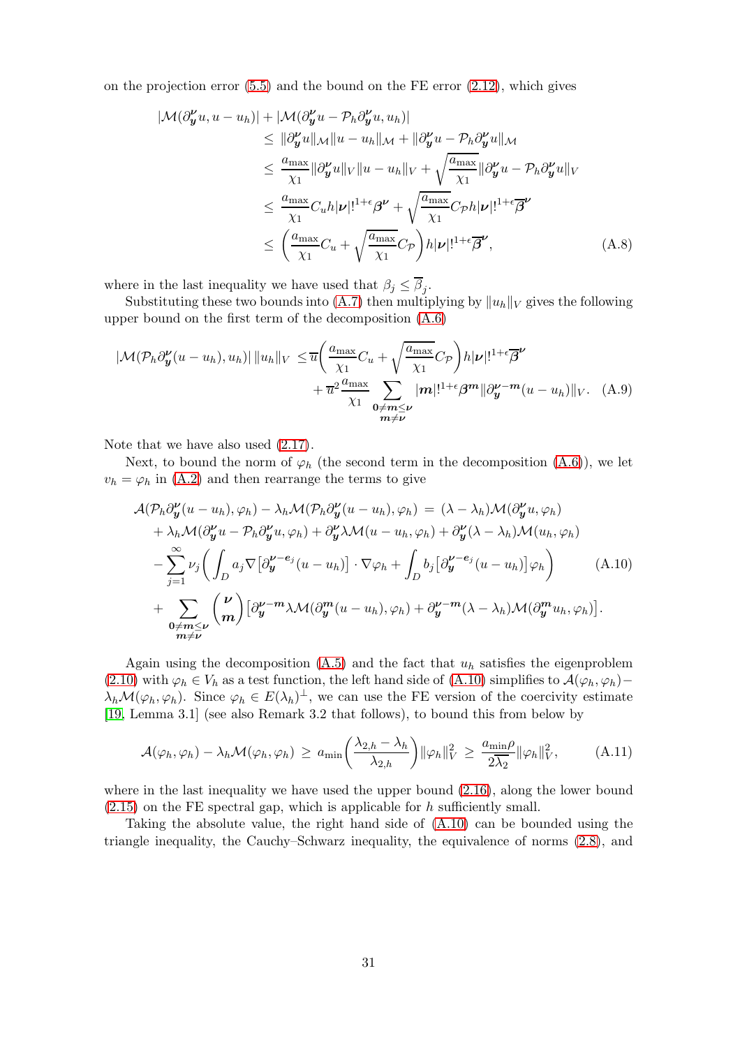on the projection error (5.5) and the bound on the FE error (2.12), which gives

$$
\begin{aligned}
|\mathcal{M}(\partial_{\boldsymbol{y}}^{\boldsymbol{\nu}} u, u - u_h)| &+ |\mathcal{M}(\partial_{\boldsymbol{y}}^{\boldsymbol{\nu}} u - \mathcal{P}_h \partial_{\boldsymbol{y}}^{\boldsymbol{\nu}} u, u_h)| \\
&\leq \|\partial_{\boldsymbol{y}}^{\boldsymbol{\nu}} u\|_{\mathcal{M}} \|u - u_h\|_{\mathcal{M}} + \|\partial_{\boldsymbol{y}}^{\boldsymbol{\nu}} u - \mathcal{P}_h \partial_{\boldsymbol{y}}^{\boldsymbol{\nu}} u\|_{\mathcal{M}} \\
&\leq \frac{a_{\max}}{\chi_1} \|\partial_{\boldsymbol{y}}^{\boldsymbol{\nu}} u\|_V \|u - u_h\|_V + \sqrt{\frac{a_{\max}}{\chi_1}} \|\partial_{\boldsymbol{y}}^{\boldsymbol{\nu}} u - \mathcal{P}_h \partial_{\boldsymbol{y}}^{\boldsymbol{\nu}} u\|_V \\
&\leq \frac{a_{\max}}{\chi_1} C_u h |\boldsymbol{\nu}|!^{1+\epsilon} \boldsymbol{\beta}^{\boldsymbol{\nu}} + \sqrt{\frac{a_{\max}}{\chi_1}} C_{\mathcal{P}} h |\boldsymbol{\nu}|!^{1+\epsilon} \overline{\boldsymbol{\beta}}^{\boldsymbol{\nu}} \\
&\leq \left( \frac{a_{\max}}{\chi_1} C_u + \sqrt{\frac{a_{\max}}{\chi_1}} C_{\mathcal{P}} \right) h |\boldsymbol{\nu}|!^{1+\epsilon} \overline{\boldsymbol{\beta}}^{\boldsymbol{\nu}},
\end{aligned}
\tag{A.8}
$$

where in the last inequality we have used that $\beta_j \leq \overline{\beta}_j$.

Substituting these two bounds into (A.7) then multiplying by $\|u_h\|_V$ gives the following upper bound on the first term of the decomposition (A.6)

$$
\begin{aligned}
|\mathcal{M}(\mathcal{P}_h \partial_{\boldsymbol{y}}^{\boldsymbol{\nu}} (u - u_h), u_h)| \, \|u_h\|_V \leq \, & \overline{u} \left( \frac{a_{\max}}{\chi_1} C_u + \sqrt{\frac{a_{\max}}{\chi_1}} C_{\mathcal{P}} \right) h |\boldsymbol{\nu}|!^{1+\epsilon} \overline{\boldsymbol{\beta}}^{\boldsymbol{\nu}} \\
& + \overline{u}^2 \frac{a_{\max}}{\chi_1} \sum_{\substack{\mathbf{0} \neq \boldsymbol{m} \leq \boldsymbol{\nu} \\ \boldsymbol{m} \neq \boldsymbol{\nu}}} |\boldsymbol{m}|!^{1+\epsilon} \boldsymbol{\beta}^{\boldsymbol{m}} \|\partial_{\boldsymbol{y}}^{\boldsymbol{\nu}-\boldsymbol{m}} (u - u_h)\|_V.
\end{aligned}
\tag{A.9}
$$

Note that we have also used (2.17).

Next, to bound the norm of $\varphi_h$ (the second term in the decomposition (A.6)), we let $v_h = \varphi_h$ in (A.2) and then rearrange the terms to give

$$
\begin{aligned}
\mathcal{A}(\mathcal{P}_h \partial_{\boldsymbol{y}}^{\boldsymbol{\nu}} (u - u_h), \varphi_h) - \lambda_h \mathcal{M}(\mathcal{P}_h \partial_{\boldsymbol{y}}^{\boldsymbol{\nu}} (u - u_h), \varphi_h) \, = \, & (\lambda - \lambda_h) \mathcal{M}(\partial_{\boldsymbol{y}}^{\boldsymbol{\nu}} u, \varphi_h) \\
+ \lambda_h \mathcal{M}(\partial_{\boldsymbol{y}}^{\boldsymbol{\nu}} u - \mathcal{P}_h \partial_{\boldsymbol{y}}^{\boldsymbol{\nu}} u, \varphi_h) + \partial_{\boldsymbol{y}}^{\boldsymbol{\nu}} \lambda \mathcal{M}(u - u_h, \varphi_h) & + \partial_{\boldsymbol{y}}^{\boldsymbol{\nu}} (\lambda - \lambda_h) \mathcal{M}(u_h, \varphi_h) \\
- \sum_{j=1}^{\infty} \nu_j \bigg( \int_D a_j \nabla \big[ \partial_{\boldsymbol{y}}^{\boldsymbol{\nu} - \boldsymbol{e}_j} (u - u_h) \big] \cdot \nabla \varphi_h & + \int_D b_j \big[ \partial_{\boldsymbol{y}}^{\boldsymbol{\nu} - \boldsymbol{e}_j} (u - u_h) \big] \varphi_h \bigg) \\
+ \sum_{\substack{\mathbf{0} \neq \boldsymbol{m} \leq \boldsymbol{\nu} \\ \boldsymbol{m} \neq \boldsymbol{\nu}}} \binom{\boldsymbol{\nu}}{\boldsymbol{m}} \big[ \partial_{\boldsymbol{y}}^{\boldsymbol{\nu} - \boldsymbol{m}} \lambda \mathcal{M}(\partial_{\boldsymbol{y}}^{\boldsymbol{m}} (u - u_h), \varphi_h) & + \partial_{\boldsymbol{y}}^{\boldsymbol{\nu} - \boldsymbol{m}} (\lambda - \lambda_h) \mathcal{M}(\partial_{\boldsymbol{y}}^{\boldsymbol{m}} u_h, \varphi_h) \big].
\end{aligned}
\tag{A.10}
$$

Again using the decomposition (A.5) and the fact that $u_h$ satisfies the eigenproblem (2.10) with $\varphi_h \in V_h$ as a test function, the left hand side of (A.10) simplifies to $\mathcal{A}(\varphi_h, \varphi_h) - \lambda_h \mathcal{M}(\varphi_h, \varphi_h)$. Since $\varphi_h \in E(\lambda_h)^\perp$, we can use the FE version of the coercivity estimate [19, Lemma 3.1] (see also Remark 3.2 that follows), to bound this from below by

$$
\mathcal{A}(\varphi_h, \varphi_h) - \lambda_h \mathcal{M}(\varphi_h, \varphi_h) \, \geq \, a_{\min} \left( \frac{\lambda_{2,h} - \lambda_h}{\lambda_{2,h}} \right) \|\varphi_h\|_V^2 \, \geq \, \frac{a_{\min} \rho}{2 \overline{\lambda_2}} \|\varphi_h\|_V^2,
\tag{A.11}
$$

where in the last inequality we have used the upper bound (2.16), along the lower bound (2.15) on the FE spectral gap, which is applicable for $h$ sufficiently small.

Taking the absolute value, the right hand side of (A.10) can be bounded using the triangle inequality, the Cauchy–Schwarz inequality, the equivalence of norms (2.8), and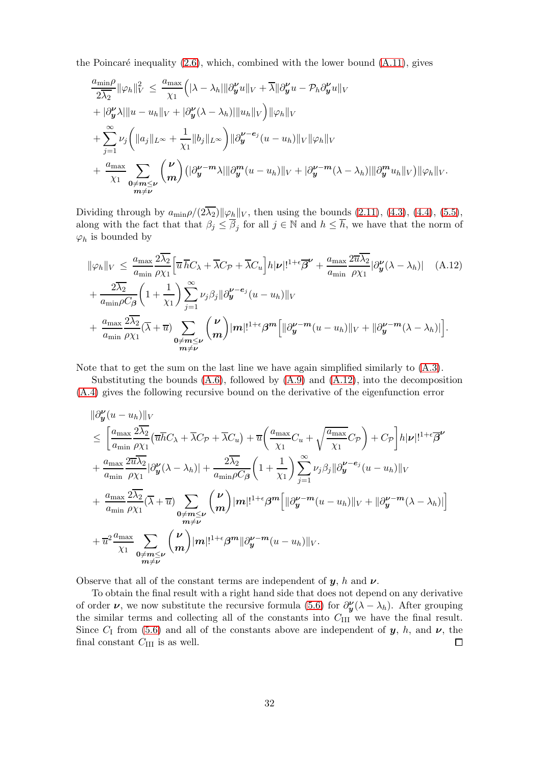the Poincaré inequality (2.6), which, combined with the lower bound (A.11), gives

$$
\begin{aligned}
\frac{a_{\min}\rho}{2\overline{\lambda_2}}\|\varphi_h\|_V^2 \;\le\; & \frac{a_{\max}}{\chi_1}\Big(|\lambda-\lambda_h|\|\partial_{\boldsymbol{y}}^{\boldsymbol{\nu}}u\|_V + \overline{\lambda}\|\partial_{\boldsymbol{y}}^{\boldsymbol{\nu}}u - \mathcal{P}_h\partial_{\boldsymbol{y}}^{\boldsymbol{\nu}}u\|_V \\
&+ |\partial_{\boldsymbol{y}}^{\boldsymbol{\nu}}\lambda|\|u-u_h\|_V + |\partial_{\boldsymbol{y}}^{\boldsymbol{\nu}}(\lambda-\lambda_h)|\|u_h\|_V\Big)\|\varphi_h\|_V \\
&+ \sum_{j=1}^{\infty}\nu_j\bigg(\|a_j\|_{L^\infty} + \frac{1}{\chi_1}\|b_j\|_{L^\infty}\bigg)\|\partial_{\boldsymbol{y}}^{\boldsymbol{\nu}-\boldsymbol{e}_j}(u-u_h)\|_V\|\varphi_h\|_V \\
&+ \frac{a_{\max}}{\chi_1}\sum_{\substack{\boldsymbol{0}\neq\boldsymbol{m}\le\boldsymbol{\nu}\\ \boldsymbol{m}\neq\boldsymbol{\nu}}}\binom{\boldsymbol{\nu}}{\boldsymbol{m}}\big(|\partial_{\boldsymbol{y}}^{\boldsymbol{\nu}-\boldsymbol{m}}\lambda|\|\partial_{\boldsymbol{y}}^{\boldsymbol{m}}(u-u_h)\|_V + |\partial_{\boldsymbol{y}}^{\boldsymbol{\nu}-\boldsymbol{m}}(\lambda-\lambda_h)|\|\partial_{\boldsymbol{y}}^{\boldsymbol{m}}u_h\|_V\big)\|\varphi_h\|_V.
\end{aligned}
$$

Dividing through by $a_{\min}\rho/(2\overline{\lambda_2})\|\varphi_h\|_V$, then using the bounds (2.11), (4.3), (4.4), (5.5), along with the fact that that $\beta_j \le \overline{\beta}_j$ for all $j\in\mathbb{N}$ and $h\le\overline{h}$, we have that the norm of $\varphi_h$ is bounded by

$$
\begin{aligned}
\|\varphi_h\|_V \;\le\; & \frac{a_{\max}}{a_{\min}}\frac{2\overline{\lambda_2}}{\rho\chi_1}\Big[\overline{u}\,\overline{h}C_\lambda + \overline{\lambda}C_{\mathcal{P}} + \overline{\lambda}C_u\Big]h|\boldsymbol{\nu}|!^{1+\epsilon}\overline{\boldsymbol{\beta}}^{\boldsymbol{\nu}} + \frac{a_{\max}}{a_{\min}}\frac{2\overline{u}\overline{\lambda_2}}{\rho\chi_1}|\partial_{\boldsymbol{y}}^{\boldsymbol{\nu}}(\lambda-\lambda_h)| \qquad \text{(A.12)}\\
&+ \frac{2\overline{\lambda_2}}{a_{\min}\rho C_{\boldsymbol{\beta}}}\bigg(1+\frac{1}{\chi_1}\bigg)\sum_{j=1}^{\infty}\nu_j\beta_j\|\partial_{\boldsymbol{y}}^{\boldsymbol{\nu}-\boldsymbol{e}_j}(u-u_h)\|_V \\
&+ \frac{a_{\max}}{a_{\min}}\frac{2\overline{\lambda_2}}{\rho\chi_1}(\overline{\lambda}+\overline{u})\sum_{\substack{\boldsymbol{0}\neq\boldsymbol{m}\le\boldsymbol{\nu}\\ \boldsymbol{m}\neq\boldsymbol{\nu}}}\binom{\boldsymbol{\nu}}{\boldsymbol{m}}|\boldsymbol{m}|!^{1+\epsilon}\boldsymbol{\beta}^{\boldsymbol{m}}\Big[\|\partial_{\boldsymbol{y}}^{\boldsymbol{\nu}-\boldsymbol{m}}(u-u_h)\|_V + \|\partial_{\boldsymbol{y}}^{\boldsymbol{\nu}-\boldsymbol{m}}(\lambda-\lambda_h)|\Big].
\end{aligned}
$$

Note that to get the sum on the last line we have again simplified similarly to (A.3).

Substituting the bounds (A.6), followed by (A.9) and (A.12), into the decomposition (A.4) gives the following recursive bound on the derivative of the eigenfunction error

$$
\begin{aligned}
&\|\partial_{\boldsymbol{y}}^{\boldsymbol{\nu}}(u-u_h)\|_V \\
&\le \bigg[\frac{a_{\max}}{a_{\min}}\frac{2\overline{\lambda_2}}{\rho\chi_1}\big(\overline{u}\overline{h}C_\lambda + \overline{\lambda}C_{\mathcal{P}} + \overline{\lambda}C_u\big) + \overline{u}\bigg(\frac{a_{\max}}{\chi_1}C_u + \sqrt{\frac{a_{\max}}{\chi_1}}C_{\mathcal{P}}\bigg) + C_{\mathcal{P}}\bigg]h|\boldsymbol{\nu}|!^{1+\epsilon}\overline{\boldsymbol{\beta}}^{\boldsymbol{\nu}} \\
&+ \frac{a_{\max}}{a_{\min}}\frac{2\overline{u}\overline{\lambda_2}}{\rho\chi_1}|\partial_{\boldsymbol{y}}^{\boldsymbol{\nu}}(\lambda-\lambda_h)| + \frac{2\overline{\lambda_2}}{a_{\min}\rho C_{\boldsymbol{\beta}}}\bigg(1+\frac{1}{\chi_1}\bigg)\sum_{j=1}^{\infty}\nu_j\beta_j\|\partial_{\boldsymbol{y}}^{\boldsymbol{\nu}-\boldsymbol{e}_j}(u-u_h)\|_V \\
&+ \frac{a_{\max}}{a_{\min}}\frac{2\overline{\lambda_2}}{\rho\chi_1}(\overline{\lambda}+\overline{u})\sum_{\substack{\boldsymbol{0}\neq\boldsymbol{m}\le\boldsymbol{\nu}\\ \boldsymbol{m}\neq\boldsymbol{\nu}}}\binom{\boldsymbol{\nu}}{\boldsymbol{m}}|\boldsymbol{m}|!^{1+\epsilon}\boldsymbol{\beta}^{\boldsymbol{m}}\Big[\|\partial_{\boldsymbol{y}}^{\boldsymbol{\nu}-\boldsymbol{m}}(u-u_h)\|_V + \|\partial_{\boldsymbol{y}}^{\boldsymbol{\nu}-\boldsymbol{m}}(\lambda-\lambda_h)|\Big] \\
&+ \overline{u}^2\frac{a_{\max}}{\chi_1}\sum_{\substack{\boldsymbol{0}\neq\boldsymbol{m}\le\boldsymbol{\nu}\\ \boldsymbol{m}\neq\boldsymbol{\nu}}}\binom{\boldsymbol{\nu}}{\boldsymbol{m}}|\boldsymbol{m}|!^{1+\epsilon}\boldsymbol{\beta}^{\boldsymbol{m}}\|\partial_{\boldsymbol{y}}^{\boldsymbol{\nu}-\boldsymbol{m}}(u-u_h)\|_V.
\end{aligned}
$$

Observe that all of the constant terms are independent of $\boldsymbol{y}$, $h$ and $\boldsymbol{\nu}$.

To obtain the final result with a right hand side that does not depend on any derivative of order $\boldsymbol{\nu}$, we now substitute the recursive formula (5.6) for $\partial_{\boldsymbol{y}}^{\boldsymbol{\nu}}(\lambda-\lambda_h)$. After grouping the similar terms and collecting all of the constants into $C_{\mathrm{III}}$ we have the final result. Since $C_{\mathrm{I}}$ from (5.6) and all of the constants above are independent of $\boldsymbol{y}$, $h$, and $\boldsymbol{\nu}$, the final constant $C_{\mathrm{III}}$ is as well. $\square$